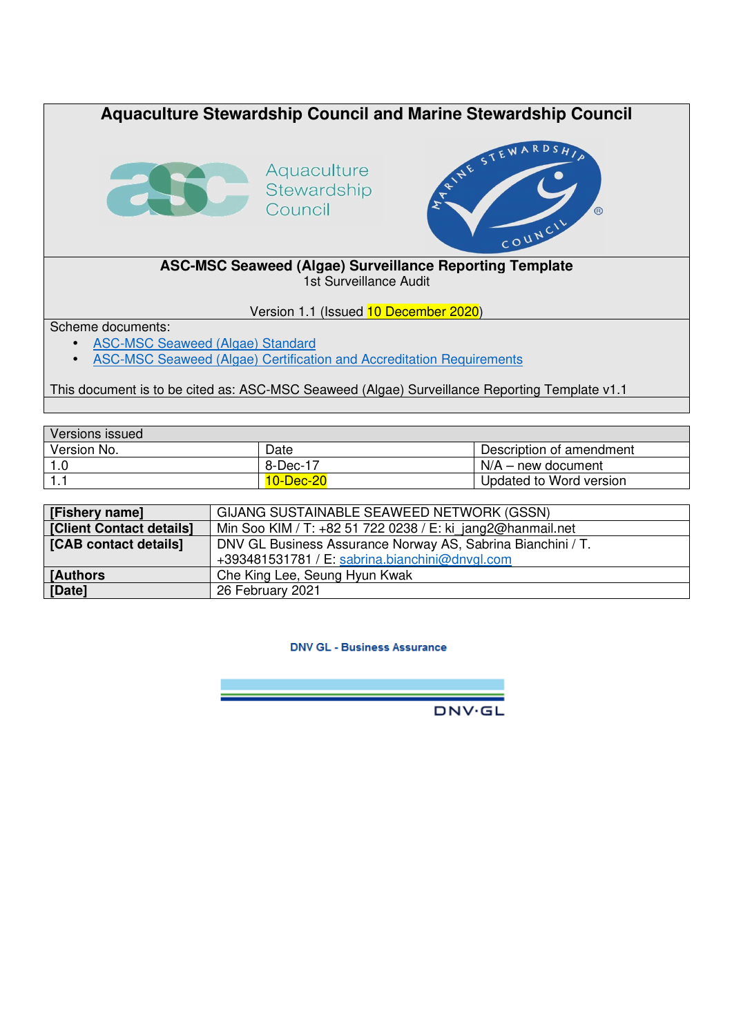# Aquaculture Stewardship Council and Marine Stewardship Council

## ASC-MSC Seaweed (Algae) Surveillance Reporting Template

1st Surveillance Audit

Version 1.1 (Issued 10 December 2020)

Scheme documents:

- ASC-MSC Seaweed (Algae) Standard
- ASC-MSC Seaweed (Algae) Certification and Accreditation Requirements

This document is to be cited as: ASC-MSC Seaweed (Algae) Surveillance Reporting Template v1.1

| Versions issued | | |
|---|---|---|
| Version No. | Date | Description of amendment |
| 1.0 | 8-Dec-17 | N/A – new document |
| 1.1 | 10-Dec-20 | Updated to Word version |

| | |
|---|---|
| **[Fishery name]** | GIJANG SUSTAINABLE SEAWEED NETWORK (GSSN) |
| **[Client Contact details]** | Min Soo KIM / T: +82 51 722 0238 / E: ki_jang2@hanmail.net |
| **[CAB contact details]** | DNV GL Business Assurance Norway AS, Sabrina Bianchini / T. +393481531781 / E: sabrina.bianchini@dnvgl.com |
| **[Authors** | Che King Lee, Seung Hyun Kwak |
| **[Date]** | 26 February 2021 |

DNV GL - Business Assurance

DNV·GL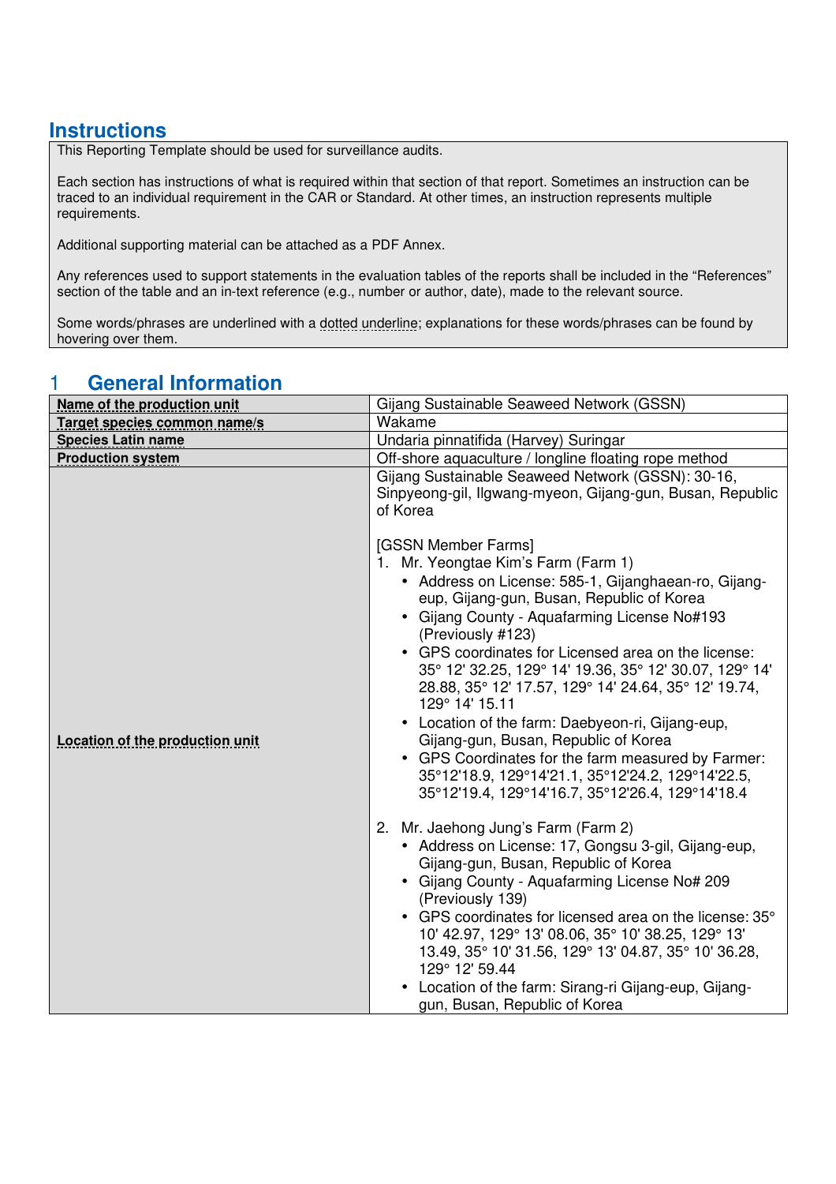## Instructions

This Reporting Template should be used for surveillance audits.

Each section has instructions of what is required within that section of that report. Sometimes an instruction can be traced to an individual requirement in the CAR or Standard. At other times, an instruction represents multiple requirements.

Additional supporting material can be attached as a PDF Annex.

Any references used to support statements in the evaluation tables of the reports shall be included in the "References" section of the table and an in-text reference (e.g., number or author, date), made to the relevant source.

Some words/phrases are underlined with a dotted underline; explanations for these words/phrases can be found by hovering over them.

## 1 General Information

| | |
|---|---|
| **Name of the production unit** | Gijang Sustainable Seaweed Network (GSSN) |
| **Target species common name/s** | Wakame |
| **Species Latin name** | Undaria pinnatifida (Harvey) Suringar |
| **Production system** | Off-shore aquaculture / longline floating rope method |
| **Location of the production unit** | Gijang Sustainable Seaweed Network (GSSN): 30-16, Sinpyeong-gil, Ilgwang-myeon, Gijang-gun, Busan, Republic of Korea<br><br>[GSSN Member Farms]<br>1. Mr. Yeongtae Kim's Farm (Farm 1)<br>• Address on License: 585-1, Gijanghaean-ro, Gijang-eup, Gijang-gun, Busan, Republic of Korea<br>• Gijang County - Aquafarming License No#193 (Previously #123)<br>• GPS coordinates for Licensed area on the license: 35° 12' 32.25, 129° 14' 19.36, 35° 12' 30.07, 129° 14' 28.88, 35° 12' 17.57, 129° 14' 24.64, 35° 12' 19.74, 129° 14' 15.11<br>• Location of the farm: Daebyeon-ri, Gijang-eup, Gijang-gun, Busan, Republic of Korea<br>• GPS Coordinates for the farm measured by Farmer: 35°12'18.9, 129°14'21.1, 35°12'24.2, 129°14'22.5, 35°12'19.4, 129°14'16.7, 35°12'26.4, 129°14'18.4<br><br>2. Mr. Jaehong Jung's Farm (Farm 2)<br>• Address on License: 17, Gongsu 3-gil, Gijang-eup, Gijang-gun, Busan, Republic of Korea<br>• Gijang County - Aquafarming License No# 209 (Previously 139)<br>• GPS coordinates for licensed area on the license: 35° 10' 42.97, 129° 13' 08.06, 35° 10' 38.25, 129° 13' 13.49, 35° 10' 31.56, 129° 13' 04.87, 35° 10' 36.28, 129° 12' 59.44<br>• Location of the farm: Sirang-ri Gijang-eup, Gijang-gun, Busan, Republic of Korea |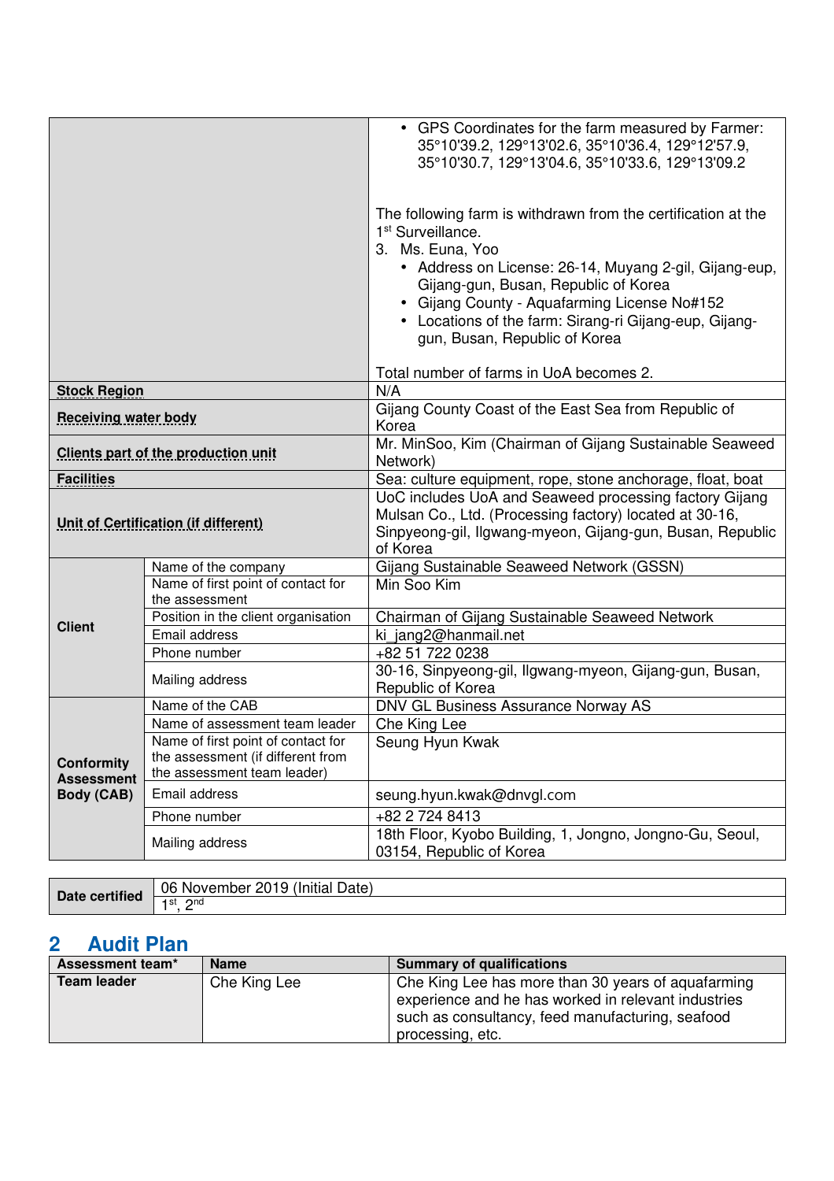| | |
|---|---|
| | • GPS Coordinates for the farm measured by Farmer: 35°10'39.2, 129°13'02.6, 35°10'36.4, 129°12'57.9, 35°10'30.7, 129°13'04.6, 35°10'33.6, 129°13'09.2<br><br>The following farm is withdrawn from the certification at the 1st Surveillance.<br>3. Ms. Euna, Yoo<br>• Address on License: 26-14, Muyang 2-gil, Gijang-eup, Gijang-gun, Busan, Republic of Korea<br>• Gijang County - Aquafarming License No#152<br>• Locations of the farm: Sirang-ri Gijang-eup, Gijang-gun, Busan, Republic of Korea<br><br>Total number of farms in UoA becomes 2. |
| **Stock Region** | N/A |
| **Receiving water body** | Gijang County Coast of the East Sea from Republic of Korea |
| **Clients part of the production unit** | Mr. MinSoo, Kim (Chairman of Gijang Sustainable Seaweed Network) |
| **Facilities** | Sea: culture equipment, rope, stone anchorage, float, boat |
| **Unit of Certification (if different)** | UoC includes UoA and Seaweed processing factory Gijang Mulsan Co., Ltd. (Processing factory) located at 30-16, Sinpyeong-gil, Ilgwang-myeon, Gijang-gun, Busan, Republic of Korea |

| | | |
|---|---|---|
| **Client** | Name of the company | Gijang Sustainable Seaweed Network (GSSN) |
| | Name of first point of contact for the assessment | Min Soo Kim |
| | Position in the client organisation | Chairman of Gijang Sustainable Seaweed Network |
| | Email address | ki_jang2@hanmail.net |
| | Phone number | +82 51 722 0238 |
| | Mailing address | 30-16, Sinpyeong-gil, Ilgwang-myeon, Gijang-gun, Busan, Republic of Korea |
| **Conformity Assessment Body (CAB)** | Name of the CAB | DNV GL Business Assurance Norway AS |
| | Name of assessment team leader | Che King Lee |
| | Name of first point of contact for the assessment (if different from the assessment team leader) | Seung Hyun Kwak |
| | Email address | seung.hyun.kwak@dnvgl.com |
| | Phone number | +82 2 724 8413 |
| | Mailing address | 18th Floor, Kyobo Building, 1, Jongno, Jongno-Gu, Seoul, 03154, Republic of Korea |

| | |
|---|---|
| **Date certified** | 06 November 2019 (Initial Date) |
| | 1st, 2nd |

## 2 Audit Plan

| Assessment team* | Name | Summary of qualifications |
|---|---|---|
| **Team leader** | Che King Lee | Che King Lee has more than 30 years of aquafarming experience and he has worked in relevant industries such as consultancy, feed manufacturing, seafood processing, etc. |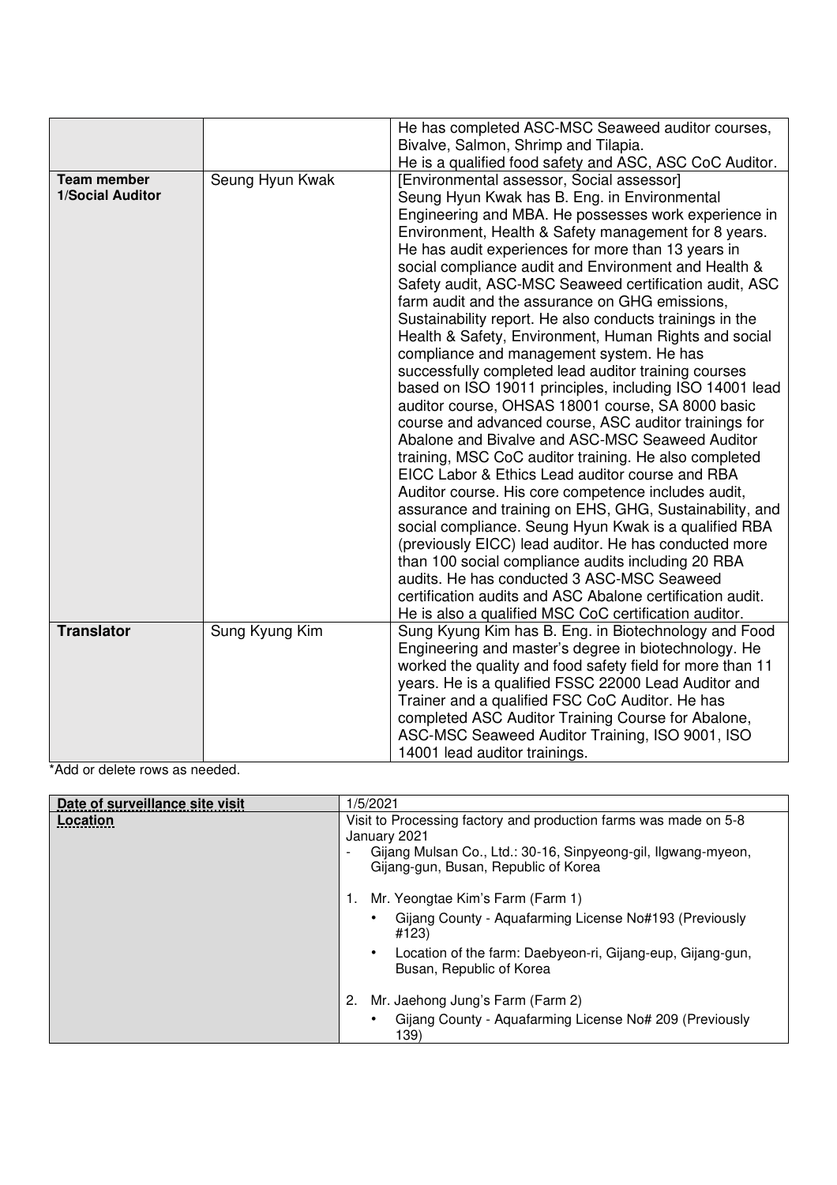| | | |
|---|---|---|
| | | He has completed ASC-MSC Seaweed auditor courses, Bivalve, Salmon, Shrimp and Tilapia.<br>He is a qualified food safety and ASC, ASC CoC Auditor. |
| **Team member 1/Social Auditor** | Seung Hyun Kwak | [Environmental assessor, Social assessor]<br>Seung Hyun Kwak has B. Eng. in Environmental Engineering and MBA. He possesses work experience in Environment, Health & Safety management for 8 years. He has audit experiences for more than 13 years in social compliance audit and Environment and Health & Safety audit, ASC-MSC Seaweed certification audit, ASC farm audit and the assurance on GHG emissions, Sustainability report. He also conducts trainings in the Health & Safety, Environment, Human Rights and social compliance and management system. He has successfully completed lead auditor training courses based on ISO 19011 principles, including ISO 14001 lead auditor course, OHSAS 18001 course, SA 8000 basic course and advanced course, ASC auditor trainings for Abalone and Bivalve and ASC-MSC Seaweed Auditor training, MSC CoC auditor training. He also completed EICC Labor & Ethics Lead auditor course and RBA Auditor course. His core competence includes audit, assurance and training on EHS, GHG, Sustainability, and social compliance. Seung Hyun Kwak is a qualified RBA (previously EICC) lead auditor. He has conducted more than 100 social compliance audits including 20 RBA audits. He has conducted 3 ASC-MSC Seaweed certification audits and ASC Abalone certification audit. He is also a qualified MSC CoC certification auditor. |
| **Translator** | Sung Kyung Kim | Sung Kyung Kim has B. Eng. in Biotechnology and Food Engineering and master's degree in biotechnology. He worked the quality and food safety field for more than 11 years. He is a qualified FSSC 22000 Lead Auditor and Trainer and a qualified FSC CoC Auditor. He has completed ASC Auditor Training Course for Abalone, ASC-MSC Seaweed Auditor Training, ISO 9001, ISO 14001 lead auditor trainings. |

*Add or delete rows as needed.

| Date of surveillance site visit | 1/5/2021 |
|---|---|
| **Location** | Visit to Processing factory and production farms was made on 5-8 January 2021<br>- Gijang Mulsan Co., Ltd.: 30-16, Sinpyeong-gil, Ilgwang-myeon, Gijang-gun, Busan, Republic of Korea<br><br>1. Mr. Yeongtae Kim's Farm (Farm 1)<br>• Gijang County - Aquafarming License No#193 (Previously #123)<br>• Location of the farm: Daebyeon-ri, Gijang-eup, Gijang-gun, Busan, Republic of Korea<br><br>2. Mr. Jaehong Jung's Farm (Farm 2)<br>• Gijang County - Aquafarming License No# 209 (Previously 139) |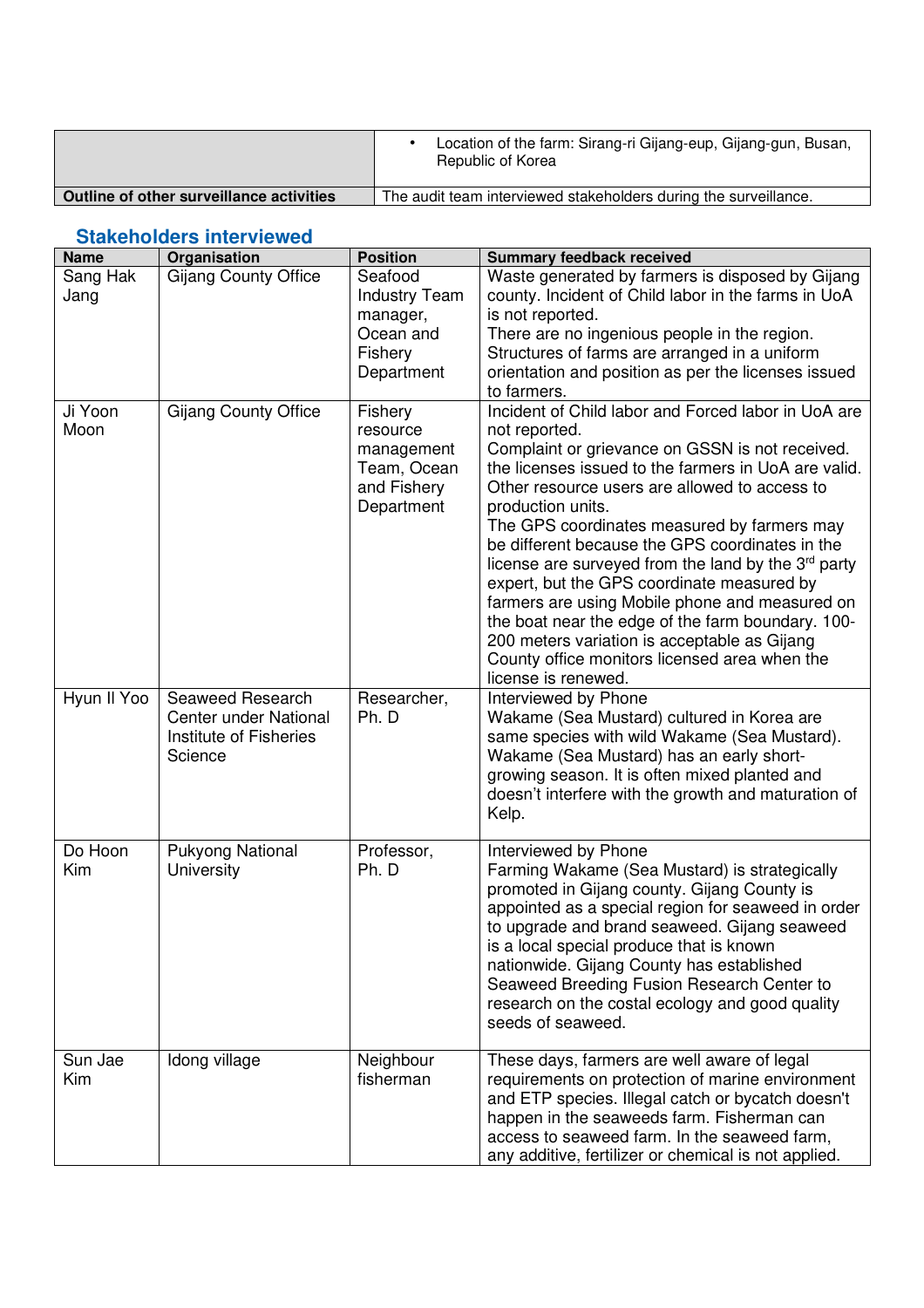|  |  |
|---|---|
|  | • Location of the farm: Sirang-ri Gijang-eup, Gijang-gun, Busan, Republic of Korea |
| **Outline of other surveillance activities** | The audit team interviewed stakeholders during the surveillance. |

## Stakeholders interviewed

| Name | Organisation | Position | Summary feedback received |
|---|---|---|---|
| Sang Hak Jang | Gijang County Office | Seafood Industry Team manager, Ocean and Fishery Department | Waste generated by farmers is disposed by Gijang county. Incident of Child labor in the farms in UoA is not reported. There are no ingenious people in the region. Structures of farms are arranged in a uniform orientation and position as per the licenses issued to farmers. |
| Ji Yoon Moon | Gijang County Office | Fishery resource management Team, Ocean and Fishery Department | Incident of Child labor and Forced labor in UoA are not reported. Complaint or grievance on GSSN is not received. the licenses issued to the farmers in UoA are valid. Other resource users are allowed to access to production units. The GPS coordinates measured by farmers may be different because the GPS coordinates in the license are surveyed from the land by the 3rd party expert, but the GPS coordinate measured by farmers are using Mobile phone and measured on the boat near the edge of the farm boundary. 100-200 meters variation is acceptable as Gijang County office monitors licensed area when the license is renewed. |
| Hyun Il Yoo | Seaweed Research Center under National Institute of Fisheries Science | Researcher, Ph. D | Interviewed by Phone Wakame (Sea Mustard) cultured in Korea are same species with wild Wakame (Sea Mustard). Wakame (Sea Mustard) has an early short-growing season. It is often mixed planted and doesn't interfere with the growth and maturation of Kelp. |
| Do Hoon Kim | Pukyong National University | Professor, Ph. D | Interviewed by Phone Farming Wakame (Sea Mustard) is strategically promoted in Gijang county. Gijang County is appointed as a special region for seaweed in order to upgrade and brand seaweed. Gijang seaweed is a local special produce that is known nationwide. Gijang County has established Seaweed Breeding Fusion Research Center to research on the costal ecology and good quality seeds of seaweed. |
| Sun Jae Kim | Idong village | Neighbour fisherman | These days, farmers are well aware of legal requirements on protection of marine environment and ETP species. Illegal catch or bycatch doesn't happen in the seaweeds farm. Fisherman can access to seaweed farm. In the seaweed farm, any additive, fertilizer or chemical is not applied. |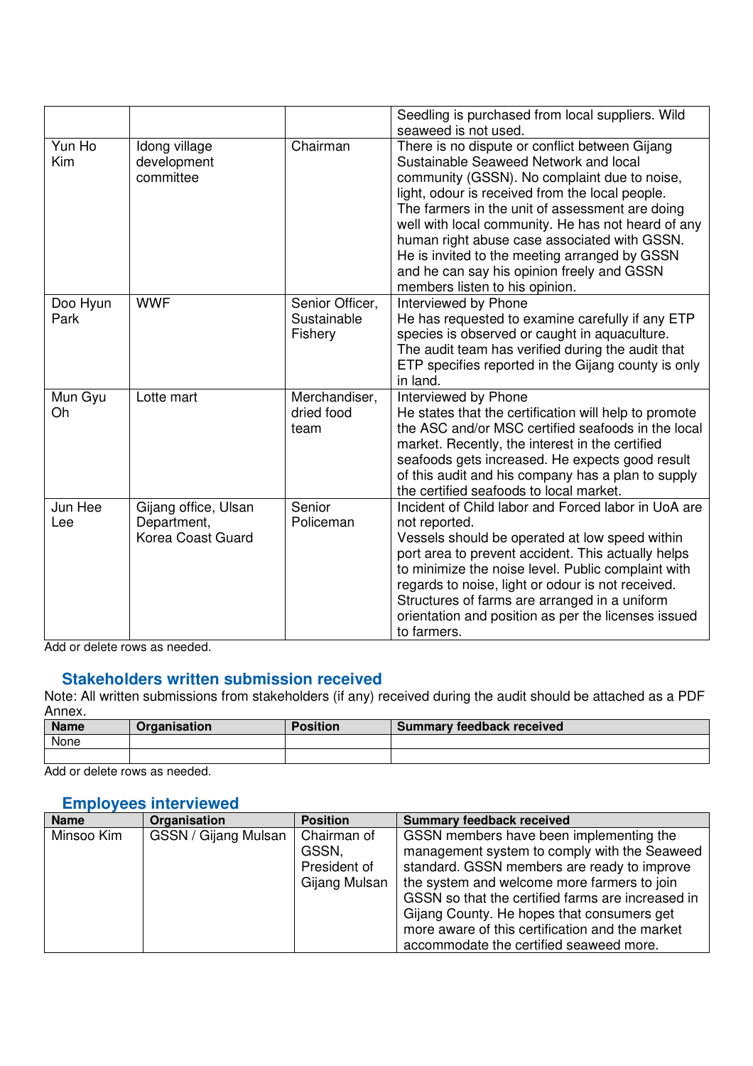| | | | |
|---|---|---|---|
| | | | Seedling is purchased from local suppliers. Wild seaweed is not used. |
| Yun Ho Kim | Idong village development committee | Chairman | There is no dispute or conflict between Gijang Sustainable Seaweed Network and local community (GSSN). No complaint due to noise, light, odour is received from the local people. The farmers in the unit of assessment are doing well with local community. He has not heard of any human right abuse case associated with GSSN. He is invited to the meeting arranged by GSSN and he can say his opinion freely and GSSN members listen to his opinion. |
| Doo Hyun Park | WWF | Senior Officer, Sustainable Fishery | Interviewed by Phone<br>He has requested to examine carefully if any ETP species is observed or caught in aquaculture. The audit team has verified during the audit that ETP specifies reported in the Gijang county is only in land. |
| Mun Gyu Oh | Lotte mart | Merchandiser, dried food team | Interviewed by Phone<br>He states that the certification will help to promote the ASC and/or MSC certified seafoods in the local market. Recently, the interest in the certified seafoods gets increased. He expects good result of this audit and his company has a plan to supply the certified seafoods to local market. |
| Jun Hee Lee | Gijang office, Ulsan Department, Korea Coast Guard | Senior Policeman | Incident of Child labor and Forced labor in UoA are not reported.<br>Vessels should be operated at low speed within port area to prevent accident. This actually helps to minimize the noise level. Public complaint with regards to noise, light or odour is not received. Structures of farms are arranged in a uniform orientation and position as per the licenses issued to farmers. |

Add or delete rows as needed.

## Stakeholders written submission received

Note: All written submissions from stakeholders (if any) received during the audit should be attached as a PDF Annex.

| Name | Organisation | Position | Summary feedback received |
|---|---|---|---|
| None | | | |
| | | | |

Add or delete rows as needed.

## Employees interviewed

| Name | Organisation | Position | Summary feedback received |
|---|---|---|---|
| Minsoo Kim | GSSN / Gijang Mulsan | Chairman of GSSN, President of Gijang Mulsan | GSSN members have been implementing the management system to comply with the Seaweed standard. GSSN members are ready to improve the system and welcome more farmers to join GSSN so that the certified farms are increased in Gijang County. He hopes that consumers get more aware of this certification and the market accommodate the certified seaweed more. |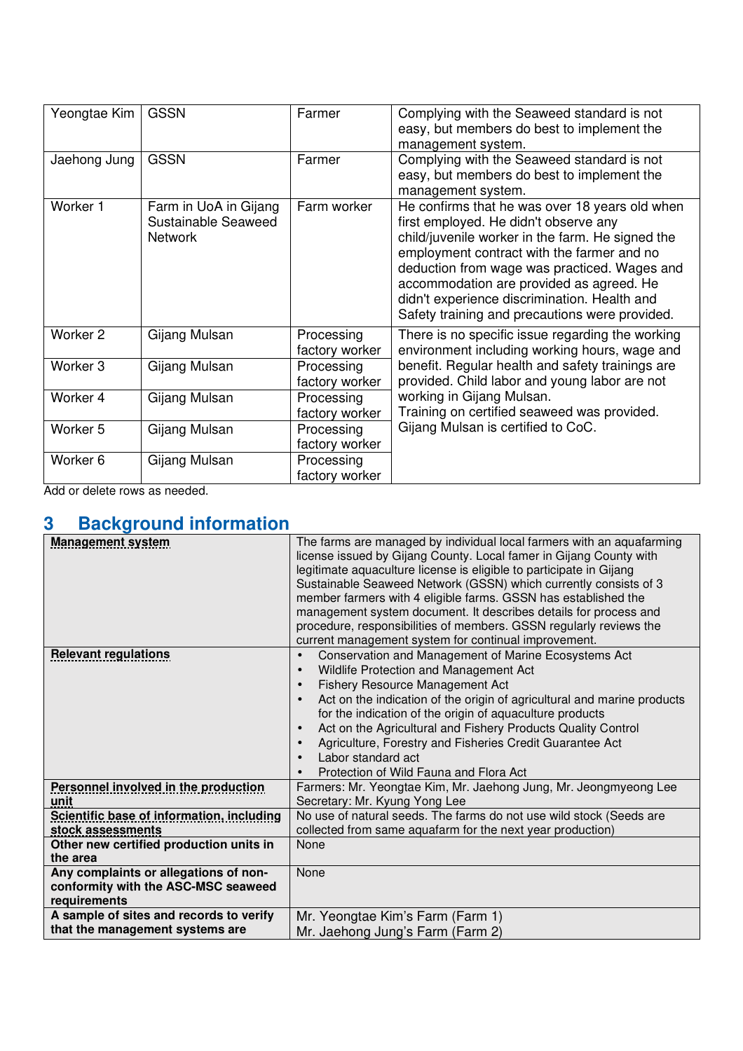| | | | |
|---|---|---|---|
| Yeongtae Kim | GSSN | Farmer | Complying with the Seaweed standard is not easy, but members do best to implement the management system. |
| Jaehong Jung | GSSN | Farmer | Complying with the Seaweed standard is not easy, but members do best to implement the management system. |
| Worker 1 | Farm in UoA in Gijang Sustainable Seaweed Network | Farm worker | He confirms that he was over 18 years old when first employed. He didn't observe any child/juvenile worker in the farm. He signed the employment contract with the farmer and no deduction from wage was practiced. Wages and accommodation are provided as agreed. He didn't experience discrimination. Health and Safety training and precautions were provided. |
| Worker 2 | Gijang Mulsan | Processing factory worker | There is no specific issue regarding the working environment including working hours, wage and benefit. Regular health and safety trainings are provided. Child labor and young labor are not working in Gijang Mulsan. Training on certified seaweed was provided. Gijang Mulsan is certified to CoC. |
| Worker 3 | Gijang Mulsan | Processing factory worker | |
| Worker 4 | Gijang Mulsan | Processing factory worker | |
| Worker 5 | Gijang Mulsan | Processing factory worker | |
| Worker 6 | Gijang Mulsan | Processing factory worker | |

Add or delete rows as needed.

## 3 Background information

| | |
|---|---|
| **Management system** | The farms are managed by individual local farmers with an aquafarming license issued by Gijang County. Local famer in Gijang County with legitimate aquaculture license is eligible to participate in Gijang Sustainable Seaweed Network (GSSN) which currently consists of 3 member farmers with 4 eligible farms. GSSN has established the management system document. It describes details for process and procedure, responsibilities of members. GSSN regularly reviews the current management system for continual improvement. |
| **Relevant regulations** | • Conservation and Management of Marine Ecosystems Act<br>• Wildlife Protection and Management Act<br>• Fishery Resource Management Act<br>• Act on the indication of the origin of agricultural and marine products for the indication of the origin of aquaculture products<br>• Act on the Agricultural and Fishery Products Quality Control<br>• Agriculture, Forestry and Fisheries Credit Guarantee Act<br>• Labor standard act<br>• Protection of Wild Fauna and Flora Act |
| **Personnel involved in the production unit** | Farmers: Mr. Yeongtae Kim, Mr. Jaehong Jung, Mr. Jeongmyeong Lee<br>Secretary: Mr. Kyung Yong Lee |
| **Scientific base of information, including stock assessments** | No use of natural seeds. The farms do not use wild stock (Seeds are collected from same aquafarm for the next year production) |
| **Other new certified production units in the area** | None |
| **Any complaints or allegations of non-conformity with the ASC-MSC seaweed requirements** | None |
| **A sample of sites and records to verify that the management systems are** | Mr. Yeongtae Kim's Farm (Farm 1)<br>Mr. Jaehong Jung's Farm (Farm 2) |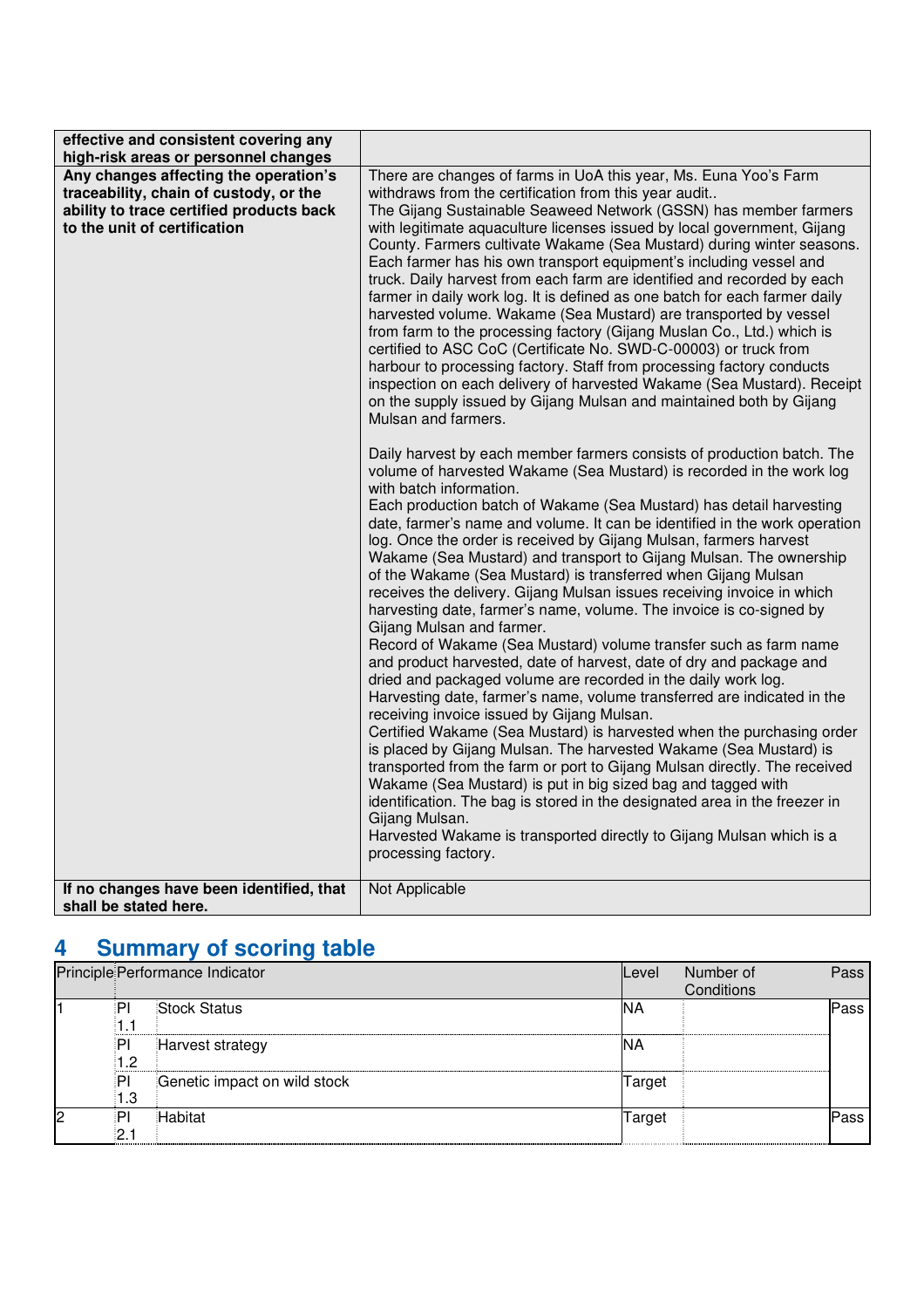| | |
|---|---|
| **effective and consistent covering any high-risk areas or personnel changes** | |
| **Any changes affecting the operation's traceability, chain of custody, or the ability to trace certified products back to the unit of certification** | There are changes of farms in UoA this year, Ms. Euna Yoo's Farm withdraws from the certification from this year audit..<br>The Gijang Sustainable Seaweed Network (GSSN) has member farmers with legitimate aquaculture licenses issued by local government, Gijang County. Farmers cultivate Wakame (Sea Mustard) during winter seasons. Each farmer has his own transport equipment's including vessel and truck. Daily harvest from each farm are identified and recorded by each farmer in daily work log. It is defined as one batch for each farmer daily harvested volume. Wakame (Sea Mustard) are transported by vessel from farm to the processing factory (Gijang Muslan Co., Ltd.) which is certified to ASC CoC (Certificate No. SWD-C-00003) or truck from harbour to processing factory. Staff from processing factory conducts inspection on each delivery of harvested Wakame (Sea Mustard). Receipt on the supply issued by Gijang Mulsan and maintained both by Gijang Mulsan and farmers.<br><br>Daily harvest by each member farmers consists of production batch. The volume of harvested Wakame (Sea Mustard) is recorded in the work log with batch information.<br>Each production batch of Wakame (Sea Mustard) has detail harvesting date, farmer's name and volume. It can be identified in the work operation log. Once the order is received by Gijang Mulsan, farmers harvest Wakame (Sea Mustard) and transport to Gijang Mulsan. The ownership of the Wakame (Sea Mustard) is transferred when Gijang Mulsan receives the delivery. Gijang Mulsan issues receiving invoice in which harvesting date, farmer's name, volume. The invoice is co-signed by Gijang Mulsan and farmer.<br>Record of Wakame (Sea Mustard) volume transfer such as farm name and product harvested, date of harvest, date of dry and package and dried and packaged volume are recorded in the daily work log.<br>Harvesting date, farmer's name, volume transferred are indicated in the receiving invoice issued by Gijang Mulsan.<br>Certified Wakame (Sea Mustard) is harvested when the purchasing order is placed by Gijang Mulsan. The harvested Wakame (Sea Mustard) is transported from the farm or port to Gijang Mulsan directly. The received Wakame (Sea Mustard) is put in big sized bag and tagged with identification. The bag is stored in the designated area in the freezer in Gijang Mulsan.<br>Harvested Wakame is transported directly to Gijang Mulsan which is a processing factory. |
| **If no changes have been identified, that shall be stated here.** | Not Applicable |

# 4 Summary of scoring table

| Principle | Performance Indicator | | Level | Number of Conditions | Pass |
|---|---|---|---|---|---|
| 1 | PI 1.1 | Stock Status | NA | | Pass |
| | PI 1.2 | Harvest strategy | NA | | |
| | PI 1.3 | Genetic impact on wild stock | Target | | |
| 2 | PI 2.1 | Habitat | Target | | Pass |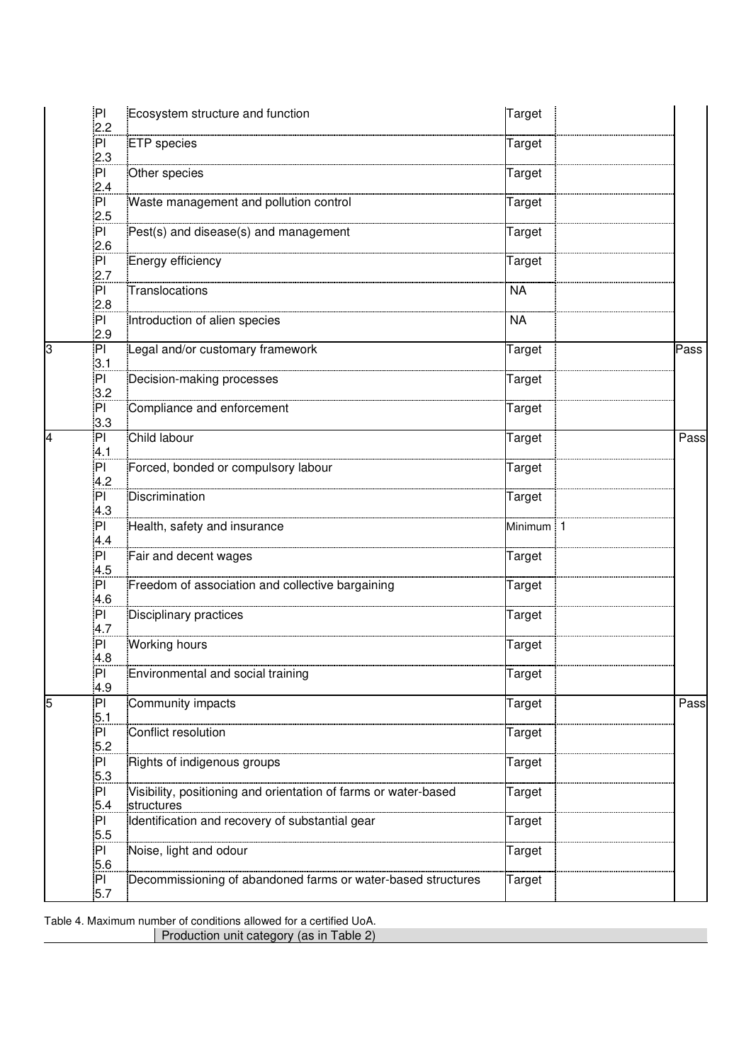| | | | | | |
|---|---|---|---|---|---|
| | PI 2.2 | Ecosystem structure and function | Target | | |
| | PI 2.3 | ETP species | Target | | |
| | PI 2.4 | Other species | Target | | |
| | PI 2.5 | Waste management and pollution control | Target | | |
| | PI 2.6 | Pest(s) and disease(s) and management | Target | | |
| | PI 2.7 | Energy efficiency | Target | | |
| | PI 2.8 | Translocations | NA | | |
| | PI 2.9 | Introduction of alien species | NA | | |
| 3 | PI 3.1 | Legal and/or customary framework | Target | | Pass |
| | PI 3.2 | Decision-making processes | Target | | |
| | PI 3.3 | Compliance and enforcement | Target | | |
| 4 | PI 4.1 | Child labour | Target | | Pass |
| | PI 4.2 | Forced, bonded or compulsory labour | Target | | |
| | PI 4.3 | Discrimination | Target | | |
| | PI 4.4 | Health, safety and insurance | Minimum | 1 | |
| | PI 4.5 | Fair and decent wages | Target | | |
| | PI 4.6 | Freedom of association and collective bargaining | Target | | |
| | PI 4.7 | Disciplinary practices | Target | | |
| | PI 4.8 | Working hours | Target | | |
| | PI 4.9 | Environmental and social training | Target | | |
| 5 | PI 5.1 | Community impacts | Target | | Pass |
| | PI 5.2 | Conflict resolution | Target | | |
| | PI 5.3 | Rights of indigenous groups | Target | | |
| | PI 5.4 | Visibility, positioning and orientation of farms or water-based structures | Target | | |
| | PI 5.5 | Identification and recovery of substantial gear | Target | | |
| | PI 5.6 | Noise, light and odour | Target | | |
| | PI 5.7 | Decommissioning of abandoned farms or water-based structures | Target | | |

Table 4. Maximum number of conditions allowed for a certified UoA.

| | Production unit category (as in Table 2) |
|---|---|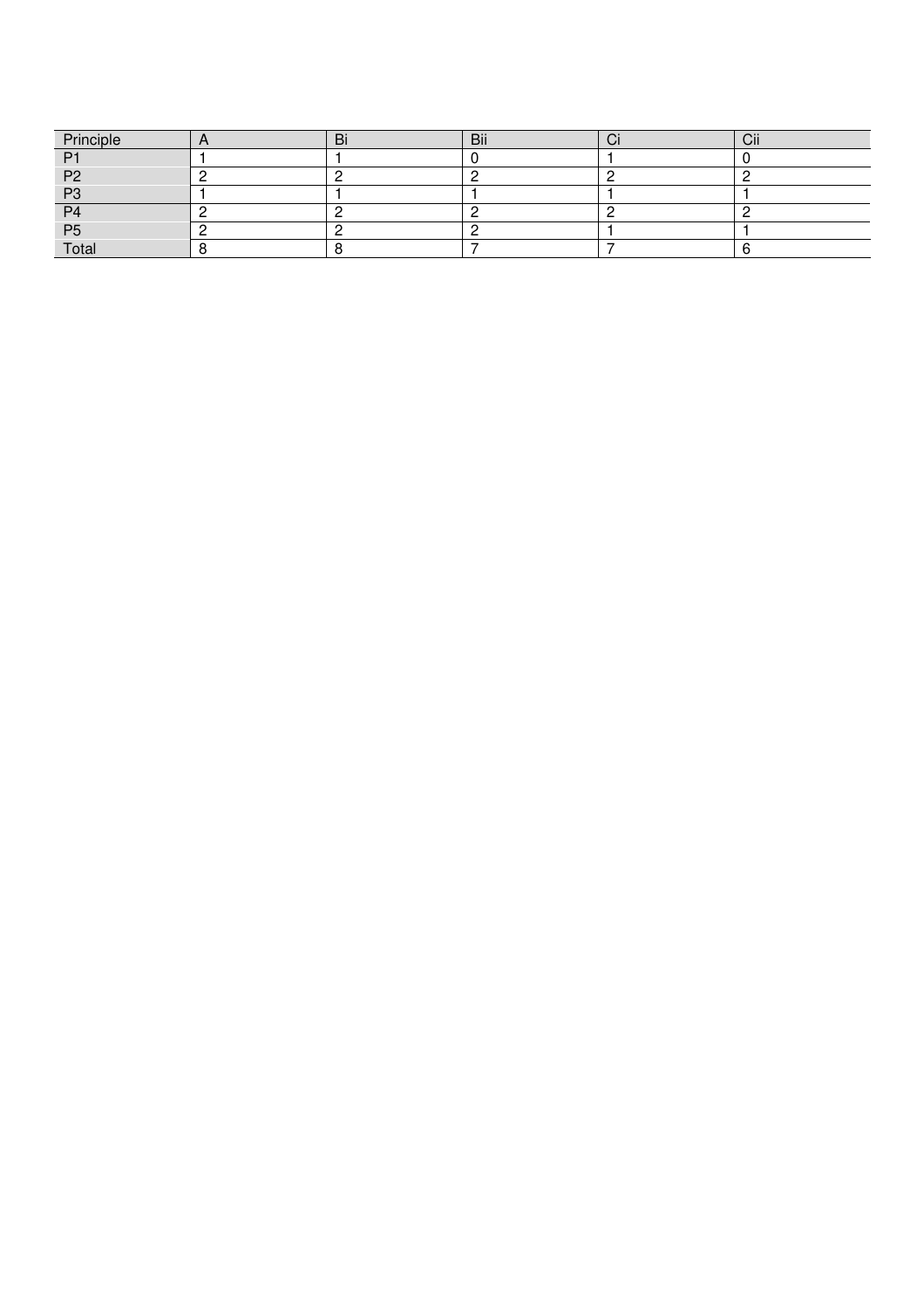| Principle | A | Bi | Bii | Ci | Cii |
|---|---|---|---|---|---|
| P1 | 1 | 1 | 0 | 1 | 0 |
| P2 | 2 | 2 | 2 | 2 | 2 |
| P3 | 1 | 1 | 1 | 1 | 1 |
| P4 | 2 | 2 | 2 | 2 | 2 |
| P5 | 2 | 2 | 2 | 1 | 1 |
| Total | 8 | 8 | 7 | 7 | 6 |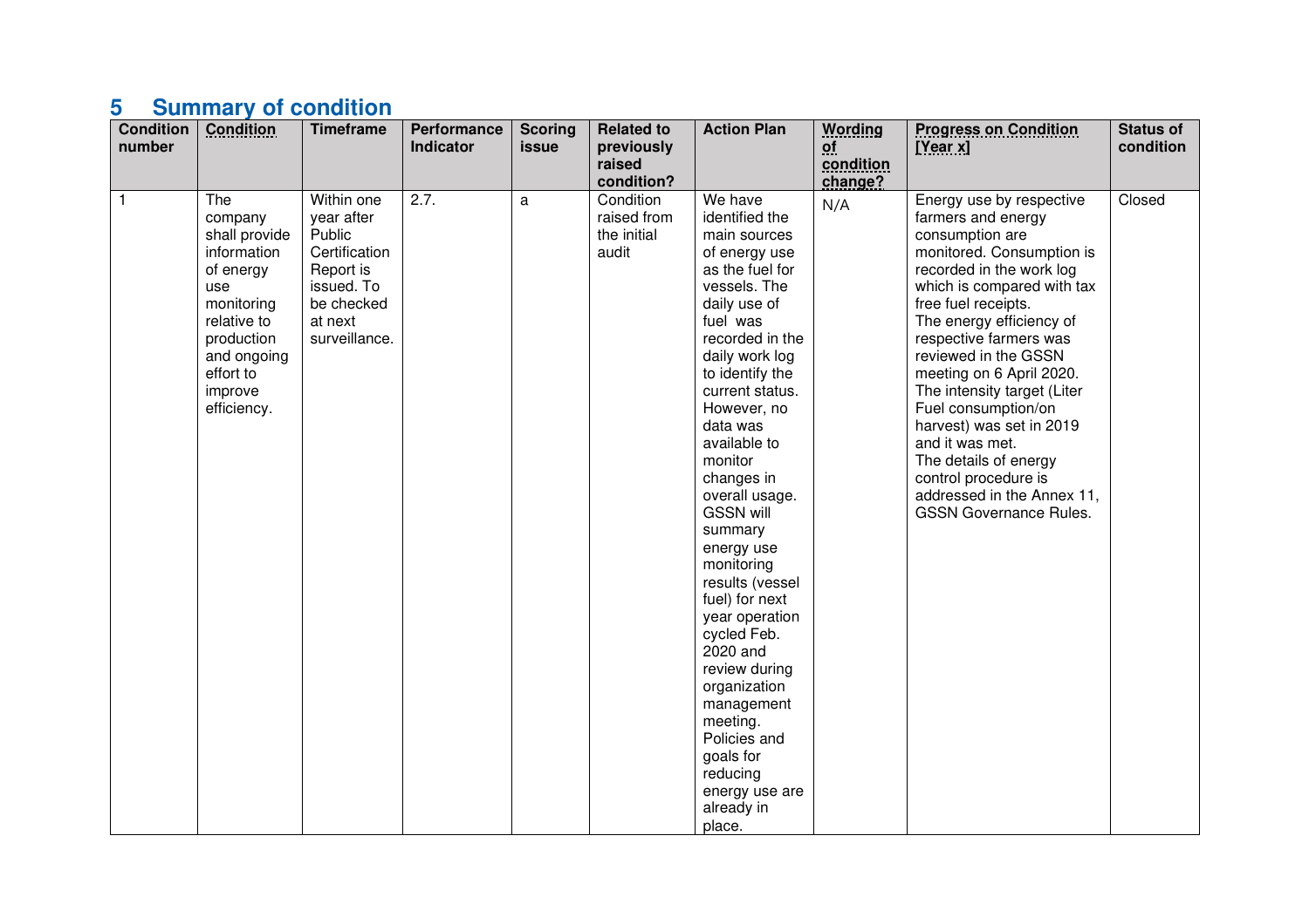## 5 Summary of condition

| Condition number | Condition | Timeframe | Performance Indicator | Scoring issue | Related to previously raised condition? | Action Plan | Wording of condition change? | Progress on Condition [Year x] | Status of condition |
|---|---|---|---|---|---|---|---|---|---|
| 1 | The company shall provide information of energy use monitoring relative to production and ongoing effort to improve efficiency. | Within one year after Public Certification Report is issued. To be checked at next surveillance. | 2.7. | a | Condition raised from the initial audit | We have identified the main sources of energy use as the fuel for vessels. The daily use of fuel was recorded in the daily work log to identify the current status. However, no data was available to monitor changes in overall usage. GSSN will summary energy use monitoring results (vessel fuel) for next year operation cycled Feb. 2020 and review during organization management meeting. Policies and goals for reducing energy use are already in place. | N/A | Energy use by respective farmers and energy consumption are monitored. Consumption is recorded in the work log which is compared with tax free fuel receipts. The energy efficiency of respective farmers was reviewed in the GSSN meeting on 6 April 2020. The intensity target (Liter Fuel consumption/on harvest) was set in 2019 and it was met. The details of energy control procedure is addressed in the Annex 11, GSSN Governance Rules. | Closed |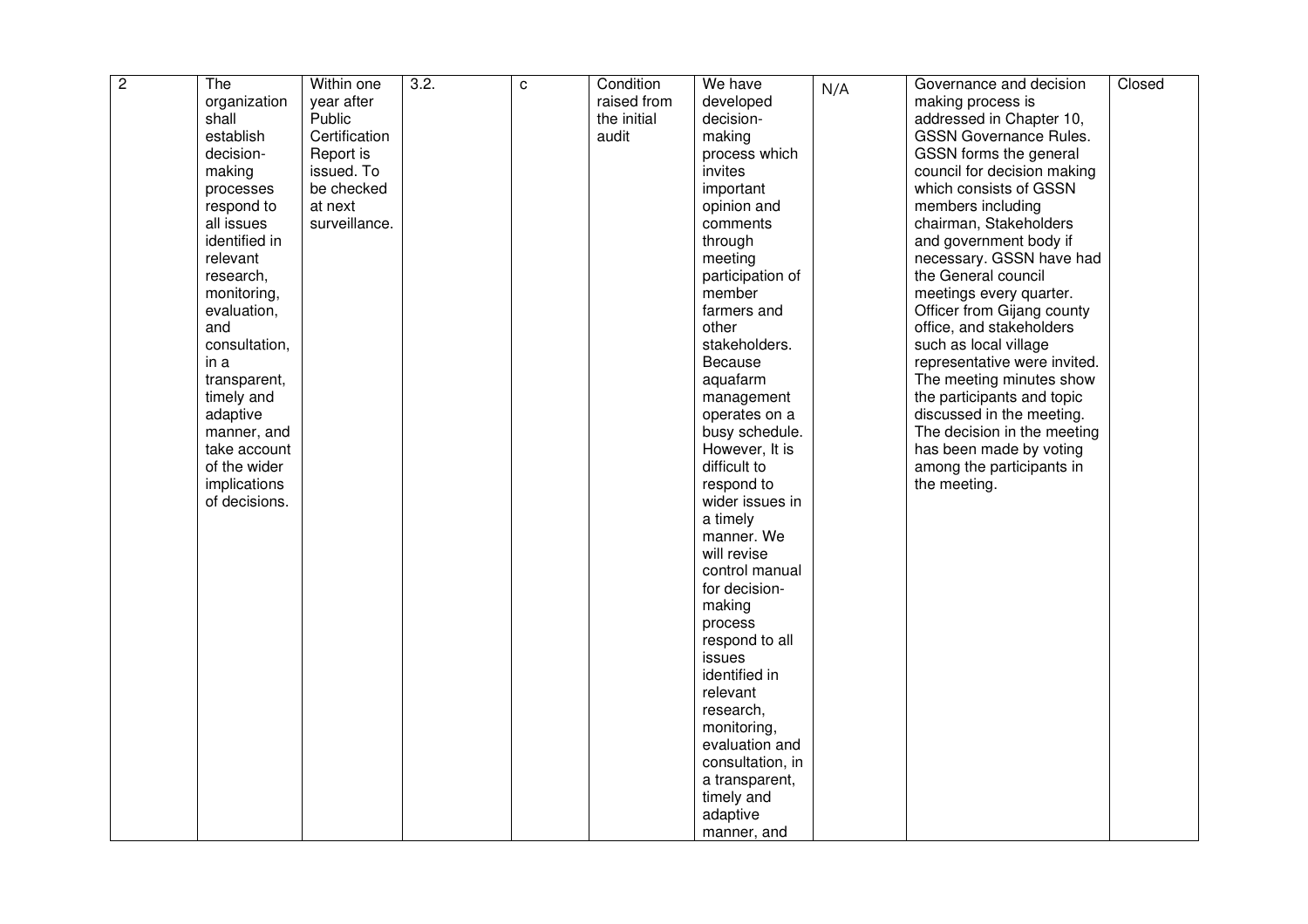| 2 | The organization shall establish decision-making processes respond to all issues identified in relevant research, monitoring, evaluation, and consultation, in a transparent, timely and adaptive manner, and take account of the wider implications of decisions. | Within one year after Public Certification Report is issued. To be checked at next surveillance. | 3.2. | c | Condition raised from the initial audit | We have developed decision-making process which invites important opinion and comments through meeting participation of member farmers and other stakeholders. Because aquafarm management operates on a busy schedule. However, It is difficult to respond to wider issues in a timely manner. We will revise control manual for decision-making process respond to all issues identified in relevant research, monitoring, evaluation and consultation, in a transparent, timely and adaptive manner, and | N/A | Governance and decision making process is addressed in Chapter 10, GSSN Governance Rules. GSSN forms the general council for decision making which consists of GSSN members including chairman, Stakeholders and government body if necessary. GSSN have had the General council meetings every quarter. Officer from Gijang county office, and stakeholders such as local village representative were invited. The meeting minutes show the participants and topic discussed in the meeting. The decision in the meeting has been made by voting among the participants in the meeting. | Closed |
|---|---|---|---|---|---|---|---|---|---|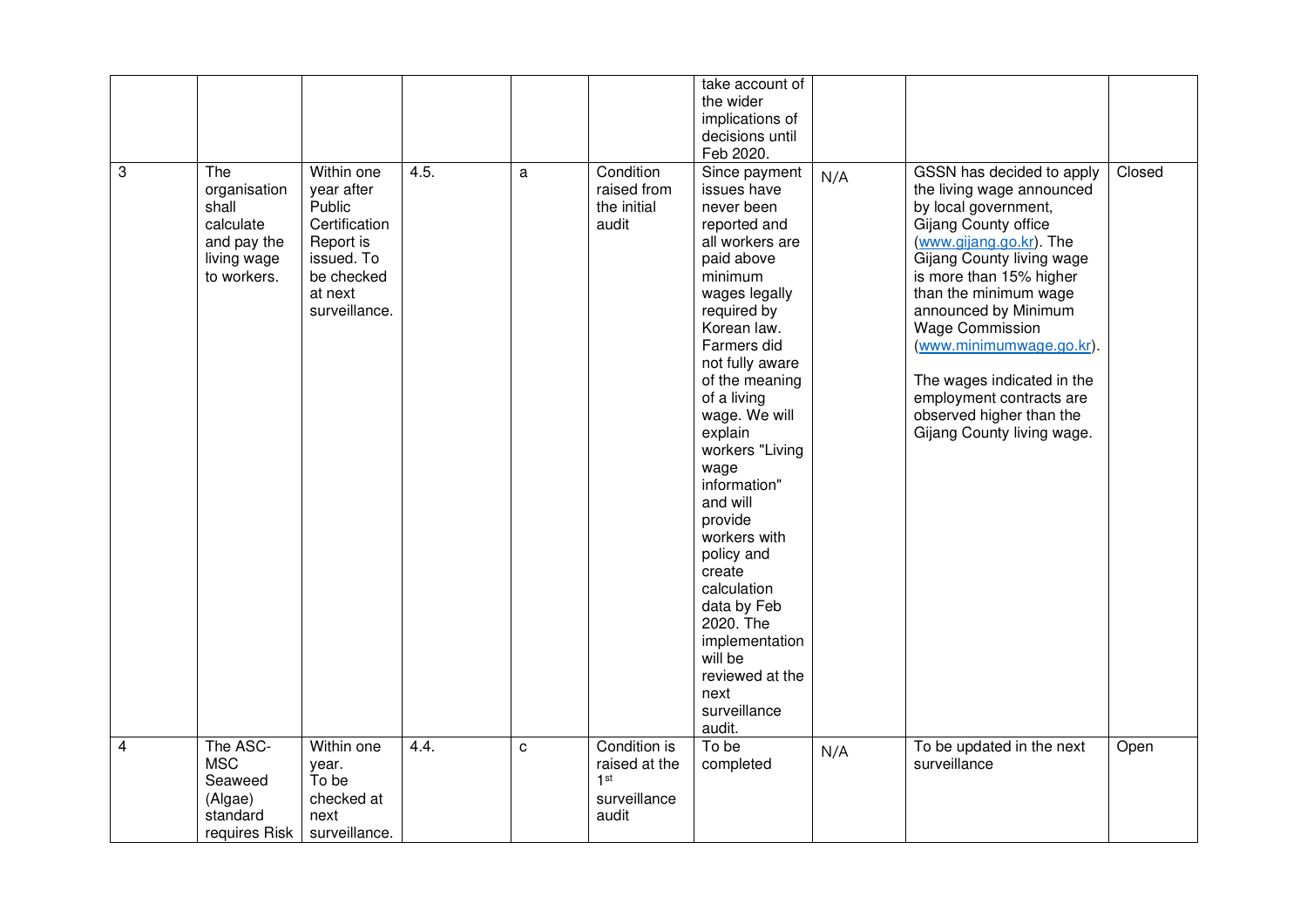| | | | | | | | | | |
|---|---|---|---|---|---|---|---|---|---|
| | | | | | | take account of the wider implications of decisions until Feb 2020. | | | |
| 3 | The organisation shall calculate and pay the living wage to workers. | Within one year after Public Certification Report is issued. To be checked at next surveillance. | 4.5. | a | Condition raised from the initial audit | Since payment issues have never been reported and all workers are paid above minimum wages legally required by Korean law. Farmers did not fully aware of the meaning of a living wage. We will explain workers "Living wage information" and will provide workers with policy and create calculation data by Feb 2020. The implementation will be reviewed at the next surveillance audit. | N/A | GSSN has decided to apply the living wage announced by local government, Gijang County office (www.gijang.go.kr). The Gijang County living wage is more than 15% higher than the minimum wage announced by Minimum Wage Commission (www.minimumwage.go.kr).<br><br>The wages indicated in the employment contracts are observed higher than the Gijang County living wage. | Closed |
| 4 | The ASC-MSC Seaweed (Algae) standard requires Risk | Within one year. To be checked at next surveillance. | 4.4. | c | Condition is raised at the 1st surveillance audit | To be completed | N/A | To be updated in the next surveillance | Open |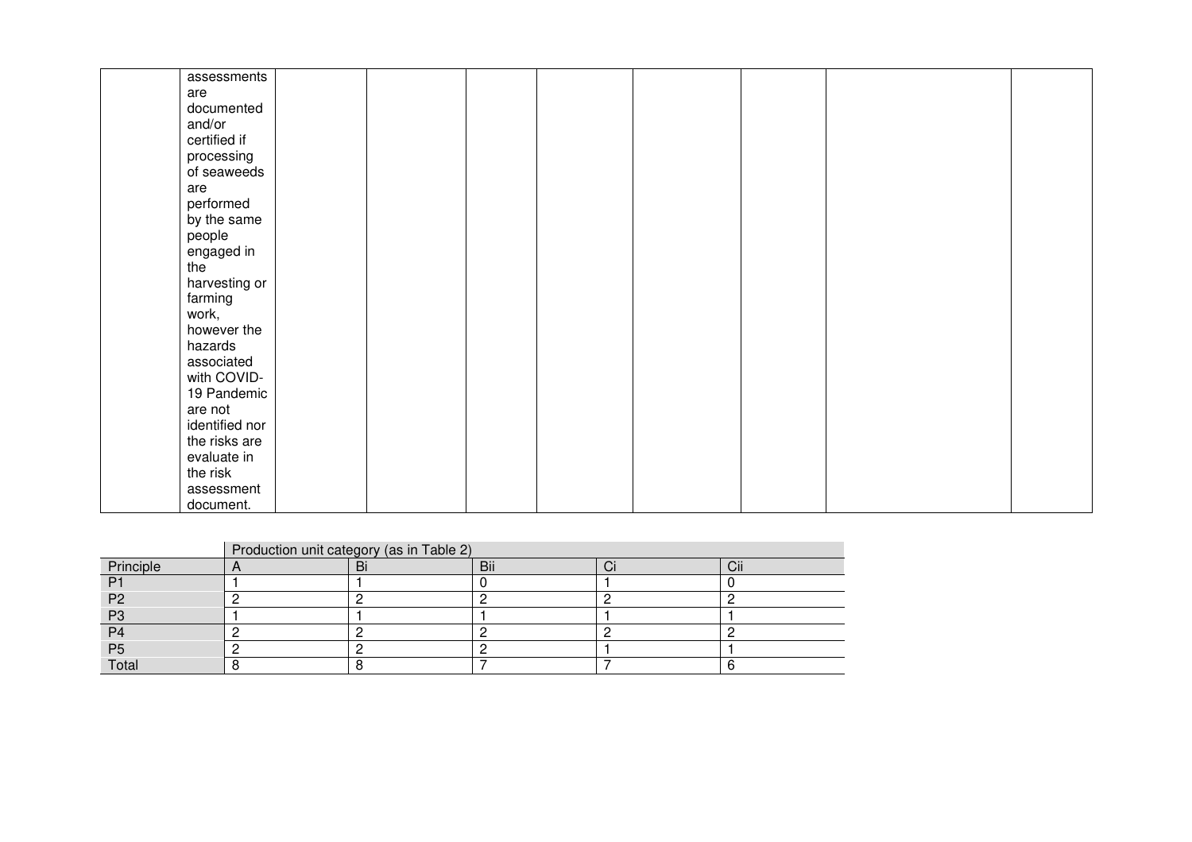| | | | | | | | | | |
|---|---|---|---|---|---|---|---|---|---|
| | assessments are documented and/or certified if processing of seaweeds are performed by the same people engaged in the harvesting or farming work, however the hazards associated with COVID-19 Pandemic are not identified nor the risks are evaluate in the risk assessment document. | | | | | | | | |

| | Production unit category (as in Table 2) | | | | |
|---|---|---|---|---|---|
| Principle | A | Bi | Bii | Ci | Cii |
| P1 | 1 | 1 | 0 | 1 | 0 |
| P2 | 2 | 2 | 2 | 2 | 2 |
| P3 | 1 | 1 | 1 | 1 | 1 |
| P4 | 2 | 2 | 2 | 2 | 2 |
| P5 | 2 | 2 | 2 | 1 | 1 |
| Total | 8 | 8 | 7 | 7 | 6 |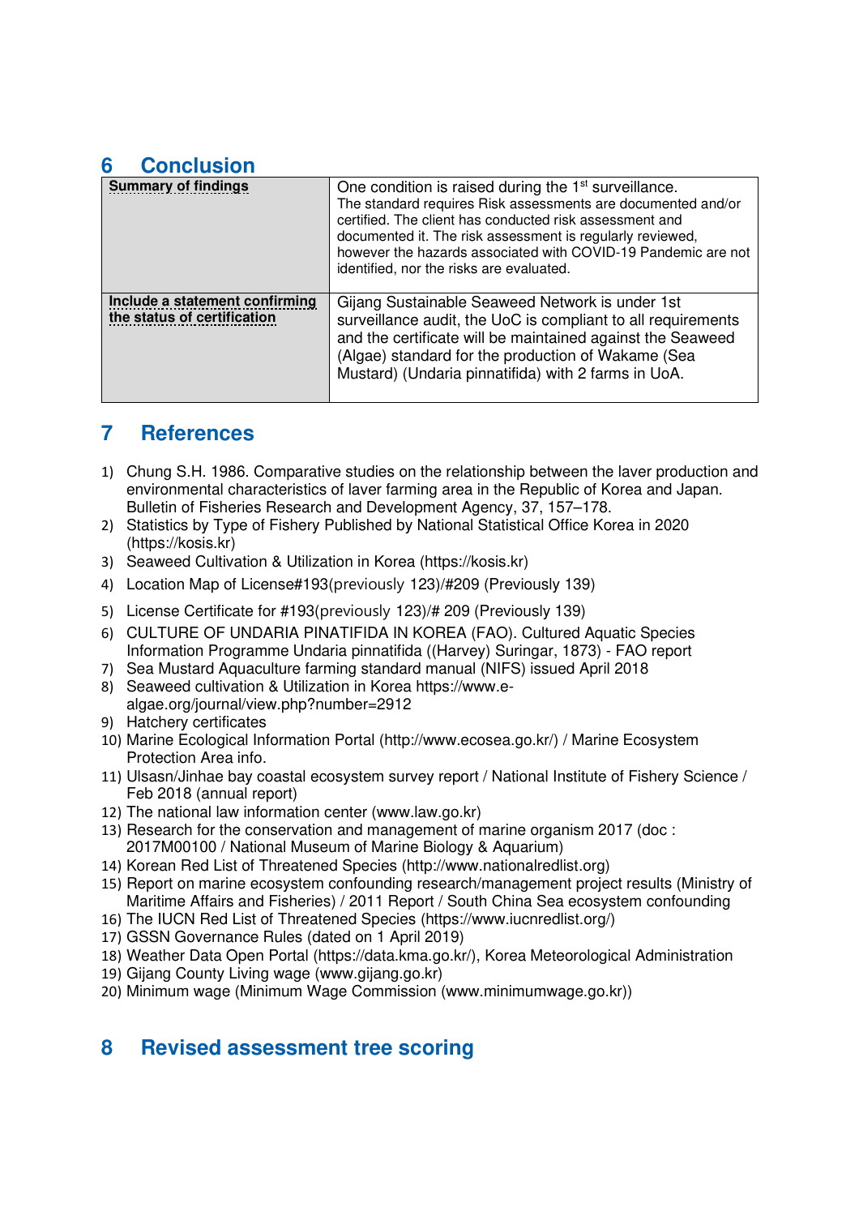## 6 Conclusion

| Summary of findings | One condition is raised during the 1st surveillance. The standard requires Risk assessments are documented and/or certified. The client has conducted risk assessment and documented it. The risk assessment is regularly reviewed, however the hazards associated with COVID-19 Pandemic are not identified, nor the risks are evaluated. |
|---|---|
| Include a statement confirming the status of certification | Gijang Sustainable Seaweed Network is under 1st surveillance audit, the UoC is compliant to all requirements and the certificate will be maintained against the Seaweed (Algae) standard for the production of Wakame (Sea Mustard) (Undaria pinnatifida) with 2 farms in UoA. |

## 7 References

1) Chung S.H. 1986. Comparative studies on the relationship between the laver production and environmental characteristics of laver farming area in the Republic of Korea and Japan. Bulletin of Fisheries Research and Development Agency, 37, 157–178.
2) Statistics by Type of Fishery Published by National Statistical Office Korea in 2020 (https://kosis.kr)
3) Seaweed Cultivation & Utilization in Korea (https://kosis.kr)
4) Location Map of License#193(previously 123)/#209 (Previously 139)
5) License Certificate for #193(previously 123)/# 209 (Previously 139)
6) CULTURE OF UNDARIA PINATIFIDA IN KOREA (FAO). Cultured Aquatic Species Information Programme Undaria pinnatifida ((Harvey) Suringar, 1873) - FAO report
7) Sea Mustard Aquaculture farming standard manual (NIFS) issued April 2018
8) Seaweed cultivation & Utilization in Korea https://www.e-algae.org/journal/view.php?number=2912
9) Hatchery certificates
10) Marine Ecological Information Portal (http://www.ecosea.go.kr/) / Marine Ecosystem Protection Area info.
11) Ulsasn/Jinhae bay coastal ecosystem survey report / National Institute of Fishery Science / Feb 2018 (annual report)
12) The national law information center (www.law.go.kr)
13) Research for the conservation and management of marine organism 2017 (doc : 2017M00100 / National Museum of Marine Biology & Aquarium)
14) Korean Red List of Threatened Species (http://www.nationalredlist.org)
15) Report on marine ecosystem confounding research/management project results (Ministry of Maritime Affairs and Fisheries) / 2011 Report / South China Sea ecosystem confounding
16) The IUCN Red List of Threatened Species (https://www.iucnredlist.org/)
17) GSSN Governance Rules (dated on 1 April 2019)
18) Weather Data Open Portal (https://data.kma.go.kr/), Korea Meteorological Administration
19) Gijang County Living wage (www.gijang.go.kr)
20) Minimum wage (Minimum Wage Commission (www.minimumwage.go.kr))

## 8 Revised assessment tree scoring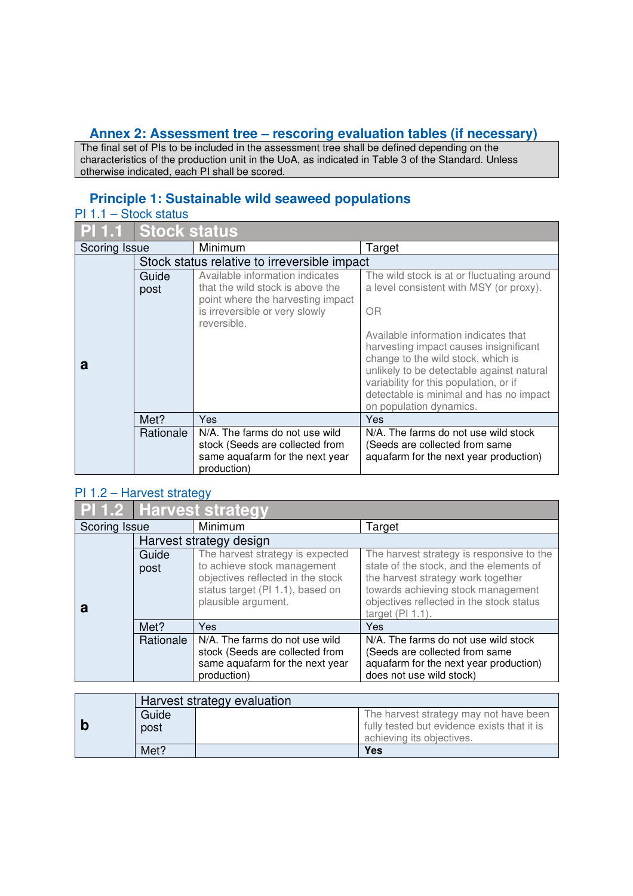## Annex 2: Assessment tree – rescoring evaluation tables (if necessary)

The final set of PIs to be included in the assessment tree shall be defined depending on the characteristics of the production unit in the UoA, as indicated in Table 3 of the Standard. Unless otherwise indicated, each PI shall be scored.

## Principle 1: Sustainable wild seaweed populations

### PI 1.1 – Stock status

| PI 1.1 | Stock status | | |
|---|---|---|---|
| Scoring Issue | | Minimum | Target |
| a | Stock status relative to irreversible impact | | |
| | Guide post | Available information indicates that the wild stock is above the point where the harvesting impact is irreversible or very slowly reversible. | The wild stock is at or fluctuating around a level consistent with MSY (or proxy).<br><br>OR<br><br>Available information indicates that harvesting impact causes insignificant change to the wild stock, which is unlikely to be detectable against natural variability for this population, or if detectable is minimal and has no impact on population dynamics. |
| | Met? | Yes | Yes |
| | Rationale | N/A. The farms do not use wild stock (Seeds are collected from same aquafarm for the next year production) | N/A. The farms do not use wild stock (Seeds are collected from same aquafarm for the next year production) |

### PI 1.2 – Harvest strategy

| PI 1.2 | Harvest strategy | | |
|---|---|---|---|
| Scoring Issue | | Minimum | Target |
| a | Harvest strategy design | | |
| | Guide post | The harvest strategy is expected to achieve stock management objectives reflected in the stock status target (PI 1.1), based on plausible argument. | The harvest strategy is responsive to the state of the stock, and the elements of the harvest strategy work together towards achieving stock management objectives reflected in the stock status target (PI 1.1). |
| | Met? | Yes | Yes |
| | Rationale | N/A. The farms do not use wild stock (Seeds are collected from same aquafarm for the next year production) | N/A. The farms do not use wild stock (Seeds are collected from same aquafarm for the next year production) does not use wild stock) |
| b | Harvest strategy evaluation | | |
| | Guide post | | The harvest strategy may not have been fully tested but evidence exists that it is achieving its objectives. |
| | Met? | | **Yes** |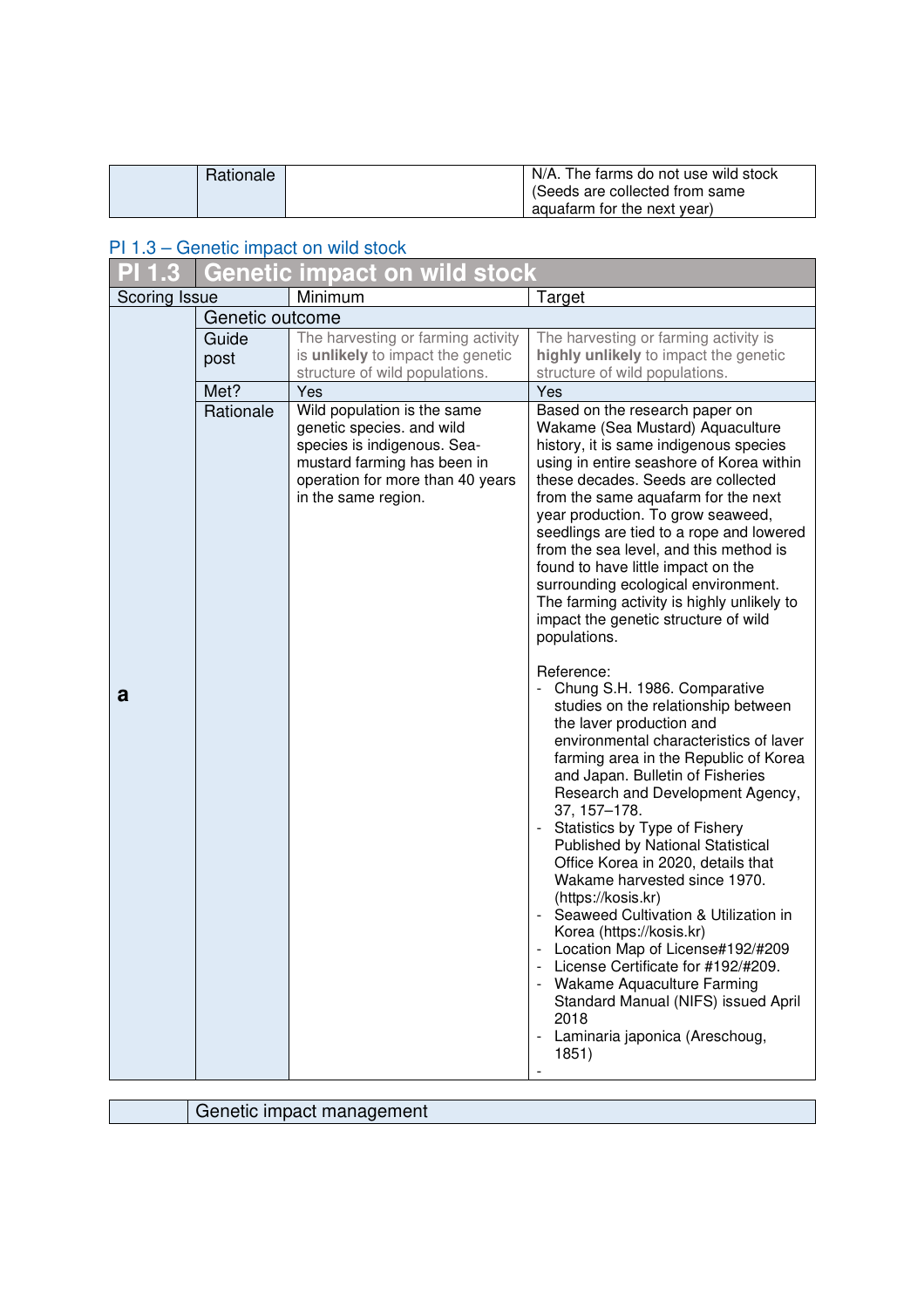| | Rationale | | N/A. The farms do not use wild stock (Seeds are collected from same aquafarm for the next year) |
|---|---|---|---|

### PI 1.3 – Genetic impact on wild stock

| PI 1.3 | Genetic impact on wild stock | | |
|---|---|---|---|
| Scoring Issue | | Minimum | Target |
| a | Genetic outcome | | |
| | Guide post | The harvesting or farming activity is **unlikely** to impact the genetic structure of wild populations. | The harvesting or farming activity is **highly unlikely** to impact the genetic structure of wild populations. |
| | Met? | Yes | Yes |
| | Rationale | Wild population is the same genetic species. and wild species is indigenous. Sea-mustard farming has been in operation for more than 40 years in the same region. | Based on the research paper on Wakame (Sea Mustard) Aquaculture history, it is same indigenous species using in entire seashore of Korea within these decades. Seeds are collected from the same aquafarm for the next year production. To grow seaweed, seedlings are tied to a rope and lowered from the sea level, and this method is found to have little impact on the surrounding ecological environment. The farming activity is highly unlikely to impact the genetic structure of wild populations.<br><br>Reference:<br>- Chung S.H. 1986. Comparative studies on the relationship between the laver production and environmental characteristics of laver farming area in the Republic of Korea and Japan. Bulletin of Fisheries Research and Development Agency, 37, 157–178.<br>- Statistics by Type of Fishery Published by National Statistical Office Korea in 2020, details that Wakame harvested since 1970. (https://kosis.kr)<br>- Seaweed Cultivation & Utilization in Korea (https://kosis.kr)<br>- Location Map of License#192/#209<br>- License Certificate for #192/#209.<br>- Wakame Aquaculture Farming Standard Manual (NIFS) issued April 2018<br>- Laminaria japonica (Areschoug, 1851)<br>- |

| | Genetic impact management |
|---|---|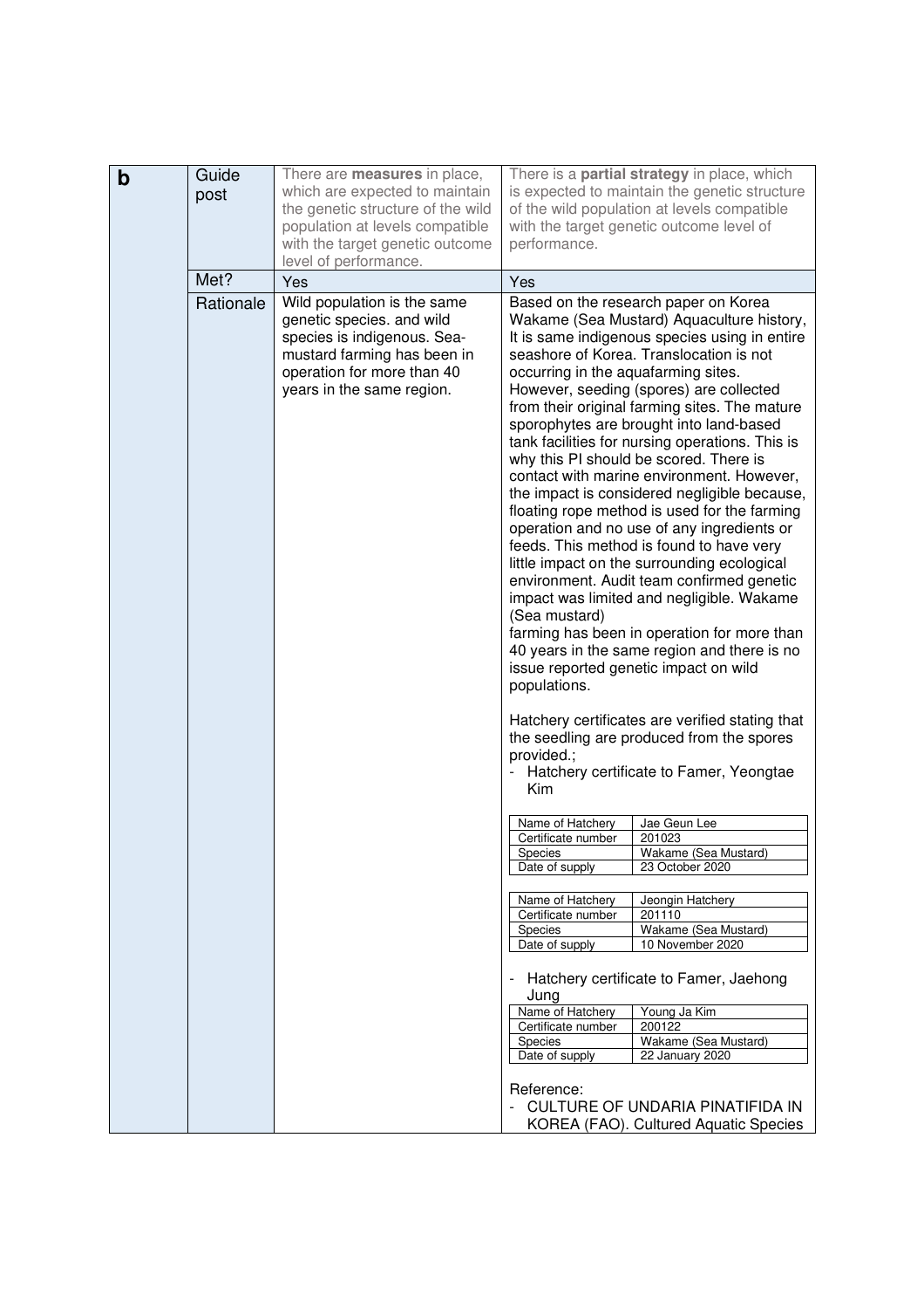| b | Guide post | There are **measures** in place, which are expected to maintain the genetic structure of the wild population at levels compatible with the target genetic outcome level of performance. | There is a **partial strategy** in place, which is expected to maintain the genetic structure of the wild population at levels compatible with the target genetic outcome level of performance. |
|---|---|---|---|
| | Met? | Yes | Yes |
| | Rationale | Wild population is the same genetic species. and wild species is indigenous. Sea-mustard farming has been in operation for more than 40 years in the same region. | Based on the research paper on Korea Wakame (Sea Mustard) Aquaculture history, It is same indigenous species using in entire seashore of Korea. Translocation is not occurring in the aquafarming sites. However, seeding (spores) are collected from their original farming sites. The mature sporophytes are brought into land-based tank facilities for nursing operations. This is why this PI should be scored. There is contact with marine environment. However, the impact is considered negligible because, floating rope method is used for the farming operation and no use of any ingredients or feeds. This method is found to have very little impact on the surrounding ecological environment. Audit team confirmed genetic impact was limited and negligible. Wakame (Sea mustard) farming has been in operation for more than 40 years in the same region and there is no issue reported genetic impact on wild populations.<br><br>Hatchery certificates are verified stating that the seedling are produced from the spores provided.;<br>- Hatchery certificate to Famer, Yeongtae Kim<br><br>Name of Hatchery: Jae Geun Lee<br>Certificate number: 201023<br>Species: Wakame (Sea Mustard)<br>Date of supply: 23 October 2020<br><br>Name of Hatchery: Jeongin Hatchery<br>Certificate number: 201110<br>Species: Wakame (Sea Mustard)<br>Date of supply: 10 November 2020<br><br>- Hatchery certificate to Famer, Jaehong Jung<br><br>Name of Hatchery: Young Ja Kim<br>Certificate number: 200122<br>Species: Wakame (Sea Mustard)<br>Date of supply: 22 January 2020<br><br>Reference:<br>- CULTURE OF UNDARIA PINATIFIDA IN KOREA (FAO). Cultured Aquatic Species |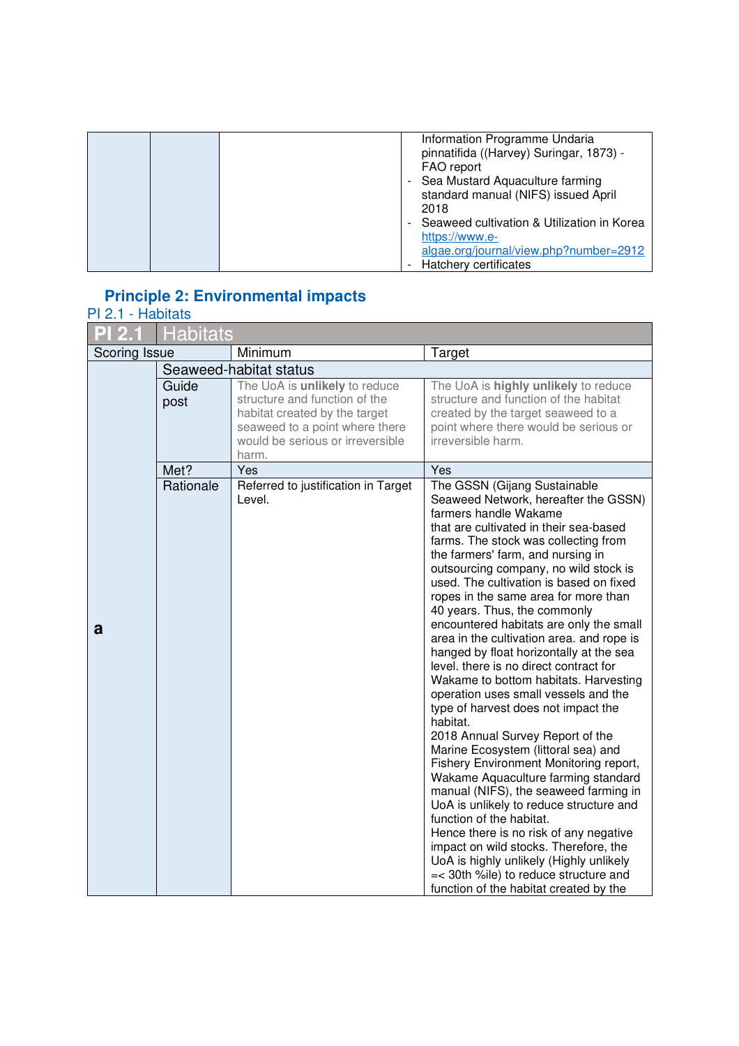| | | | Information Programme Undaria pinnatifida ((Harvey) Suringar, 1873) - FAO report<br>- Sea Mustard Aquaculture farming standard manual (NIFS) issued April 2018<br>- Seaweed cultivation & Utilization in Korea https://www.e-algae.org/journal/view.php?number=2912<br>- Hatchery certificates |
|---|---|---|---|

## Principle 2: Environmental impacts

### PI 2.1 - Habitats

| PI 2.1 | Habitats | | |
|---|---|---|---|
| Scoring Issue | | Minimum | Target |
| a | Seaweed-habitat status | | |
| | Guide post | The UoA is **unlikely** to reduce structure and function of the habitat created by the target seaweed to a point where there would be serious or irreversible harm. | The UoA is **highly unlikely** to reduce structure and function of the habitat created by the target seaweed to a point where there would be serious or irreversible harm. |
| | Met? | Yes | Yes |
| | Rationale | Referred to justification in Target Level. | The GSSN (Gijang Sustainable Seaweed Network, hereafter the GSSN) farmers handle Wakame that are cultivated in their sea-based farms. The stock was collecting from the farmers' farm, and nursing in outsourcing company, no wild stock is used. The cultivation is based on fixed ropes in the same area for more than 40 years. Thus, the commonly encountered habitats are only the small area in the cultivation area. and rope is hanged by float horizontally at the sea level. there is no direct contract for Wakame to bottom habitats. Harvesting operation uses small vessels and the type of harvest does not impact the habitat.<br>2018 Annual Survey Report of the Marine Ecosystem (littoral sea) and Fishery Environment Monitoring report, Wakame Aquaculture farming standard manual (NIFS), the seaweed farming in UoA is unlikely to reduce structure and function of the habitat.<br>Hence there is no risk of any negative impact on wild stocks. Therefore, the UoA is highly unlikely (Highly unlikely =< 30th %ile) to reduce structure and function of the habitat created by the |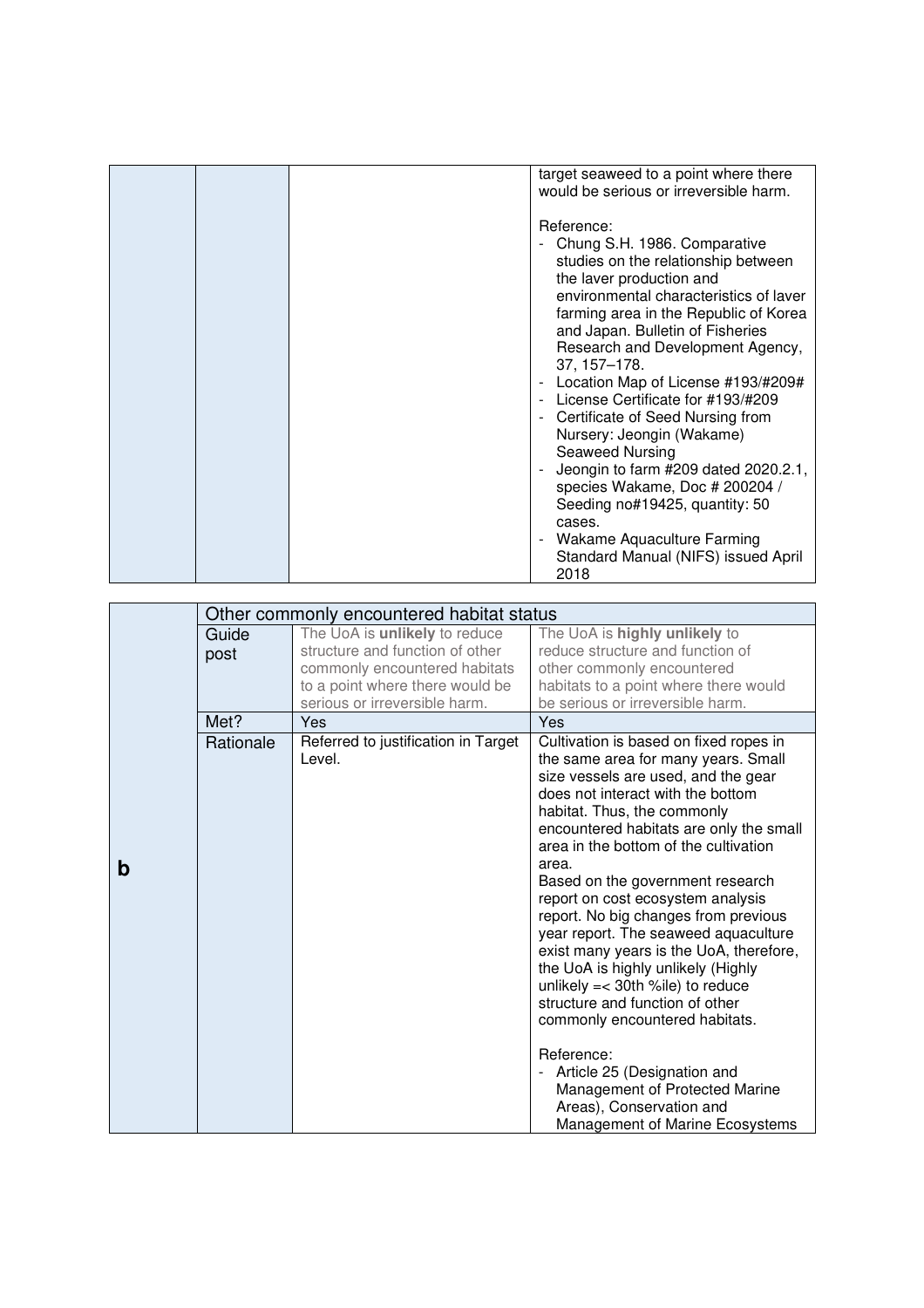| | | | |
|---|---|---|---|
| | | | target seaweed to a point where there would be serious or irreversible harm.<br><br>Reference:<br>- Chung S.H. 1986. Comparative studies on the relationship between the laver production and environmental characteristics of laver farming area in the Republic of Korea and Japan. Bulletin of Fisheries Research and Development Agency, 37, 157–178.<br>- Location Map of License #193/#209#<br>- License Certificate for #193/#209<br>- Certificate of Seed Nursing from Nursery: Jeongin (Wakame) Seaweed Nursing<br>- Jeongin to farm #209 dated 2020.2.1, species Wakame, Doc # 200204 / Seeding no#19425, quantity: 50 cases.<br>- Wakame Aquaculture Farming Standard Manual (NIFS) issued April 2018 |

| | Other commonly encountered habitat status | | |
|---|---|---|---|
| **b** | Guide post | The UoA is **unlikely** to reduce structure and function of other commonly encountered habitats to a point where there would be serious or irreversible harm. | The UoA is **highly unlikely** to reduce structure and function of other commonly encountered habitats to a point where there would be serious or irreversible harm. |
| | Met? | Yes | Yes |
| | Rationale | Referred to justification in Target Level. | Cultivation is based on fixed ropes in the same area for many years. Small size vessels are used, and the gear does not interact with the bottom habitat. Thus, the commonly encountered habitats are only the small area in the bottom of the cultivation area.<br>Based on the government research report on cost ecosystem analysis report. No big changes from previous year report. The seaweed aquaculture exist many years is the UoA, therefore, the UoA is highly unlikely (Highly unlikely =< 30th %ile) to reduce structure and function of other commonly encountered habitats.<br><br>Reference:<br>- Article 25 (Designation and Management of Protected Marine Areas), Conservation and Management of Marine Ecosystems |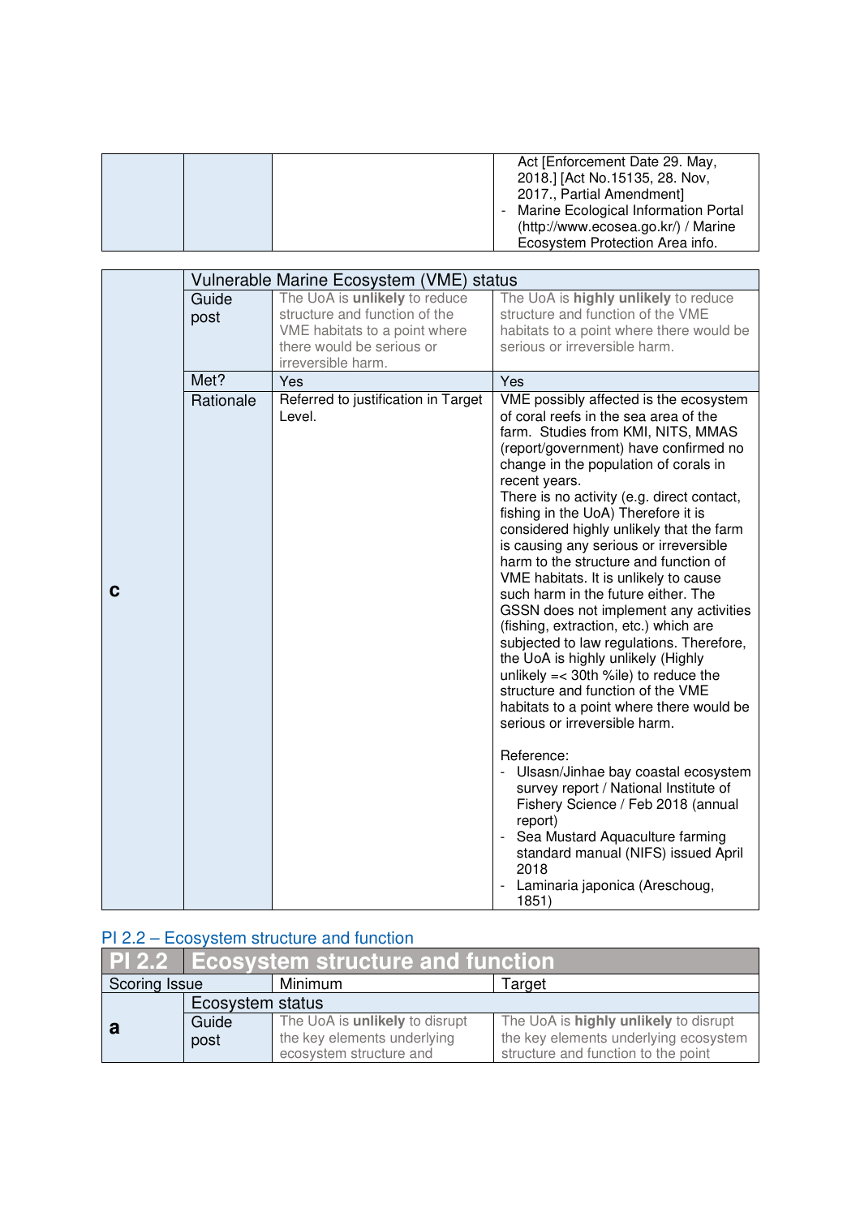| | | | Act [Enforcement Date 29. May, 2018.] [Act No.15135, 28. Nov, 2017., Partial Amendment]<br>- Marine Ecological Information Portal (http://www.ecosea.go.kr/) / Marine Ecosystem Protection Area info. |
|---|---|---|---|

| | Vulnerable Marine Ecosystem (VME) status | | |
|---|---|---|---|
| **c** | Guide post | The UoA is **unlikely** to reduce structure and function of the VME habitats to a point where there would be serious or irreversible harm. | The UoA is **highly unlikely** to reduce structure and function of the VME habitats to a point where there would be serious or irreversible harm. |
| | Met? | Yes | Yes |
| | Rationale | Referred to justification in Target Level. | VME possibly affected is the ecosystem of coral reefs in the sea area of the farm. Studies from KMI, NITS, MMAS (report/government) have confirmed no change in the population of corals in recent years.<br>There is no activity (e.g. direct contact, fishing in the UoA) Therefore it is considered highly unlikely that the farm is causing any serious or irreversible harm to the structure and function of VME habitats. It is unlikely to cause such harm in the future either. The GSSN does not implement any activities (fishing, extraction, etc.) which are subjected to law regulations. Therefore, the UoA is highly unlikely (Highly unlikely =< 30th %ile) to reduce the structure and function of the VME habitats to a point where there would be serious or irreversible harm.<br><br>Reference:<br>- Ulsasn/Jinhae bay coastal ecosystem survey report / National Institute of Fishery Science / Feb 2018 (annual report)<br>- Sea Mustard Aquaculture farming standard manual (NIFS) issued April 2018<br>- Laminaria japonica (Areschoug, 1851) |

## PI 2.2 – Ecosystem structure and function

| **PI 2.2** | **Ecosystem structure and function** | | |
|---|---|---|---|
| Scoring Issue | | Minimum | Target |
| | Ecosystem status | | |
| **a** | Guide post | The UoA is **unlikely** to disrupt the key elements underlying ecosystem structure and | The UoA is **highly unlikely** to disrupt the key elements underlying ecosystem structure and function to the point |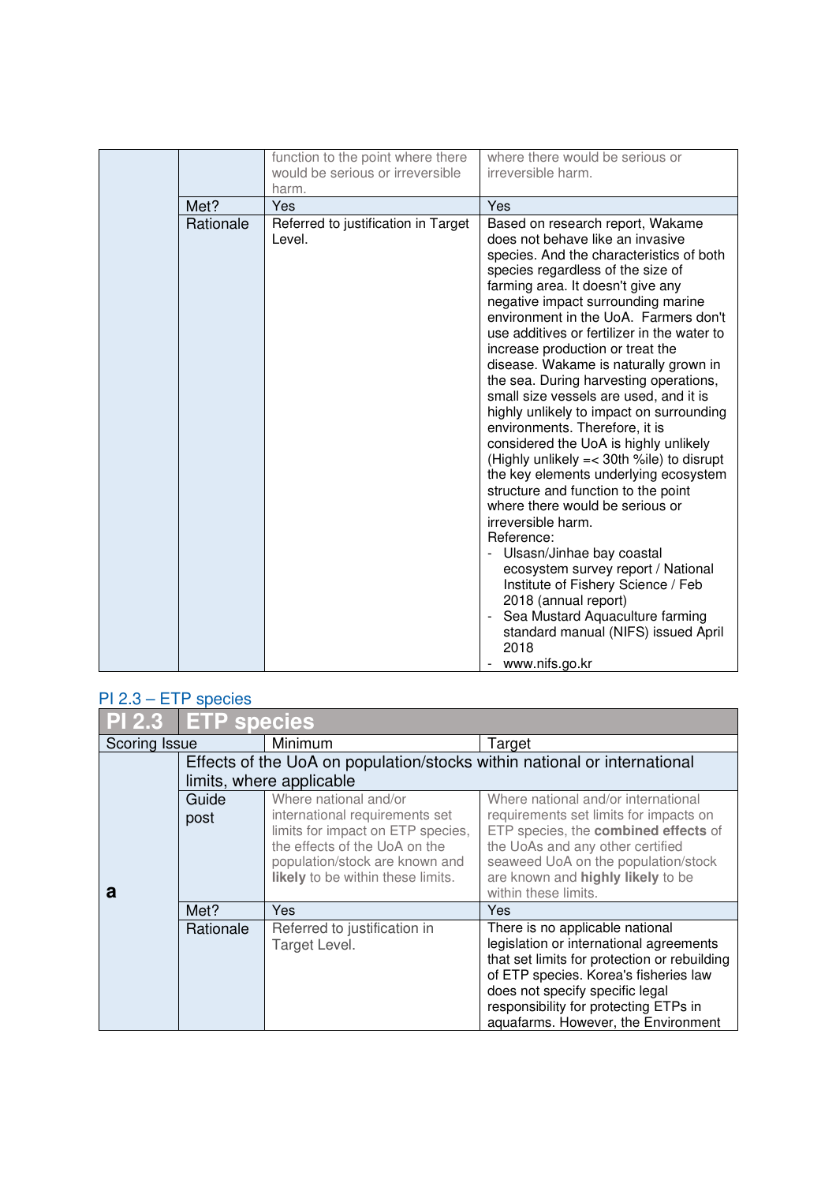| | | | |
|---|---|---|---|
| | | function to the point where there would be serious or irreversible harm. | where there would be serious or irreversible harm. |
| | Met? | Yes | Yes |
| | Rationale | Referred to justification in Target Level. | Based on research report, Wakame does not behave like an invasive species. And the characteristics of both species regardless of the size of farming area. It doesn't give any negative impact surrounding marine environment in the UoA. Farmers don't use additives or fertilizer in the water to increase production or treat the disease. Wakame is naturally grown in the sea. During harvesting operations, small size vessels are used, and it is highly unlikely to impact on surrounding environments. Therefore, it is considered the UoA is highly unlikely (Highly unlikely =< 30th %ile) to disrupt the key elements underlying ecosystem structure and function to the point where there would be serious or irreversible harm.<br>Reference:<br>- Ulsasn/Jinhae bay coastal ecosystem survey report / National Institute of Fishery Science / Feb 2018 (annual report)<br>- Sea Mustard Aquaculture farming standard manual (NIFS) issued April 2018<br>- www.nifs.go.kr |

## PI 2.3 – ETP species

| PI 2.3 | ETP species | | |
|---|---|---|---|
| Scoring Issue | | Minimum | Target |
| **a** | Effects of the UoA on population/stocks within national or international limits, where applicable | | |
| | Guide post | Where national and/or international requirements set limits for impact on ETP species, the effects of the UoA on the population/stock are known and **likely** to be within these limits. | Where national and/or international requirements set limits for impacts on ETP species, the **combined effects** of the UoAs and any other certified seaweed UoA on the population/stock are known and **highly likely** to be within these limits. |
| | Met? | Yes | Yes |
| | Rationale | Referred to justification in Target Level. | There is no applicable national legislation or international agreements that set limits for protection or rebuilding of ETP species. Korea's fisheries law does not specify specific legal responsibility for protecting ETPs in aquafarms. However, the Environment |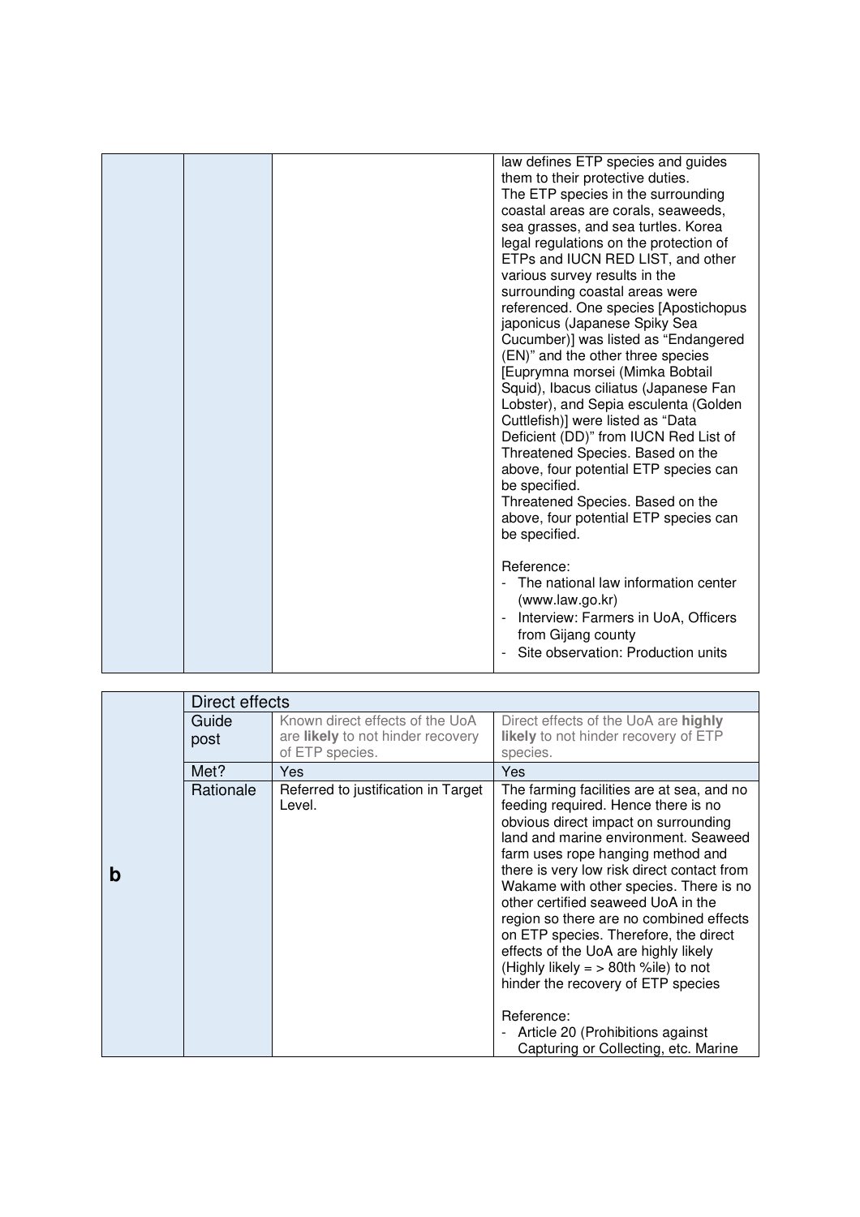| | | | |
|---|---|---|---|
| | | | law defines ETP species and guides them to their protective duties.<br>The ETP species in the surrounding coastal areas are corals, seaweeds, sea grasses, and sea turtles. Korea legal regulations on the protection of ETPs and IUCN RED LIST, and other various survey results in the surrounding coastal areas were referenced. One species [Apostichopus japonicus (Japanese Spiky Sea Cucumber)] was listed as "Endangered (EN)" and the other three species [Euprymna morsei (Mimka Bobtail Squid), Ibacus ciliatus (Japanese Fan Lobster), and Sepia esculenta (Golden Cuttlefish)] were listed as "Data Deficient (DD)" from IUCN Red List of Threatened Species. Based on the above, four potential ETP species can be specified.<br>Threatened Species. Based on the above, four potential ETP species can be specified.<br><br>Reference:<br>- The national law information center (www.law.go.kr)<br>- Interview: Farmers in UoA, Officers from Gijang county<br>- Site observation: Production units |

| | Direct effects | | |
|---|---|---|---|
| **b** | Guide post | Known direct effects of the UoA are **likely** to not hinder recovery of ETP species. | Direct effects of the UoA are **highly likely** to not hinder recovery of ETP species. |
| | Met? | Yes | Yes |
| | Rationale | Referred to justification in Target Level. | The farming facilities are at sea, and no feeding required. Hence there is no obvious direct impact on surrounding land and marine environment. Seaweed farm uses rope hanging method and there is very low risk direct contact from Wakame with other species. There is no other certified seaweed UoA in the region so there are no combined effects on ETP species. Therefore, the direct effects of the UoA are highly likely (Highly likely = > 80th %ile) to not hinder the recovery of ETP species<br><br>Reference:<br>- Article 20 (Prohibitions against Capturing or Collecting, etc. Marine |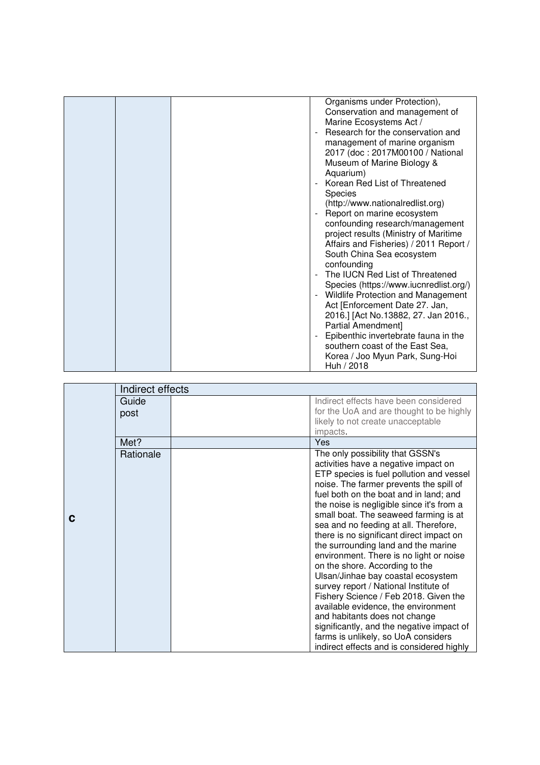| | | | |
|---|---|---|---|
| | | | Organisms under Protection), Conservation and management of Marine Ecosystems Act /<br>- Research for the conservation and management of marine organism 2017 (doc : 2017M00100 / National Museum of Marine Biology & Aquarium)<br>- Korean Red List of Threatened Species (http://www.nationalredlist.org)<br>- Report on marine ecosystem confounding research/management project results (Ministry of Maritime Affairs and Fisheries) / 2011 Report / South China Sea ecosystem confounding<br>- The IUCN Red List of Threatened Species (https://www.iucnredlist.org/)<br>- Wildlife Protection and Management Act [Enforcement Date 27. Jan, 2016.] [Act No.13882, 27. Jan 2016., Partial Amendment]<br>- Epibenthic invertebrate fauna in the southern coast of the East Sea, Korea / Joo Myun Park, Sung-Hoi Huh / 2018 |

| | Indirect effects | | |
|---|---|---|---|
| **c** | Guide post | | Indirect effects have been considered for the UoA and are thought to be highly likely to not create unacceptable impacts. |
| | Met? | | Yes |
| | Rationale | | The only possibility that GSSN's activities have a negative impact on ETP species is fuel pollution and vessel noise. The farmer prevents the spill of fuel both on the boat and in land; and the noise is negligible since it's from a small boat. The seaweed farming is at sea and no feeding at all. Therefore, there is no significant direct impact on the surrounding land and the marine environment. There is no light or noise on the shore. According to the Ulsan/Jinhae bay coastal ecosystem survey report / National Institute of Fishery Science / Feb 2018. Given the available evidence, the environment and habitants does not change significantly, and the negative impact of farms is unlikely, so UoA considers indirect effects and is considered highly |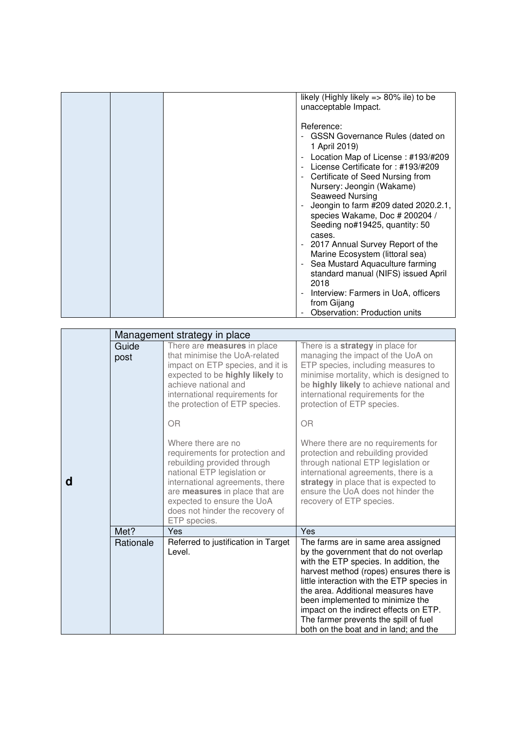| | | | |
|---|---|---|---|
| | | | likely (Highly likely => 80% ile) to be unacceptable Impact.<br><br>Reference:<br>- GSSN Governance Rules (dated on 1 April 2019)<br>- Location Map of License : #193/#209<br>- License Certificate for : #193/#209<br>- Certificate of Seed Nursing from Nursery: Jeongin (Wakame) Seaweed Nursing<br>- Jeongin to farm #209 dated 2020.2.1, species Wakame, Doc # 200204 / Seeding no#19425, quantity: 50 cases.<br>- 2017 Annual Survey Report of the Marine Ecosystem (littoral sea)<br>- Sea Mustard Aquaculture farming standard manual (NIFS) issued April 2018<br>- Interview: Farmers in UoA, officers from Gijang<br>- Observation: Production units |

| | | | |
|---|---|---|---|
| **d** | Management strategy in place | | |
| | Guide post | There are **measures** in place that minimise the UoA-related impact on ETP species, and it is expected to be **highly likely** to achieve national and international requirements for the protection of ETP species.<br><br>OR<br><br>Where there are no requirements for protection and rebuilding provided through national ETP legislation or international agreements, there are **measures** in place that are expected to ensure the UoA does not hinder the recovery of ETP species. | There is a **strategy** in place for managing the impact of the UoA on ETP species, including measures to minimise mortality, which is designed to be **highly likely** to achieve national and international requirements for the protection of ETP species.<br><br>OR<br><br>Where there are no requirements for protection and rebuilding provided through national ETP legislation or international agreements, there is a **strategy** in place that is expected to ensure the UoA does not hinder the recovery of ETP species. |
| | Met? | Yes | Yes |
| | Rationale | Referred to justification in Target Level. | The farms are in same area assigned by the government that do not overlap with the ETP species. In addition, the harvest method (ropes) ensures there is little interaction with the ETP species in the area. Additional measures have been implemented to minimize the impact on the indirect effects on ETP. The farmer prevents the spill of fuel both on the boat and in land; and the |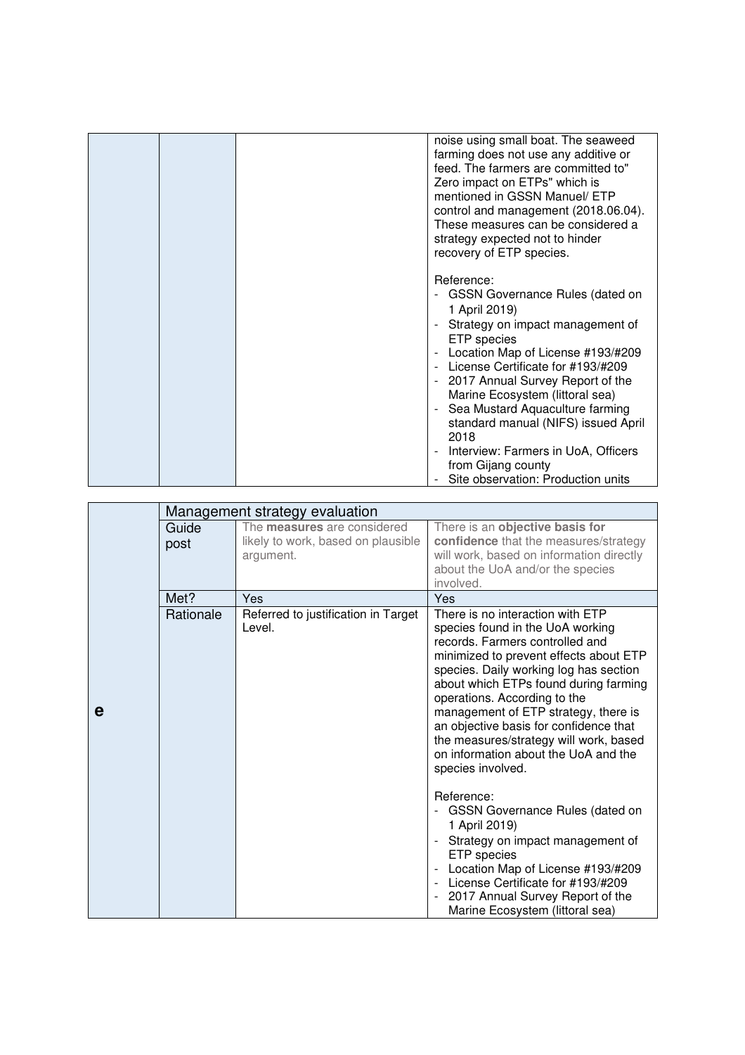| | | | |
|---|---|---|---|
| | | | noise using small boat. The seaweed farming does not use any additive or feed. The farmers are committed to" Zero impact on ETPs" which is mentioned in GSSN Manuel/ ETP control and management (2018.06.04). These measures can be considered a strategy expected not to hinder recovery of ETP species.<br><br>Reference:<br>- GSSN Governance Rules (dated on 1 April 2019)<br>- Strategy on impact management of ETP species<br>- Location Map of License #193/#209<br>- License Certificate for #193/#209<br>- 2017 Annual Survey Report of the Marine Ecosystem (littoral sea)<br>- Sea Mustard Aquaculture farming standard manual (NIFS) issued April 2018<br>- Interview: Farmers in UoA, Officers from Gijang county<br>- Site observation: Production units |

| | Management strategy evaluation | | |
|---|---|---|---|
| **e** | Guide post | The **measures** are considered likely to work, based on plausible argument. | There is an **objective basis for confidence** that the measures/strategy will work, based on information directly about the UoA and/or the species involved. |
| | Met? | Yes | Yes |
| | Rationale | Referred to justification in Target Level. | There is no interaction with ETP species found in the UoA working records. Farmers controlled and minimized to prevent effects about ETP species. Daily working log has section about which ETPs found during farming operations. According to the management of ETP strategy, there is an objective basis for confidence that the measures/strategy will work, based on information about the UoA and the species involved.<br><br>Reference:<br>- GSSN Governance Rules (dated on 1 April 2019)<br>- Strategy on impact management of ETP species<br>- Location Map of License #193/#209<br>- License Certificate for #193/#209<br>- 2017 Annual Survey Report of the Marine Ecosystem (littoral sea) |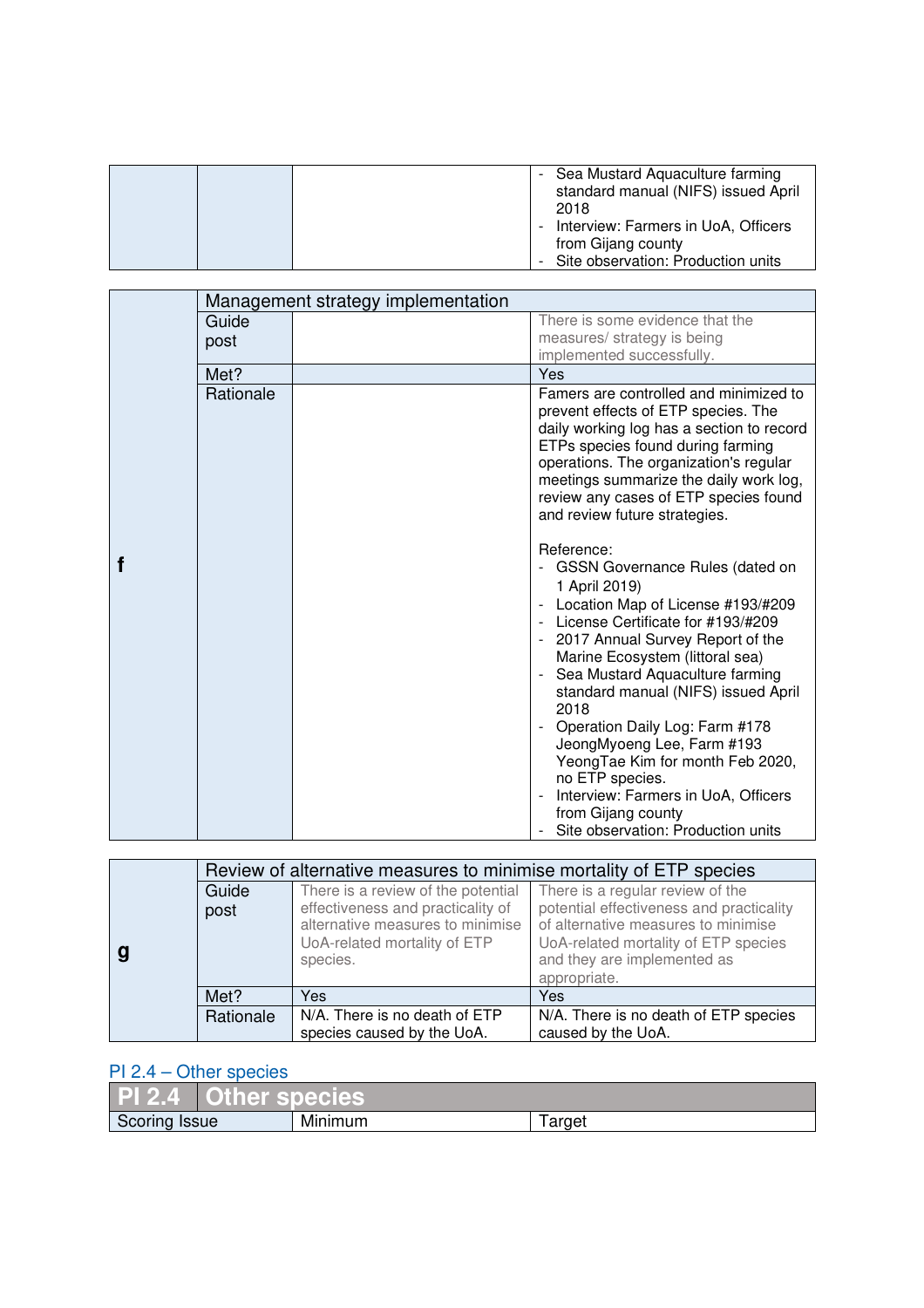| | | | |
|---|---|---|---|
| | | | - Sea Mustard Aquaculture farming standard manual (NIFS) issued April 2018<br>- Interview: Farmers in UoA, Officers from Gijang county<br>- Site observation: Production units |

| | Management strategy implementation | | |
|---|---|---|---|
| **f** | Guide post | | There is some evidence that the measures/ strategy is being implemented successfully. |
| | Met? | | Yes |
| | Rationale | | Famers are controlled and minimized to prevent effects of ETP species. The daily working log has a section to record ETPs species found during farming operations. The organization's regular meetings summarize the daily work log, review any cases of ETP species found and review future strategies.<br><br>Reference:<br>- GSSN Governance Rules (dated on 1 April 2019)<br>- Location Map of License #193/#209<br>- License Certificate for #193/#209<br>- 2017 Annual Survey Report of the Marine Ecosystem (littoral sea)<br>- Sea Mustard Aquaculture farming standard manual (NIFS) issued April 2018<br>- Operation Daily Log: Farm #178 JeongMyoeng Lee, Farm #193 YeongTae Kim for month Feb 2020, no ETP species.<br>- Interview: Farmers in UoA, Officers from Gijang county<br>- Site observation: Production units |

| | Review of alternative measures to minimise mortality of ETP species | | |
|---|---|---|---|
| **g** | Guide post | There is a review of the potential effectiveness and practicality of alternative measures to minimise UoA-related mortality of ETP species. | There is a regular review of the potential effectiveness and practicality of alternative measures to minimise UoA-related mortality of ETP species and they are implemented as appropriate. |
| | Met? | Yes | Yes |
| | Rationale | N/A. There is no death of ETP species caused by the UoA. | N/A. There is no death of ETP species caused by the UoA. |

### PI 2.4 – Other species

| PI 2.4 | Other species | |
|---|---|---|
| Scoring Issue | Minimum | Target |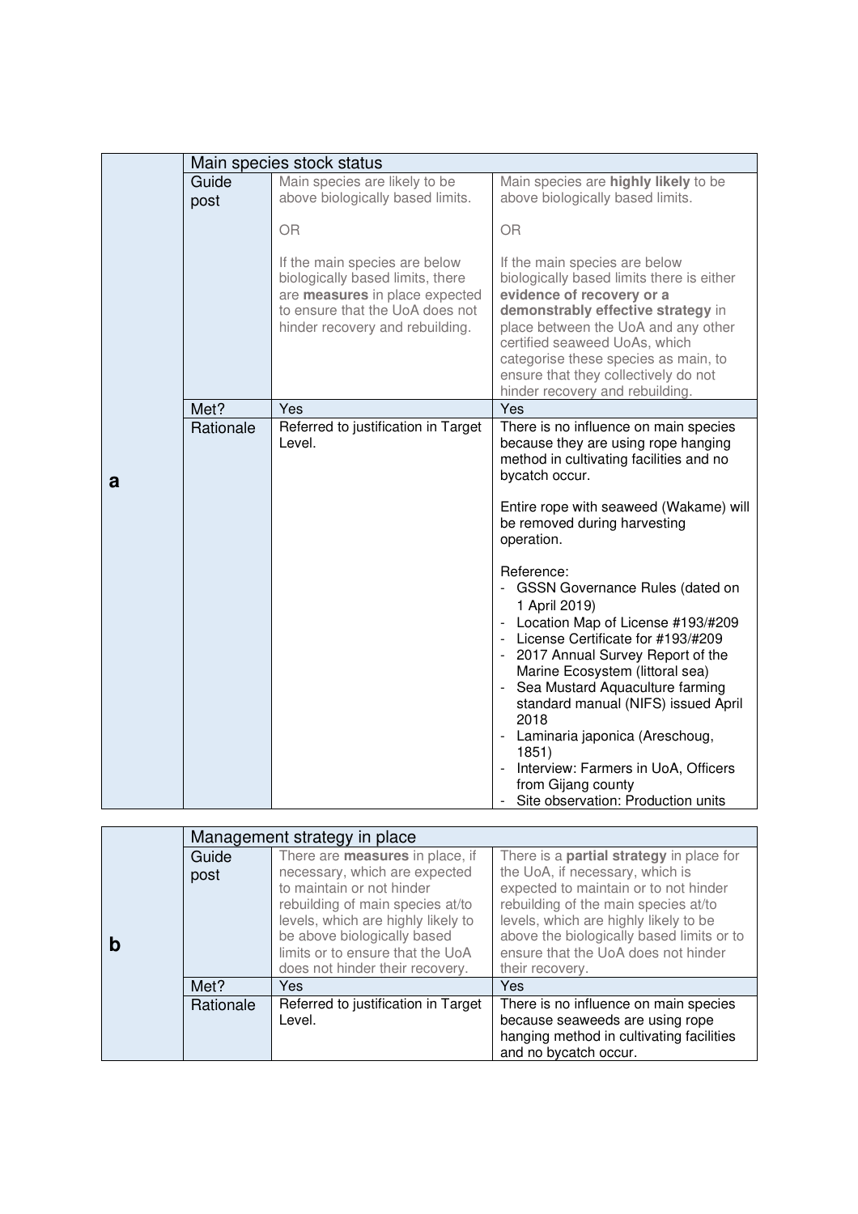| | Main species stock status | | |
|---|---|---|---|
| **a** | Guide post | Main species are likely to be above biologically based limits.<br><br>OR<br><br>If the main species are below biologically based limits, there are **measures** in place expected to ensure that the UoA does not hinder recovery and rebuilding. | Main species are **highly likely** to be above biologically based limits.<br><br>OR<br><br>If the main species are below biologically based limits there is either **evidence of recovery or a demonstrably effective strategy** in place between the UoA and any other certified seaweed UoAs, which categorise these species as main, to ensure that they collectively do not hinder recovery and rebuilding. |
| | Met? | Yes | Yes |
| | Rationale | Referred to justification in Target Level. | There is no influence on main species because they are using rope hanging method in cultivating facilities and no bycatch occur.<br><br>Entire rope with seaweed (Wakame) will be removed during harvesting operation.<br><br>Reference:<br>- GSSN Governance Rules (dated on 1 April 2019)<br>- Location Map of License #193/#209<br>- License Certificate for #193/#209<br>- 2017 Annual Survey Report of the Marine Ecosystem (littoral sea)<br>- Sea Mustard Aquaculture farming standard manual (NIFS) issued April 2018<br>- Laminaria japonica (Areschoug, 1851)<br>- Interview: Farmers in UoA, Officers from Gijang county<br>- Site observation: Production units |

| | Management strategy in place | | |
|---|---|---|---|
| **b** | Guide post | There are **measures** in place, if necessary, which are expected to maintain or not hinder rebuilding of main species at/to levels, which are highly likely to be above biologically based limits or to ensure that the UoA does not hinder their recovery. | There is a **partial strategy** in place for the UoA, if necessary, which is expected to maintain or to not hinder rebuilding of the main species at/to levels, which are highly likely to be above the biologically based limits or to ensure that the UoA does not hinder their recovery. |
| | Met? | Yes | Yes |
| | Rationale | Referred to justification in Target Level. | There is no influence on main species because seaweeds are using rope hanging method in cultivating facilities and no bycatch occur. |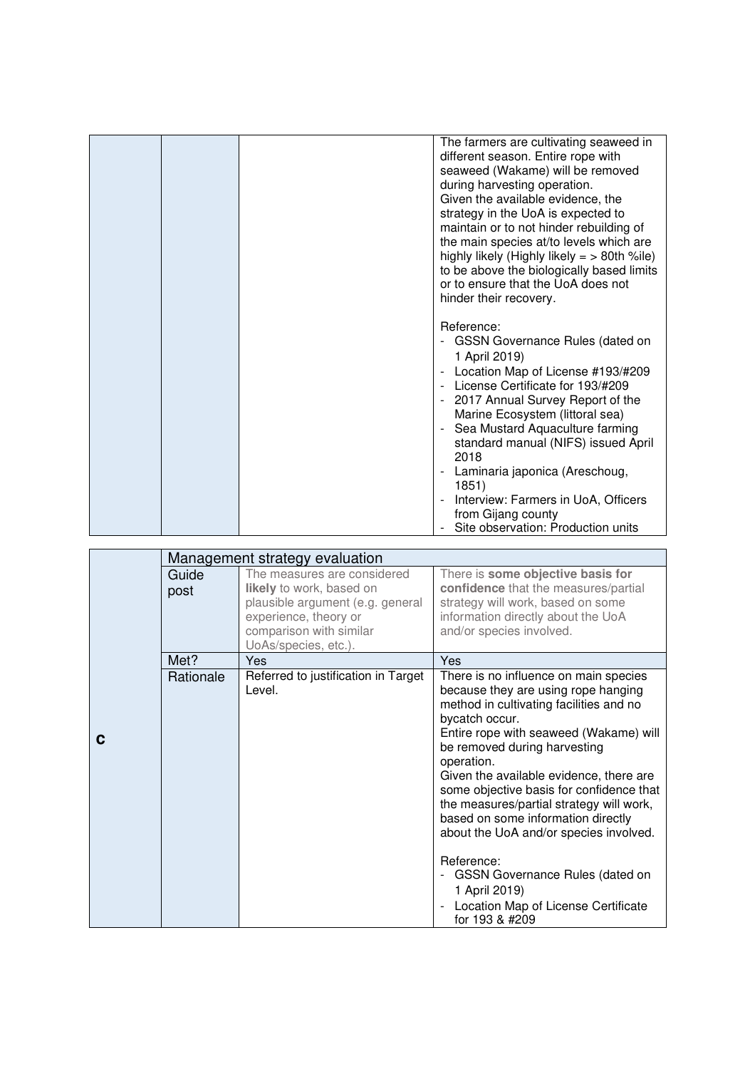| | | | |
|---|---|---|---|
| | | | The farmers are cultivating seaweed in different season. Entire rope with seaweed (Wakame) will be removed during harvesting operation.<br>Given the available evidence, the strategy in the UoA is expected to maintain or to not hinder rebuilding of the main species at/to levels which are highly likely (Highly likely = > 80th %ile) to be above the biologically based limits or to ensure that the UoA does not hinder their recovery.<br><br>Reference:<br>- GSSN Governance Rules (dated on 1 April 2019)<br>- Location Map of License #193/#209<br>- License Certificate for 193/#209<br>- 2017 Annual Survey Report of the Marine Ecosystem (littoral sea)<br>- Sea Mustard Aquaculture farming standard manual (NIFS) issued April 2018<br>- Laminaria japonica (Areschoug, 1851)<br>- Interview: Farmers in UoA, Officers from Gijang county<br>- Site observation: Production units |

| | Management strategy evaluation | | |
|---|---|---|---|
| **c** | Guide post | The measures are considered **likely** to work, based on plausible argument (e.g. general experience, theory or comparison with similar UoAs/species, etc.). | There is **some objective basis for confidence** that the measures/partial strategy will work, based on some information directly about the UoA and/or species involved. |
| | Met? | Yes | Yes |
| | Rationale | Referred to justification in Target Level. | There is no influence on main species because they are using rope hanging method in cultivating facilities and no bycatch occur.<br>Entire rope with seaweed (Wakame) will be removed during harvesting operation.<br>Given the available evidence, there are some objective basis for confidence that the measures/partial strategy will work, based on some information directly about the UoA and/or species involved.<br><br>Reference:<br>- GSSN Governance Rules (dated on 1 April 2019)<br>- Location Map of License Certificate for 193 & #209 |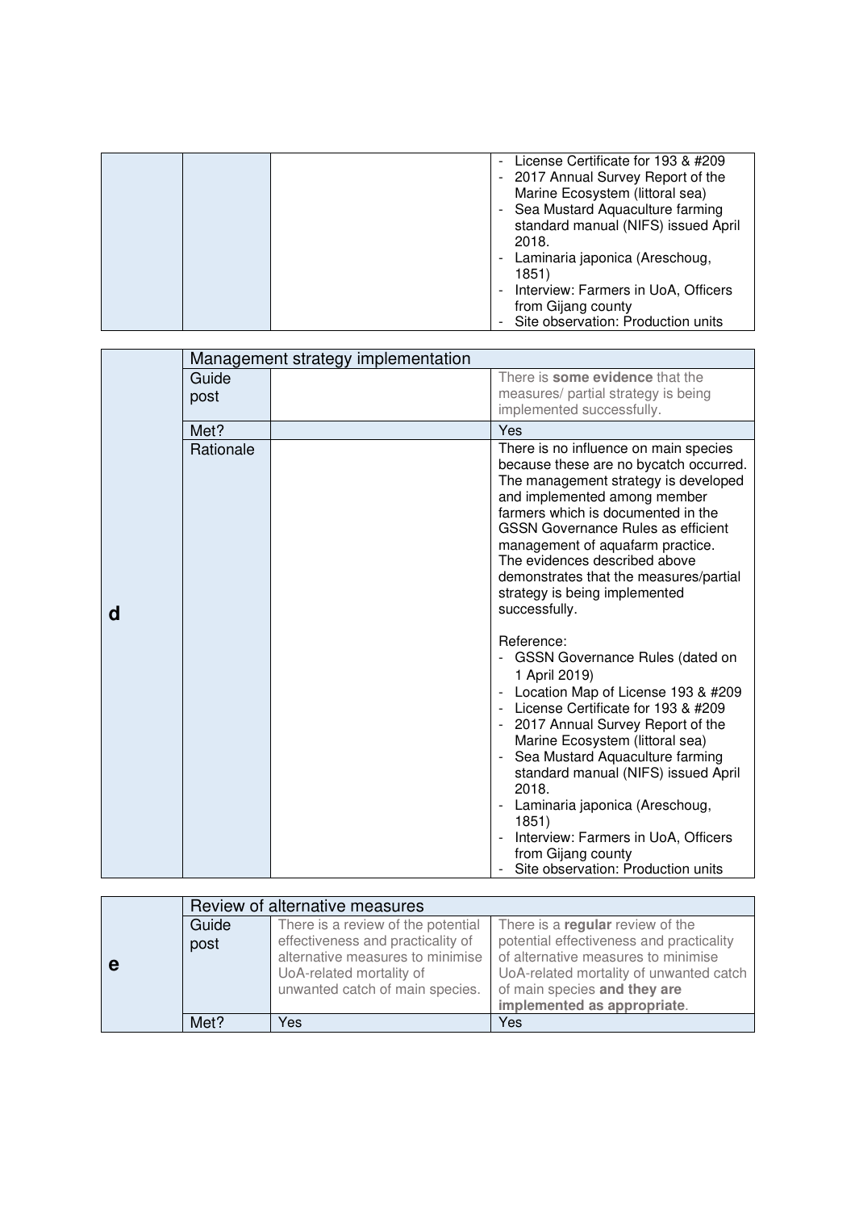|  |  |  | - License Certificate for 193 & #209<br>- 2017 Annual Survey Report of the Marine Ecosystem (littoral sea)<br>- Sea Mustard Aquaculture farming standard manual (NIFS) issued April 2018.<br>- Laminaria japonica (Areschoug, 1851)<br>- Interview: Farmers in UoA, Officers from Gijang county<br>- Site observation: Production units |
|---|---|---|---|

| **d** | Management strategy implementation | | |
|---|---|---|---|
| | Guide post | | There is **some evidence** that the measures/ partial strategy is being implemented successfully. |
| | Met? | | Yes |
| | Rationale | | There is no influence on main species because these are no bycatch occurred. The management strategy is developed and implemented among member farmers which is documented in the GSSN Governance Rules as efficient management of aquafarm practice. The evidences described above demonstrates that the measures/partial strategy is being implemented successfully.<br><br>Reference:<br>- GSSN Governance Rules (dated on 1 April 2019)<br>- Location Map of License 193 & #209<br>- License Certificate for 193 & #209<br>- 2017 Annual Survey Report of the Marine Ecosystem (littoral sea)<br>- Sea Mustard Aquaculture farming standard manual (NIFS) issued April 2018.<br>- Laminaria japonica (Areschoug, 1851)<br>- Interview: Farmers in UoA, Officers from Gijang county<br>- Site observation: Production units |

| **e** | Review of alternative measures | | |
|---|---|---|---|
| | Guide post | There is a review of the potential effectiveness and practicality of alternative measures to minimise UoA-related mortality of unwanted catch of main species. | There is a **regular** review of the potential effectiveness and practicality of alternative measures to minimise UoA-related mortality of unwanted catch of main species **and they are implemented as appropriate**. |
| | Met? | Yes | Yes |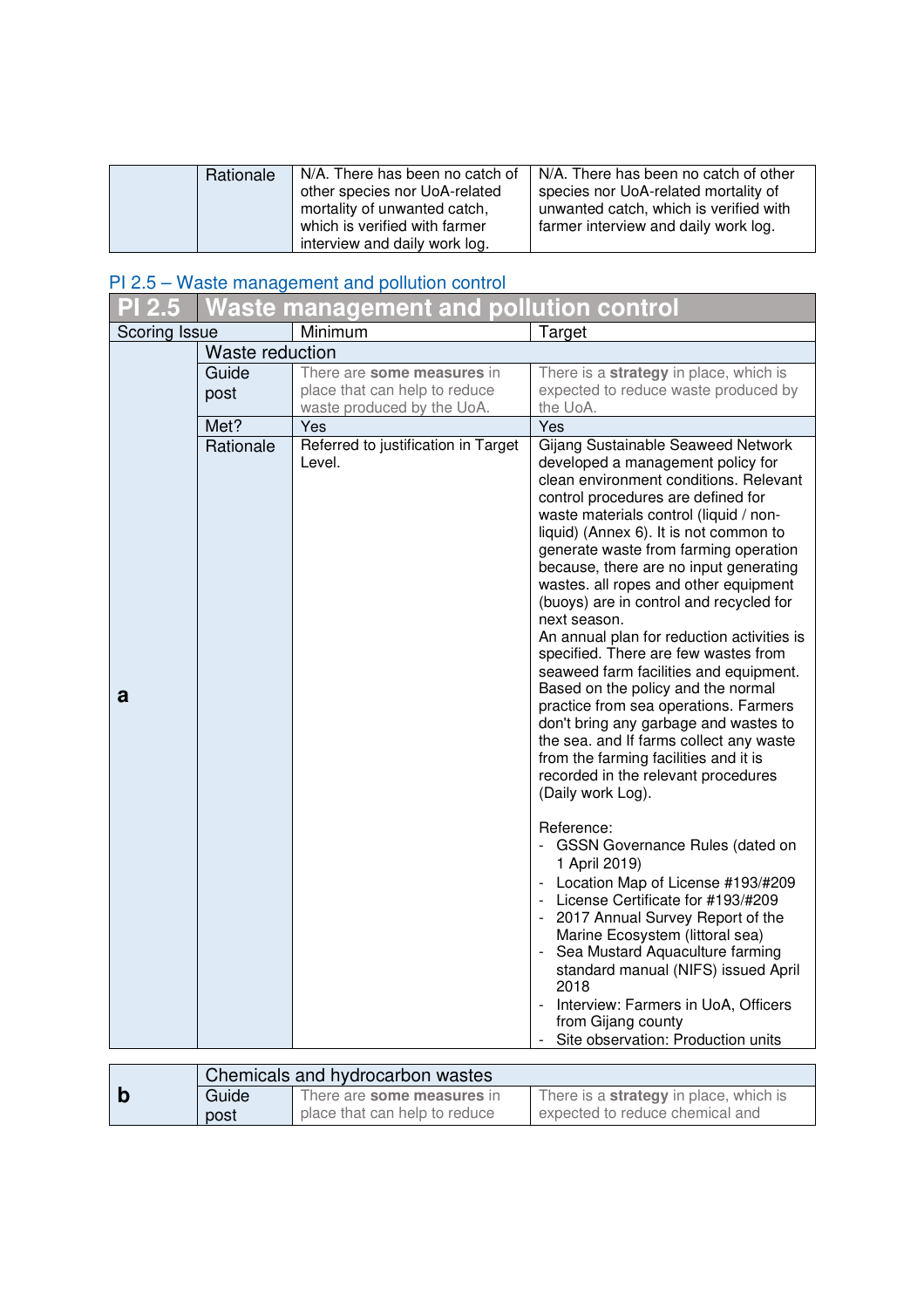| | Rationale | N/A. There has been no catch of other species nor UoA-related mortality of unwanted catch, which is verified with farmer interview and daily work log. | N/A. There has been no catch of other species nor UoA-related mortality of unwanted catch, which is verified with farmer interview and daily work log. |
|---|---|---|---|

### PI 2.5 – Waste management and pollution control

| PI 2.5 | Waste management and pollution control | | |
|---|---|---|---|
| Scoring Issue | | Minimum | Target |
| a | Waste reduction | | |
| | Guide post | There are **some measures** in place that can help to reduce waste produced by the UoA. | There is a **strategy** in place, which is expected to reduce waste produced by the UoA. |
| | Met? | Yes | Yes |
| | Rationale | Referred to justification in Target Level. | Gijang Sustainable Seaweed Network developed a management policy for clean environment conditions. Relevant control procedures are defined for waste materials control (liquid / non-liquid) (Annex 6). It is not common to generate waste from farming operation because, there are no input generating wastes. all ropes and other equipment (buoys) are in control and recycled for next season.<br>An annual plan for reduction activities is specified. There are few wastes from seaweed farm facilities and equipment. Based on the policy and the normal practice from sea operations. Farmers don't bring any garbage and wastes to the sea. and If farms collect any waste from the farming facilities and it is recorded in the relevant procedures (Daily work Log).<br><br>Reference:<br>- GSSN Governance Rules (dated on 1 April 2019)<br>- Location Map of License #193/#209<br>- License Certificate for #193/#209<br>- 2017 Annual Survey Report of the Marine Ecosystem (littoral sea)<br>- Sea Mustard Aquaculture farming standard manual (NIFS) issued April 2018<br>- Interview: Farmers in UoA, Officers from Gijang county<br>- Site observation: Production units |

| b | Chemicals and hydrocarbon wastes | | |
|---|---|---|---|
| | Guide post | There are **some measures** in place that can help to reduce | There is a **strategy** in place, which is expected to reduce chemical and |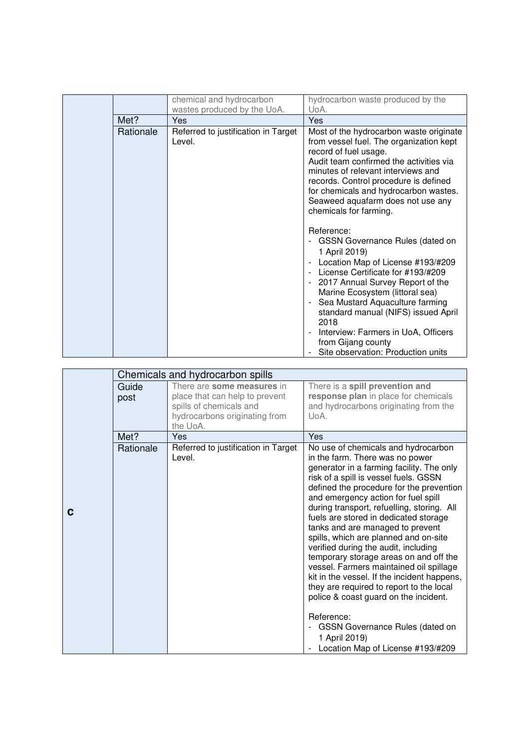| | | | |
|---|---|---|---|
| | | chemical and hydrocarbon wastes produced by the UoA. | hydrocarbon waste produced by the UoA. |
| | Met? | Yes | Yes |
| | Rationale | Referred to justification in Target Level. | Most of the hydrocarbon waste originate from vessel fuel. The organization kept record of fuel usage.<br>Audit team confirmed the activities via minutes of relevant interviews and records. Control procedure is defined for chemicals and hydrocarbon wastes. Seaweed aquafarm does not use any chemicals for farming.<br><br>Reference:<br>- GSSN Governance Rules (dated on 1 April 2019)<br>- Location Map of License #193/#209<br>- License Certificate for #193/#209<br>- 2017 Annual Survey Report of the Marine Ecosystem (littoral sea)<br>- Sea Mustard Aquaculture farming standard manual (NIFS) issued April 2018<br>- Interview: Farmers in UoA, Officers from Gijang county<br>- Site observation: Production units |

| | | | |
|---|---|---|---|
| **c** | Chemicals and hydrocarbon spills | | |
| | Guide post | There are **some measures** in place that can help to prevent spills of chemicals and hydrocarbons originating from the UoA. | There is a **spill prevention and response plan** in place for chemicals and hydrocarbons originating from the UoA. |
| | Met? | Yes | Yes |
| | Rationale | Referred to justification in Target Level. | No use of chemicals and hydrocarbon in the farm. There was no power generator in a farming facility. The only risk of a spill is vessel fuels. GSSN defined the procedure for the prevention and emergency action for fuel spill during transport, refuelling, storing. All fuels are stored in dedicated storage tanks and are managed to prevent spills, which are planned and on-site verified during the audit, including temporary storage areas on and off the vessel. Farmers maintained oil spillage kit in the vessel. If the incident happens, they are required to report to the local police & coast guard on the incident.<br><br>Reference:<br>- GSSN Governance Rules (dated on 1 April 2019)<br>- Location Map of License #193/#209 |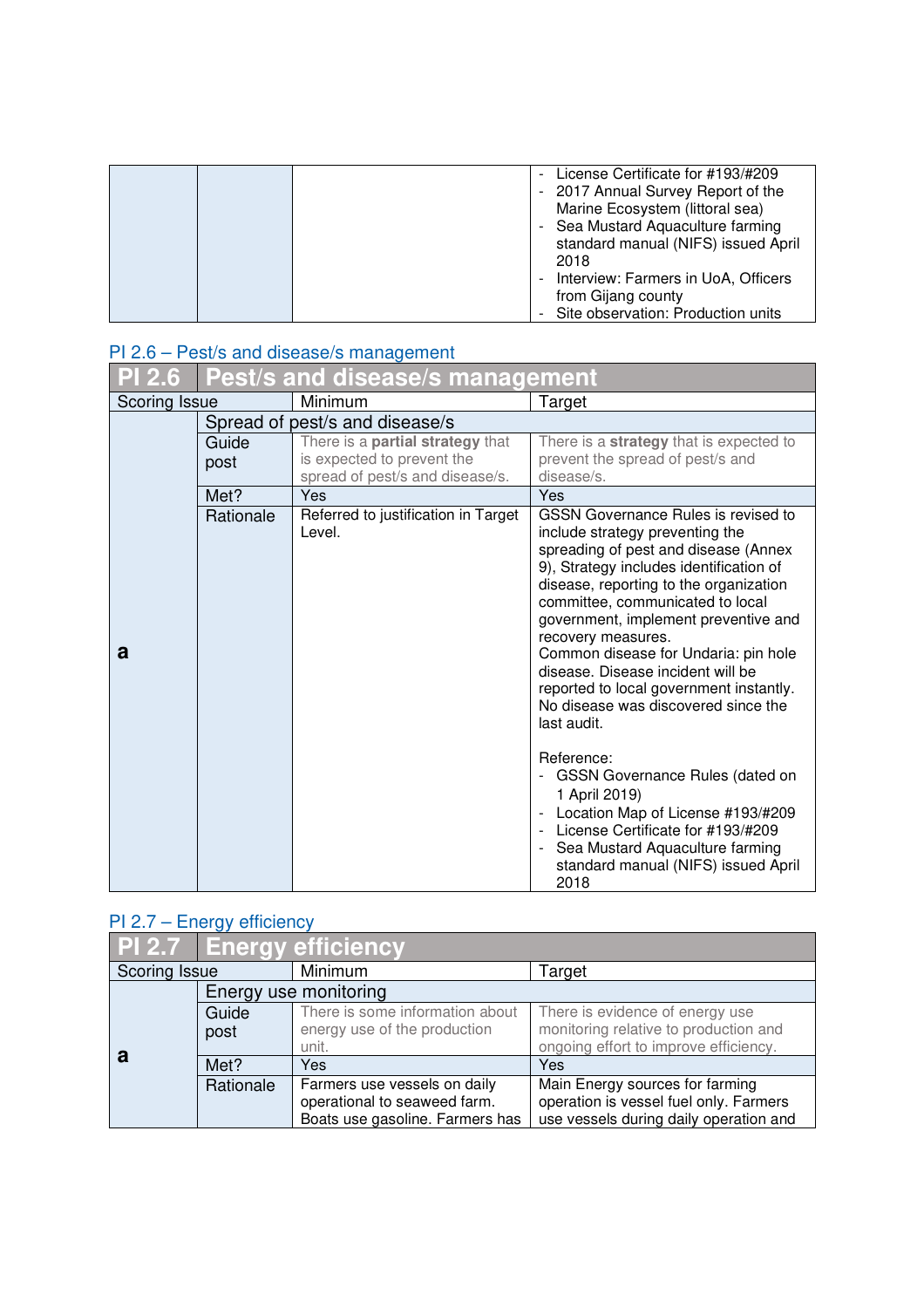| | | | - License Certificate for #193/#209<br>- 2017 Annual Survey Report of the Marine Ecosystem (littoral sea)<br>- Sea Mustard Aquaculture farming standard manual (NIFS) issued April 2018<br>- Interview: Farmers in UoA, Officers from Gijang county<br>- Site observation: Production units |
|---|---|---|---|

### PI 2.6 – Pest/s and disease/s management

| PI 2.6 | Pest/s and disease/s management | | |
|---|---|---|---|
| Scoring Issue | | Minimum | Target |
| a | Spread of pest/s and disease/s | | |
| | Guide post | There is a **partial strategy** that is expected to prevent the spread of pest/s and disease/s. | There is a **strategy** that is expected to prevent the spread of pest/s and disease/s. |
| | Met? | Yes | Yes |
| | Rationale | Referred to justification in Target Level. | GSSN Governance Rules is revised to include strategy preventing the spreading of pest and disease (Annex 9), Strategy includes identification of disease, reporting to the organization committee, communicated to local government, implement preventive and recovery measures.<br>Common disease for Undaria: pin hole disease. Disease incident will be reported to local government instantly. No disease was discovered since the last audit.<br><br>Reference:<br>- GSSN Governance Rules (dated on 1 April 2019)<br>- Location Map of License #193/#209<br>- License Certificate for #193/#209<br>- Sea Mustard Aquaculture farming standard manual (NIFS) issued April 2018 |

### PI 2.7 – Energy efficiency

| PI 2.7 | Energy efficiency | | |
|---|---|---|---|
| Scoring Issue | | Minimum | Target |
| a | Energy use monitoring | | |
| | Guide post | There is some information about energy use of the production unit. | There is evidence of energy use monitoring relative to production and ongoing effort to improve efficiency. |
| | Met? | Yes | Yes |
| | Rationale | Farmers use vessels on daily operational to seaweed farm. Boats use gasoline. Farmers has | Main Energy sources for farming operation is vessel fuel only. Farmers use vessels during daily operation and |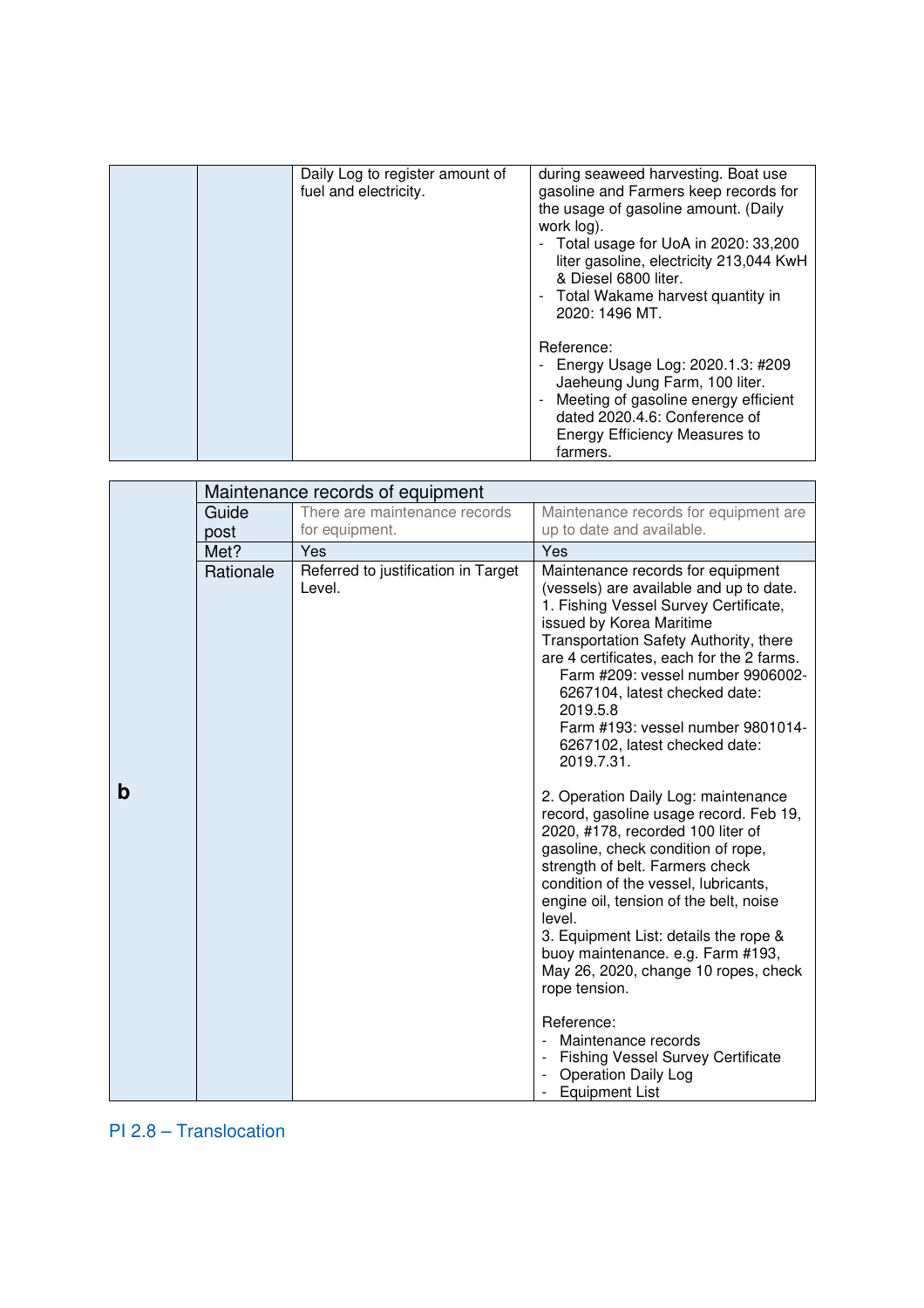| | | | |
|---|---|---|---|
| | | Daily Log to register amount of fuel and electricity. | during seaweed harvesting. Boat use gasoline and Farmers keep records for the usage of gasoline amount. (Daily work log).<br>- Total usage for UoA in 2020: 33,200 liter gasoline, electricity 213,044 KwH & Diesel 6800 liter.<br>- Total Wakame harvest quantity in 2020: 1496 MT.<br><br>Reference:<br>- Energy Usage Log: 2020.1.3: #209 Jaeheung Jung Farm, 100 liter.<br>- Meeting of gasoline energy efficient dated 2020.4.6: Conference of Energy Efficiency Measures to farmers. |

| | | | |
|---|---|---|---|
| **b** | Maintenance records of equipment | | |
| | Guide post | There are maintenance records for equipment. | Maintenance records for equipment are up to date and available. |
| | Met? | Yes | Yes |
| | Rationale | Referred to justification in Target Level. | Maintenance records for equipment (vessels) are available and up to date.<br>1. Fishing Vessel Survey Certificate, issued by Korea Maritime Transportation Safety Authority, there are 4 certificates, each for the 2 farms.<br>Farm #209: vessel number 9906002-6267104, latest checked date: 2019.5.8<br>Farm #193: vessel number 9801014-6267102, latest checked date: 2019.7.31.<br><br>2. Operation Daily Log: maintenance record, gasoline usage record. Feb 19, 2020, #178, recorded 100 liter of gasoline, check condition of rope, strength of belt. Farmers check condition of the vessel, lubricants, engine oil, tension of the belt, noise level.<br>3. Equipment List: details the rope & buoy maintenance. e.g. Farm #193, May 26, 2020, change 10 ropes, check rope tension.<br><br>Reference:<br>- Maintenance records<br>- Fishing Vessel Survey Certificate<br>- Operation Daily Log<br>- Equipment List |

## PI 2.8 – Translocation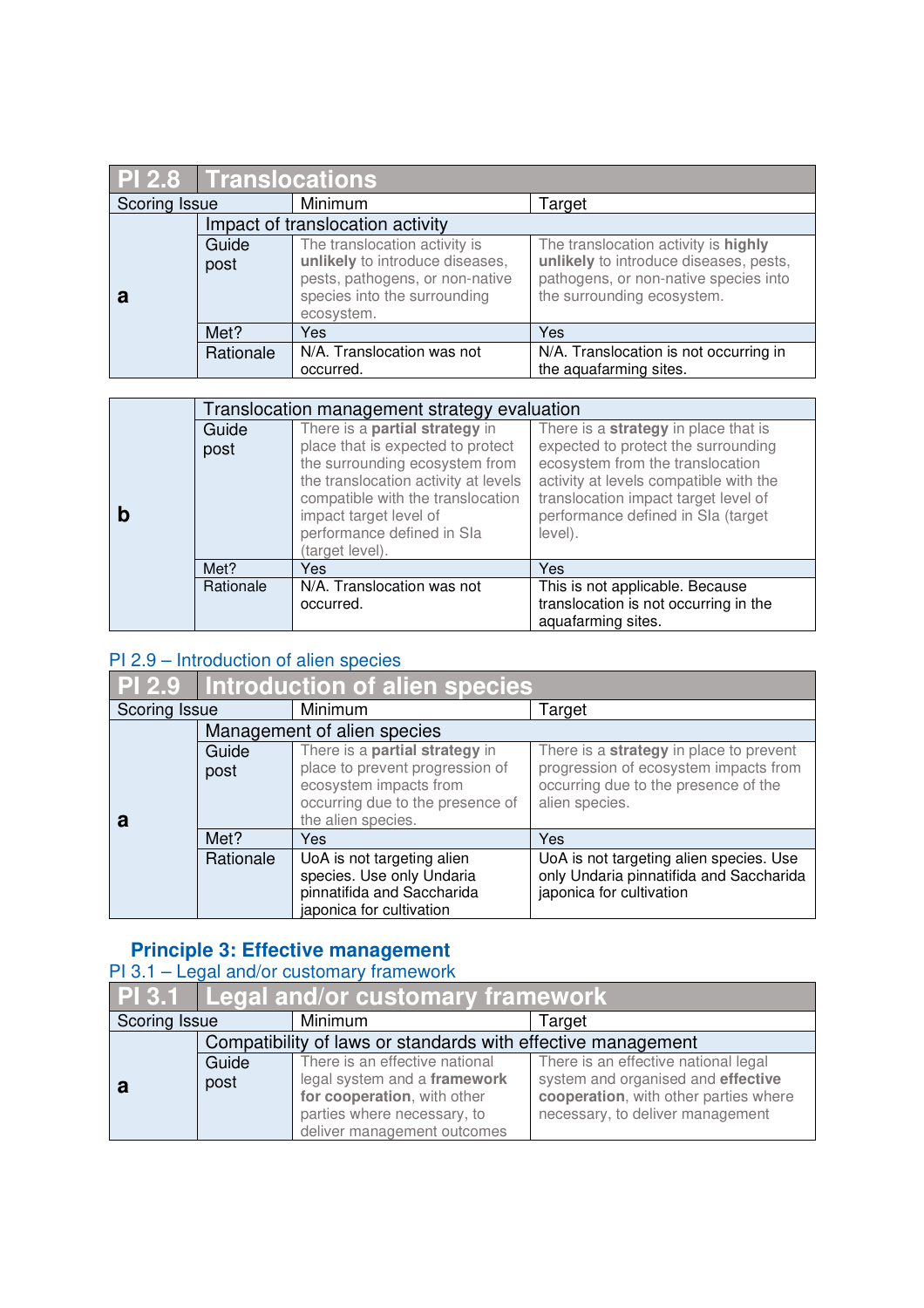| PI 2.8 | Translocations | | |
|---|---|---|---|
| Scoring Issue | | Minimum | Target |
| a | Impact of translocation activity | | |
| | Guide post | The translocation activity is **unlikely** to introduce diseases, pests, pathogens, or non-native species into the surrounding ecosystem. | The translocation activity is **highly unlikely** to introduce diseases, pests, pathogens, or non-native species into the surrounding ecosystem. |
| | Met? | Yes | Yes |
| | Rationale | N/A. Translocation was not occurred. | N/A. Translocation is not occurring in the aquafarming sites. |

| | Translocation management strategy evaluation | | |
|---|---|---|---|
| b | Guide post | There is a **partial strategy** in place that is expected to protect the surrounding ecosystem from the translocation activity at levels compatible with the translocation impact target level of performance defined in SIa (target level). | There is a **strategy** in place that is expected to protect the surrounding ecosystem from the translocation activity at levels compatible with the translocation impact target level of performance defined in SIa (target level). |
| | Met? | Yes | Yes |
| | Rationale | N/A. Translocation was not occurred. | This is not applicable. Because translocation is not occurring in the aquafarming sites. |

PI 2.9 – Introduction of alien species

| PI 2.9 | Introduction of alien species | | |
|---|---|---|---|
| Scoring Issue | | Minimum | Target |
| a | Management of alien species | | |
| | Guide post | There is a **partial strategy** in place to prevent progression of ecosystem impacts from occurring due to the presence of the alien species. | There is a **strategy** in place to prevent progression of ecosystem impacts from occurring due to the presence of the alien species. |
| | Met? | Yes | Yes |
| | Rationale | UoA is not targeting alien species. Use only Undaria pinnatifida and Saccharida japonica for cultivation | UoA is not targeting alien species. Use only Undaria pinnatifida and Saccharida japonica for cultivation |

## Principle 3: Effective management

PI 3.1 – Legal and/or customary framework

| PI 3.1 | Legal and/or customary framework | | |
|---|---|---|---|
| Scoring Issue | | Minimum | Target |
| a | Compatibility of laws or standards with effective management | | |
| | Guide post | There is an effective national legal system and a **framework for cooperation**, with other parties where necessary, to deliver management outcomes | There is an effective national legal system and organised and **effective cooperation**, with other parties where necessary, to deliver management |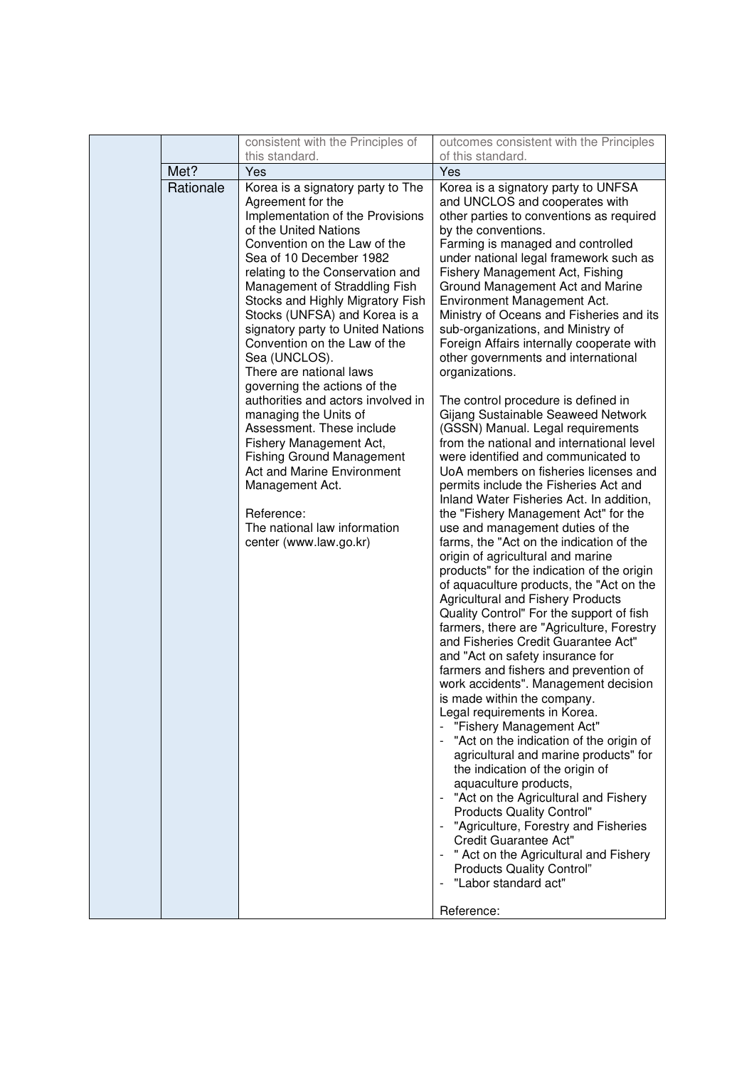|  |  | consistent with the Principles of this standard. | outcomes consistent with the Principles of this standard. |
|---|---|---|---|
|  | Met? | Yes | Yes |
|  | Rationale | Korea is a signatory party to The Agreement for the Implementation of the Provisions of the United Nations Convention on the Law of the Sea of 10 December 1982 relating to the Conservation and Management of Straddling Fish Stocks and Highly Migratory Fish Stocks (UNFSA) and Korea is a signatory party to United Nations Convention on the Law of the Sea (UNCLOS).<br>There are national laws governing the actions of the authorities and actors involved in managing the Units of Assessment. These include Fishery Management Act, Fishing Ground Management Act and Marine Environment Management Act.<br><br>Reference:<br>The national law information center (www.law.go.kr) | Korea is a signatory party to UNFSA and UNCLOS and cooperates with other parties to conventions as required by the conventions.<br>Farming is managed and controlled under national legal framework such as Fishery Management Act, Fishing Ground Management Act and Marine Environment Management Act.<br>Ministry of Oceans and Fisheries and its sub-organizations, and Ministry of Foreign Affairs internally cooperate with other governments and international organizations.<br><br>The control procedure is defined in Gijang Sustainable Seaweed Network (GSSN) Manual. Legal requirements from the national and international level were identified and communicated to UoA members on fisheries licenses and permits include the Fisheries Act and Inland Water Fisheries Act. In addition, the "Fishery Management Act" for the use and management duties of the farms, the "Act on the indication of the origin of agricultural and marine products" for the indication of the origin of aquaculture products, the "Act on the Agricultural and Fishery Products Quality Control" For the support of fish farmers, there are "Agriculture, Forestry and Fisheries Credit Guarantee Act" and "Act on safety insurance for farmers and fishers and prevention of work accidents". Management decision is made within the company.<br>Legal requirements in Korea.<br>- "Fishery Management Act"<br>- "Act on the indication of the origin of agricultural and marine products" for the indication of the origin of aquaculture products,<br>- "Act on the Agricultural and Fishery Products Quality Control"<br>- "Agriculture, Forestry and Fisheries Credit Guarantee Act"<br>- " Act on the Agricultural and Fishery Products Quality Control"<br>- "Labor standard act"<br><br>Reference: |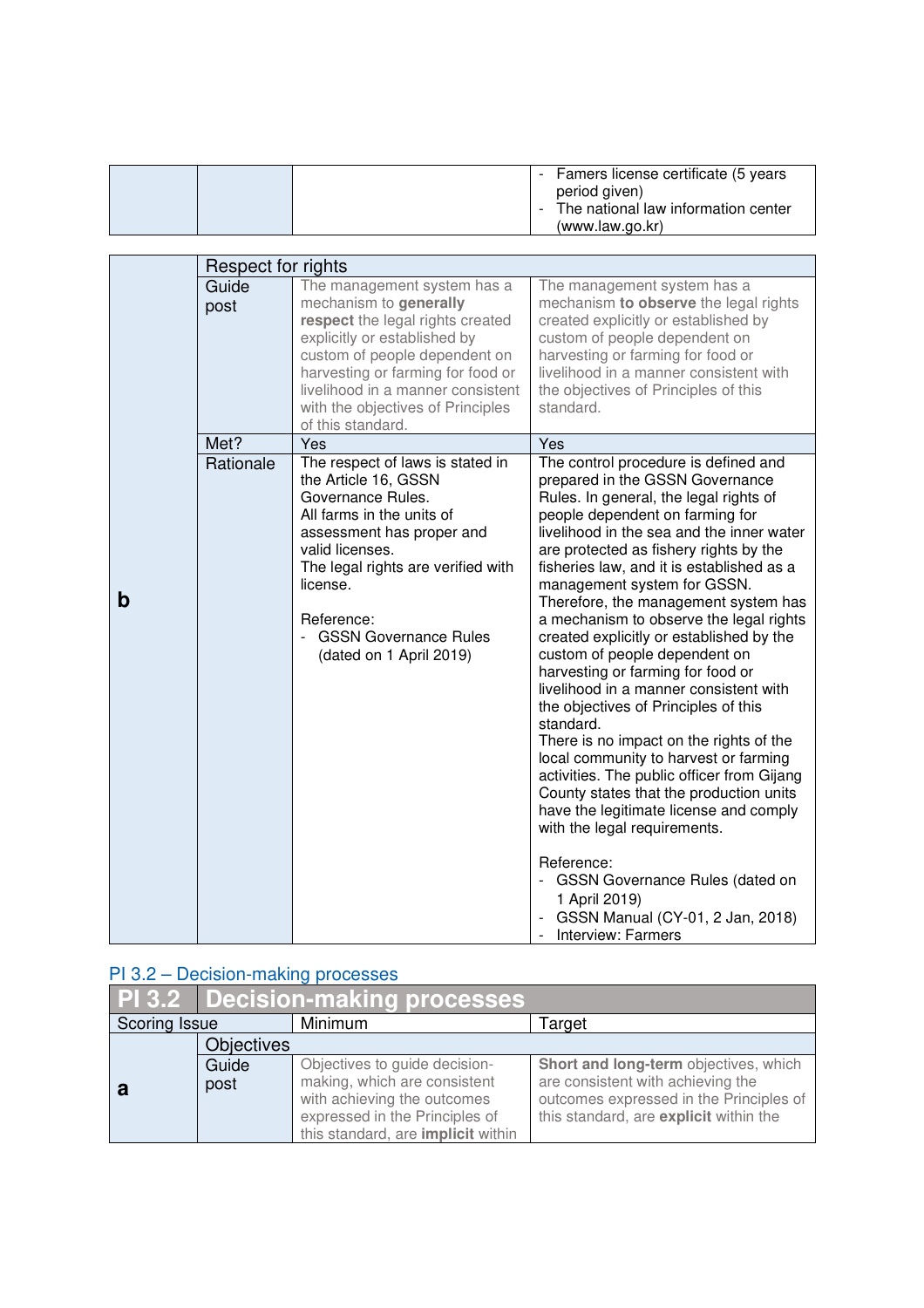| | | | - Famers license certificate (5 years period given)<br>- The national law information center (www.law.go.kr) |
|---|---|---|---|

| | Respect for rights | | |
|---|---|---|---|
| **b** | Guide post | The management system has a mechanism to **generally respect** the legal rights created explicitly or established by custom of people dependent on harvesting or farming for food or livelihood in a manner consistent with the objectives of Principles of this standard. | The management system has a mechanism **to observe** the legal rights created explicitly or established by custom of people dependent on harvesting or farming for food or livelihood in a manner consistent with the objectives of Principles of this standard. |
| | Met? | Yes | Yes |
| | Rationale | The respect of laws is stated in the Article 16, GSSN Governance Rules.<br>All farms in the units of assessment has proper and valid licenses.<br>The legal rights are verified with license.<br><br>Reference:<br>- GSSN Governance Rules (dated on 1 April 2019) | The control procedure is defined and prepared in the GSSN Governance Rules. In general, the legal rights of people dependent on farming for livelihood in the sea and the inner water are protected as fishery rights by the fisheries law, and it is established as a management system for GSSN. Therefore, the management system has a mechanism to observe the legal rights created explicitly or established by the custom of people dependent on harvesting or farming for food or livelihood in a manner consistent with the objectives of Principles of this standard.<br>There is no impact on the rights of the local community to harvest or farming activities. The public officer from Gijang County states that the production units have the legitimate license and comply with the legal requirements.<br><br>Reference:<br>- GSSN Governance Rules (dated on 1 April 2019)<br>- GSSN Manual (CY-01, 2 Jan, 2018)<br>- Interview: Farmers |

## PI 3.2 – Decision-making processes

| **PI 3.2** | **Decision-making processes** | | |
|---|---|---|---|
| Scoring Issue | | Minimum | Target |
| | Objectives | | |
| **a** | Guide post | Objectives to guide decision-making, which are consistent with achieving the outcomes expressed in the Principles of this standard, are **implicit** within | **Short and long-term** objectives, which are consistent with achieving the outcomes expressed in the Principles of this standard, are **explicit** within the |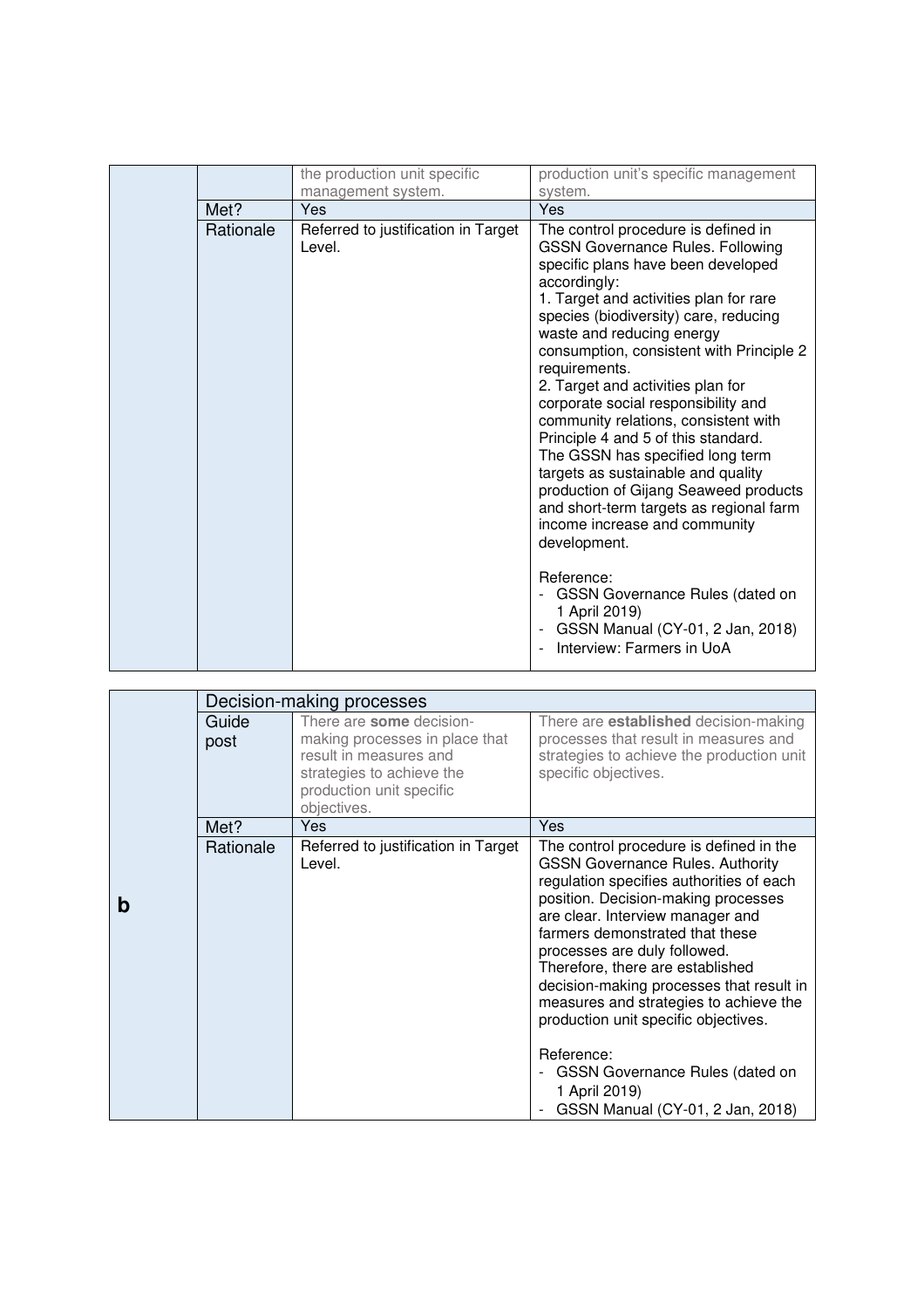| | | | |
|---|---|---|---|
| | | the production unit specific management system. | production unit's specific management system. |
| | Met? | Yes | Yes |
| | Rationale | Referred to justification in Target Level. | The control procedure is defined in GSSN Governance Rules. Following specific plans have been developed accordingly:<br>1. Target and activities plan for rare species (biodiversity) care, reducing waste and reducing energy consumption, consistent with Principle 2 requirements.<br>2. Target and activities plan for corporate social responsibility and community relations, consistent with Principle 4 and 5 of this standard.<br>The GSSN has specified long term targets as sustainable and quality production of Gijang Seaweed products and short-term targets as regional farm income increase and community development.<br><br>Reference:<br>- GSSN Governance Rules (dated on 1 April 2019)<br>- GSSN Manual (CY-01, 2 Jan, 2018)<br>- Interview: Farmers in UoA |

| | | | |
|---|---|---|---|
| **b** | Decision-making processes | | |
| | Guide post | There are **some** decision-making processes in place that result in measures and strategies to achieve the production unit specific objectives. | There are **established** decision-making processes that result in measures and strategies to achieve the production unit specific objectives. |
| | Met? | Yes | Yes |
| | Rationale | Referred to justification in Target Level. | The control procedure is defined in the GSSN Governance Rules. Authority regulation specifies authorities of each position. Decision-making processes are clear. Interview manager and farmers demonstrated that these processes are duly followed. Therefore, there are established decision-making processes that result in measures and strategies to achieve the production unit specific objectives.<br><br>Reference:<br>- GSSN Governance Rules (dated on 1 April 2019)<br>- GSSN Manual (CY-01, 2 Jan, 2018) |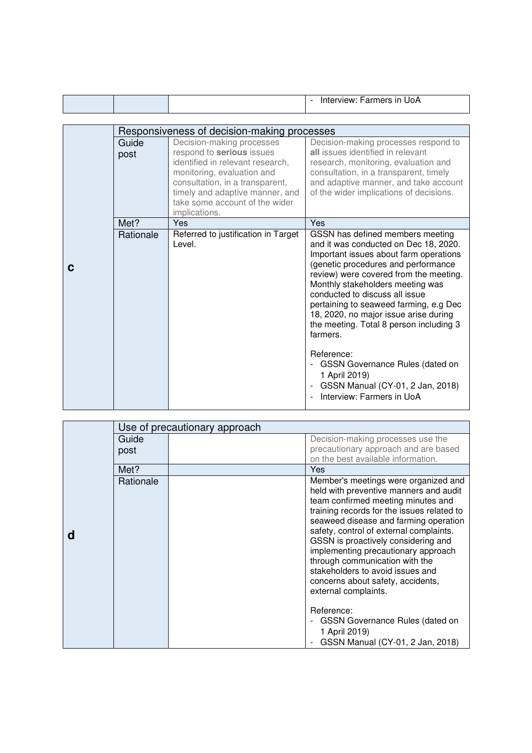| | | | - Interview: Farmers in UoA |
|---|---|---|---|

| | Responsiveness of decision-making processes | | |
|---|---|---|---|
| **c** | Guide post | Decision-making processes respond to **serious** issues identified in relevant research, monitoring, evaluation and consultation, in a transparent, timely and adaptive manner, and take some account of the wider implications. | Decision-making processes respond to **all** issues identified in relevant research, monitoring, evaluation and consultation, in a transparent, timely and adaptive manner, and take account of the wider implications of decisions. |
| | Met? | Yes | Yes |
| | Rationale | Referred to justification in Target Level. | GSSN has defined members meeting and it was conducted on Dec 18, 2020. Important issues about farm operations (genetic procedures and performance review) were covered from the meeting. Monthly stakeholders meeting was conducted to discuss all issue pertaining to seaweed farming, e.g Dec 18, 2020, no major issue arise during the meeting. Total 8 person including 3 farmers.<br><br>Reference:<br>- GSSN Governance Rules (dated on 1 April 2019)<br>- GSSN Manual (CY-01, 2 Jan, 2018)<br>- Interview: Farmers in UoA |

| | Use of precautionary approach | | |
|---|---|---|---|
| **d** | Guide post | | Decision-making processes use the precautionary approach and are based on the best available information. |
| | Met? | | Yes |
| | Rationale | | Member's meetings were organized and held with preventive manners and audit team confirmed meeting minutes and training records for the issues related to seaweed disease and farming operation safety, control of external complaints. GSSN is proactively considering and implementing precautionary approach through communication with the stakeholders to avoid issues and concerns about safety, accidents, external complaints.<br><br>Reference:<br>- GSSN Governance Rules (dated on 1 April 2019)<br>- GSSN Manual (CY-01, 2 Jan, 2018) |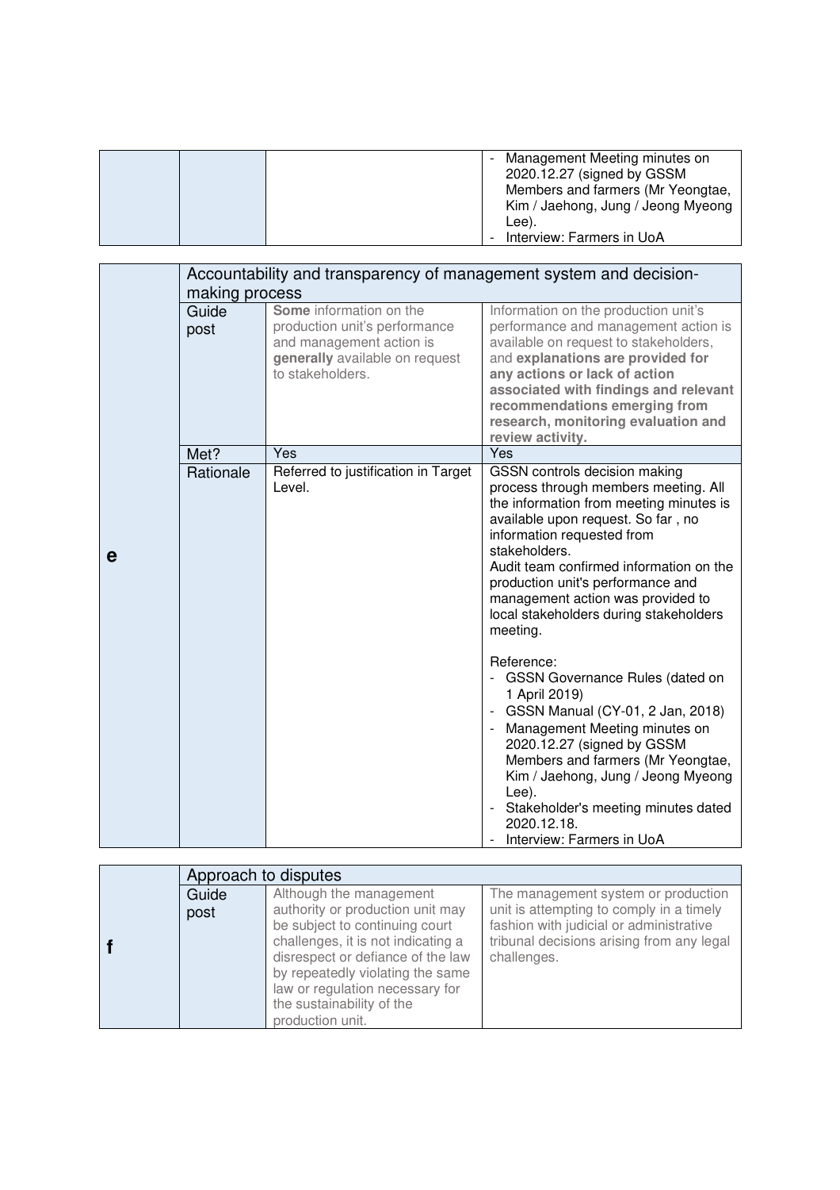| | | | - Management Meeting minutes on 2020.12.27 (signed by GSSM Members and farmers (Mr Yeongtae, Kim / Jaehong, Jung / Jeong Myeong Lee).<br>- Interview: Farmers in UoA |
|---|---|---|---|

| | Accountability and transparency of management system and decision-making process | | |
|---|---|---|---|
| **e** | Guide post | **Some** information on the production unit's performance and management action is **generally** available on request to stakeholders. | Information on the production unit's performance and management action is available on request to stakeholders, and **explanations are provided for any actions or lack of action associated with findings and relevant recommendations emerging from research, monitoring evaluation and review activity.** |
| | Met? | Yes | Yes |
| | Rationale | Referred to justification in Target Level. | GSSN controls decision making process through members meeting. All the information from meeting minutes is available upon request. So far , no information requested from stakeholders.<br>Audit team confirmed information on the production unit's performance and management action was provided to local stakeholders during stakeholders meeting.<br><br>Reference:<br>- GSSN Governance Rules (dated on 1 April 2019)<br>- GSSN Manual (CY-01, 2 Jan, 2018)<br>- Management Meeting minutes on 2020.12.27 (signed by GSSM Members and farmers (Mr Yeongtae, Kim / Jaehong, Jung / Jeong Myeong Lee).<br>- Stakeholder's meeting minutes dated 2020.12.18.<br>- Interview: Farmers in UoA |

| | Approach to disputes | | |
|---|---|---|---|
| **f** | Guide post | Although the management authority or production unit may be subject to continuing court challenges, it is not indicating a disrespect or defiance of the law by repeatedly violating the same law or regulation necessary for the sustainability of the production unit. | The management system or production unit is attempting to comply in a timely fashion with judicial or administrative tribunal decisions arising from any legal challenges. |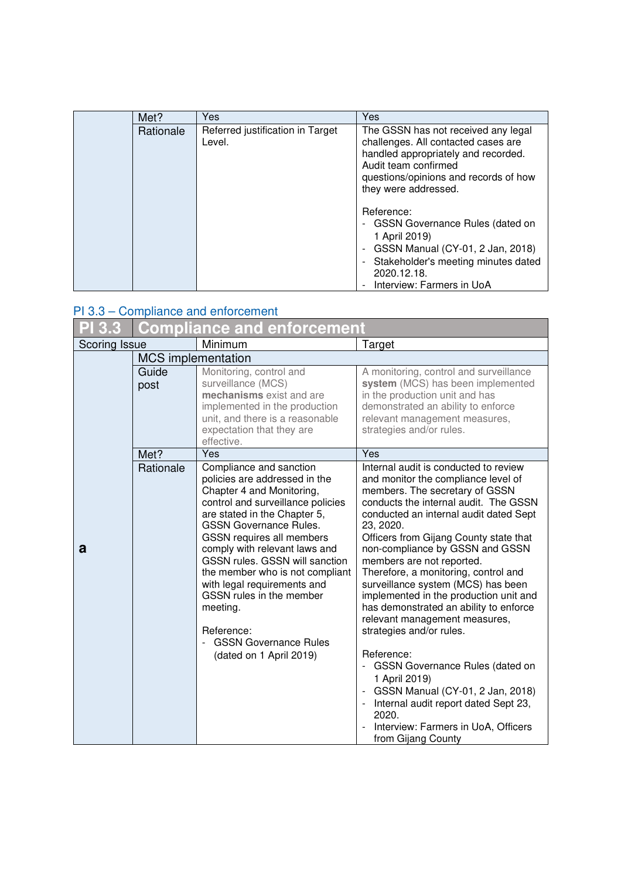| | | | |
|---|---|---|---|
| | Met? | Yes | Yes |
| | Rationale | Referred justification in Target Level. | The GSSN has not received any legal challenges. All contacted cases are handled appropriately and recorded. Audit team confirmed questions/opinions and records of how they were addressed.<br><br>Reference:<br>- GSSN Governance Rules (dated on 1 April 2019)<br>- GSSN Manual (CY-01, 2 Jan, 2018)<br>- Stakeholder's meeting minutes dated 2020.12.18.<br>- Interview: Farmers in UoA |

## PI 3.3 – Compliance and enforcement

| PI 3.3 | Compliance and enforcement | | |
|---|---|---|---|
| Scoring Issue | | Minimum | Target |
| a | MCS implementation | | |
| | Guide post | Monitoring, control and surveillance (MCS) **mechanisms** exist and are implemented in the production unit, and there is a reasonable expectation that they are effective. | A monitoring, control and surveillance **system** (MCS) has been implemented in the production unit and has demonstrated an ability to enforce relevant management measures, strategies and/or rules. |
| | Met? | Yes | Yes |
| | Rationale | Compliance and sanction policies are addressed in the Chapter 4 and Monitoring, control and surveillance policies are stated in the Chapter 5, GSSN Governance Rules.<br>GSSN requires all members comply with relevant laws and GSSN rules. GSSN will sanction the member who is not compliant with legal requirements and GSSN rules in the member meeting.<br><br>Reference:<br>- GSSN Governance Rules (dated on 1 April 2019) | Internal audit is conducted to review and monitor the compliance level of members. The secretary of GSSN conducts the internal audit. The GSSN conducted an internal audit dated Sept 23, 2020.<br>Officers from Gijang County state that non-compliance by GSSN and GSSN members are not reported.<br>Therefore, a monitoring, control and surveillance system (MCS) has been implemented in the production unit and has demonstrated an ability to enforce relevant management measures, strategies and/or rules.<br><br>Reference:<br>- GSSN Governance Rules (dated on 1 April 2019)<br>- GSSN Manual (CY-01, 2 Jan, 2018)<br>- Internal audit report dated Sept 23, 2020.<br>- Interview: Farmers in UoA, Officers from Gijang County |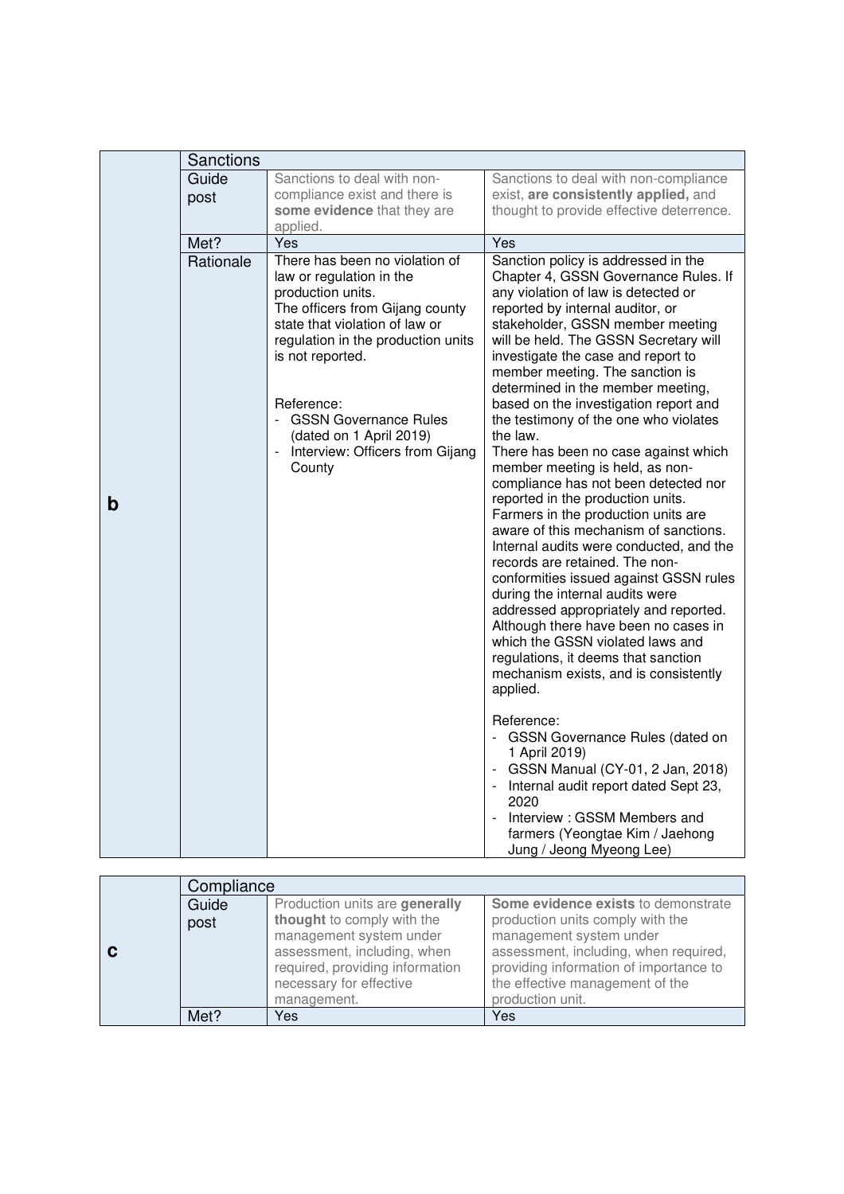| | Sanctions | | |
|---|---|---|---|
| **b** | Guide post | Sanctions to deal with non-compliance exist and there is **some evidence** that they are applied. | Sanctions to deal with non-compliance exist, **are consistently applied,** and thought to provide effective deterrence. |
| | Met? | Yes | Yes |
| | Rationale | There has been no violation of law or regulation in the production units.<br>The officers from Gijang county state that violation of law or regulation in the production units is not reported.<br><br>Reference:<br>- GSSN Governance Rules (dated on 1 April 2019)<br>- Interview: Officers from Gijang County | Sanction policy is addressed in the Chapter 4, GSSN Governance Rules. If any violation of law is detected or reported by internal auditor, or stakeholder, GSSN member meeting will be held. The GSSN Secretary will investigate the case and report to member meeting. The sanction is determined in the member meeting, based on the investigation report and the testimony of the one who violates the law.<br>There has been no case against which member meeting is held, as non-compliance has not been detected nor reported in the production units. Farmers in the production units are aware of this mechanism of sanctions. Internal audits were conducted, and the records are retained. The non-conformities issued against GSSN rules during the internal audits were addressed appropriately and reported. Although there have been no cases in which the GSSN violated laws and regulations, it deems that sanction mechanism exists, and is consistently applied.<br><br>Reference:<br>- GSSN Governance Rules (dated on 1 April 2019)<br>- GSSN Manual (CY-01, 2 Jan, 2018)<br>- Internal audit report dated Sept 23, 2020<br>- Interview : GSSM Members and farmers (Yeongtae Kim / Jaehong Jung / Jeong Myeong Lee) |

| | Compliance | | |
|---|---|---|---|
| **c** | Guide post | Production units are **generally thought** to comply with the management system under assessment, including, when required, providing information necessary for effective management. | **Some evidence exists** to demonstrate production units comply with the management system under assessment, including, when required, providing information of importance to the effective management of the production unit. |
| | Met? | Yes | Yes |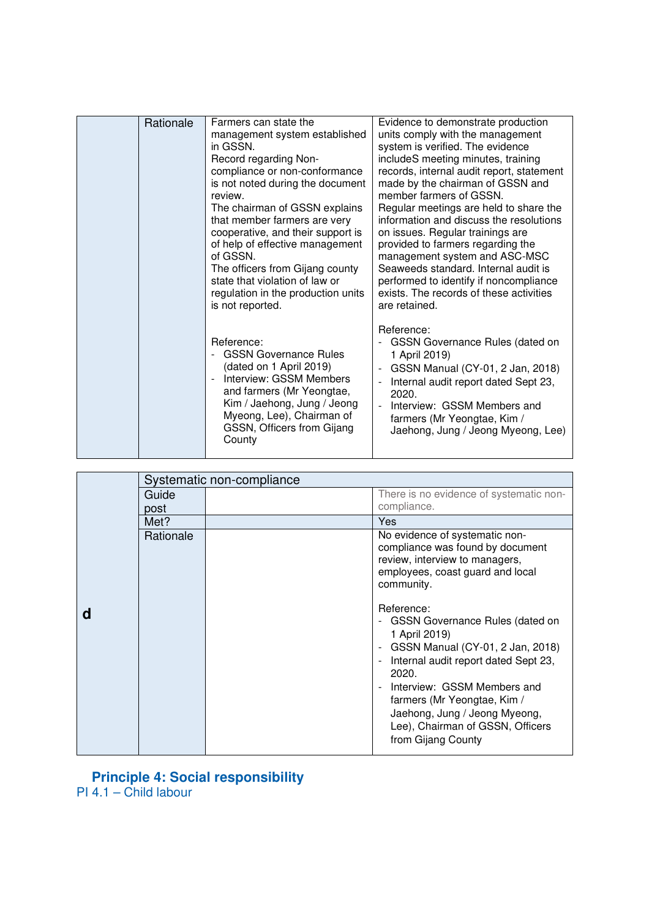| | | | |
|---|---|---|---|
| | Rationale | Farmers can state the management system established in GSSN.<br>Record regarding Non-compliance or non-conformance is not noted during the document review.<br>The chairman of GSSN explains that member farmers are very cooperative, and their support is of help of effective management of GSSN.<br>The officers from Gijang county state that violation of law or regulation in the production units is not reported.<br><br>Reference:<br>- GSSN Governance Rules (dated on 1 April 2019)<br>- Interview: GSSM Members and farmers (Mr Yeongtae, Kim / Jaehong, Jung / Jeong Myeong, Lee), Chairman of GSSN, Officers from Gijang County | Evidence to demonstrate production units comply with the management system is verified. The evidence includeS meeting minutes, training records, internal audit report, statement made by the chairman of GSSN and member farmers of GSSN.<br>Regular meetings are held to share the information and discuss the resolutions on issues. Regular trainings are provided to farmers regarding the management system and ASC-MSC Seaweeds standard. Internal audit is performed to identify if noncompliance exists. The records of these activities are retained.<br><br>Reference:<br>- GSSN Governance Rules (dated on 1 April 2019)<br>- GSSN Manual (CY-01, 2 Jan, 2018)<br>- Internal audit report dated Sept 23, 2020.<br>- Interview: GSSM Members and farmers (Mr Yeongtae, Kim / Jaehong, Jung / Jeong Myeong, Lee) |

| | | | |
|---|---|---|---|
| **d** | Systematic non-compliance | | |
| | Guide post | | There is no evidence of systematic non-compliance. |
| | Met? | | Yes |
| | Rationale | | No evidence of systematic non-compliance was found by document review, interview to managers, employees, coast guard and local community.<br><br>Reference:<br>- GSSN Governance Rules (dated on 1 April 2019)<br>- GSSN Manual (CY-01, 2 Jan, 2018)<br>- Internal audit report dated Sept 23, 2020.<br>- Interview: GSSM Members and farmers (Mr Yeongtae, Kim / Jaehong, Jung / Jeong Myeong, Lee), Chairman of GSSN, Officers from Gijang County |

## Principle 4: Social responsibility

### PI 4.1 – Child labour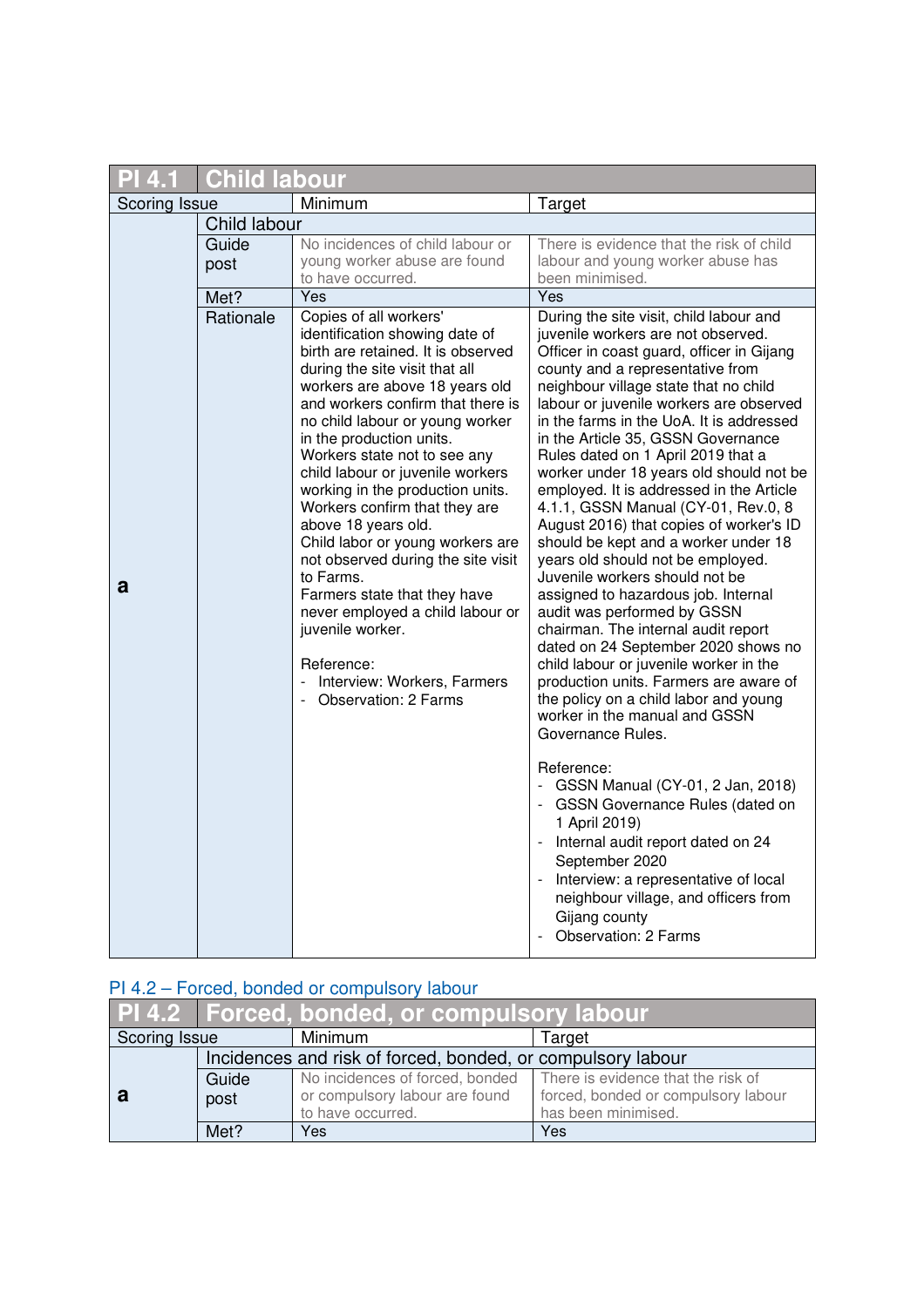| PI 4.1 | Child labour | | |
|---|---|---|---|
| Scoring Issue | | Minimum | Target |
| a | Child labour | | |
| | Guide post | No incidences of child labour or young worker abuse are found to have occurred. | There is evidence that the risk of child labour and young worker abuse has been minimised. |
| | Met? | Yes | Yes |
| | Rationale | Copies of all workers' identification showing date of birth are retained. It is observed during the site visit that all workers are above 18 years old and workers confirm that there is no child labour or young worker in the production units.<br>Workers state not to see any child labour or juvenile workers working in the production units. Workers confirm that they are above 18 years old.<br>Child labor or young workers are not observed during the site visit to Farms.<br>Farmers state that they have never employed a child labour or juvenile worker.<br><br>Reference:<br>- Interview: Workers, Farmers<br>- Observation: 2 Farms | During the site visit, child labour and juvenile workers are not observed. Officer in coast guard, officer in Gijang county and a representative from neighbour village state that no child labour or juvenile workers are observed in the farms in the UoA. It is addressed in the Article 35, GSSN Governance Rules dated on 1 April 2019 that a worker under 18 years old should not be employed. It is addressed in the Article 4.1.1, GSSN Manual (CY-01, Rev.0, 8 August 2016) that copies of worker's ID should be kept and a worker under 18 years old should not be employed. Juvenile workers should not be assigned to hazardous job. Internal audit was performed by GSSN chairman. The internal audit report dated on 24 September 2020 shows no child labour or juvenile worker in the production units. Farmers are aware of the policy on a child labor and young worker in the manual and GSSN Governance Rules.<br><br>Reference:<br>- GSSN Manual (CY-01, 2 Jan, 2018)<br>- GSSN Governance Rules (dated on 1 April 2019)<br>- Internal audit report dated on 24 September 2020<br>- Interview: a representative of local neighbour village, and officers from Gijang county<br>- Observation: 2 Farms |

## PI 4.2 – Forced, bonded or compulsory labour

| PI 4.2 | Forced, bonded, or compulsory labour | | |
|---|---|---|---|
| Scoring Issue | | Minimum | Target |
| a | Incidences and risk of forced, bonded, or compulsory labour | | |
| | Guide post | No incidences of forced, bonded or compulsory labour are found to have occurred. | There is evidence that the risk of forced, bonded or compulsory labour has been minimised. |
| | Met? | Yes | Yes |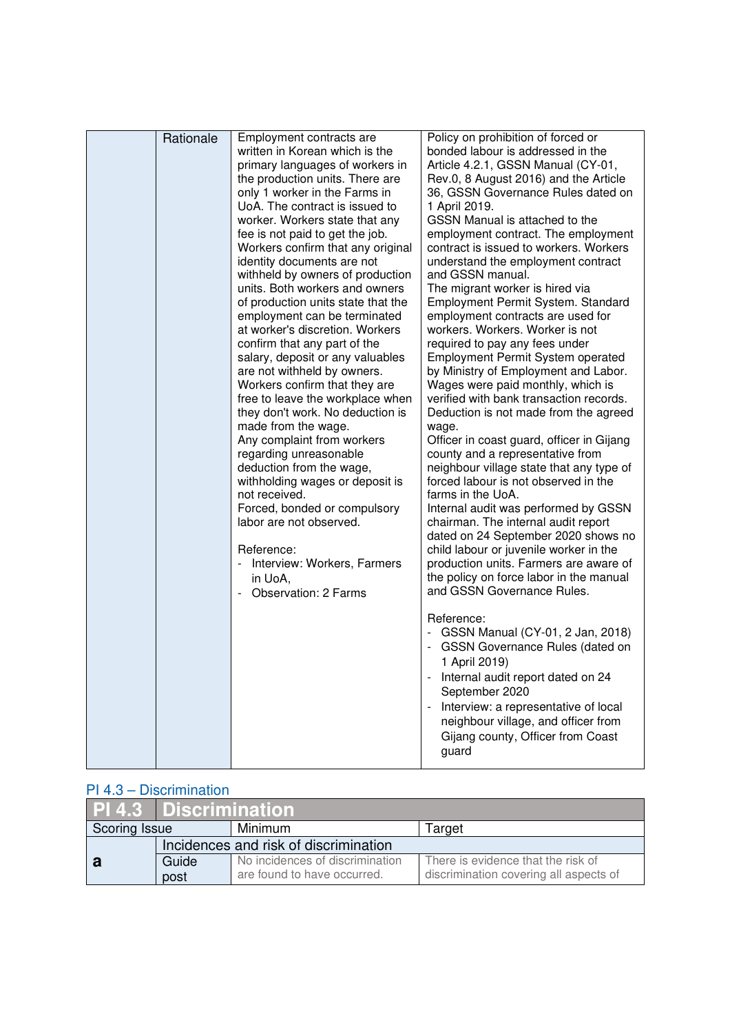| | Rationale | Employment contracts are written in Korean which is the primary languages of workers in the production units. There are only 1 worker in the Farms in UoA. The contract is issued to worker. Workers state that any fee is not paid to get the job. Workers confirm that any original identity documents are not withheld by owners of production units. Both workers and owners of production units state that the employment can be terminated at worker's discretion. Workers confirm that any part of the salary, deposit or any valuables are not withheld by owners. Workers confirm that they are free to leave the workplace when they don't work. No deduction is made from the wage.<br>Any complaint from workers regarding unreasonable deduction from the wage, withholding wages or deposit is not received.<br>Forced, bonded or compulsory labor are not observed.<br><br>Reference:<br>- Interview: Workers, Farmers in UoA,<br>- Observation: 2 Farms | Policy on prohibition of forced or bonded labour is addressed in the Article 4.2.1, GSSN Manual (CY-01, Rev.0, 8 August 2016) and the Article 36, GSSN Governance Rules dated on 1 April 2019.<br>GSSN Manual is attached to the employment contract. The employment contract is issued to workers. Workers understand the employment contract and GSSN manual.<br>The migrant worker is hired via Employment Permit System. Standard employment contracts are used for workers. Workers. Worker is not required to pay any fees under Employment Permit System operated by Ministry of Employment and Labor.<br>Wages were paid monthly, which is verified with bank transaction records. Deduction is not made from the agreed wage.<br>Officer in coast guard, officer in Gijang county and a representative from neighbour village state that any type of forced labour is not observed in the farms in the UoA.<br>Internal audit was performed by GSSN chairman. The internal audit report dated on 24 September 2020 shows no child labour or juvenile worker in the production units. Farmers are aware of the policy on force labor in the manual and GSSN Governance Rules.<br><br>Reference:<br>- GSSN Manual (CY-01, 2 Jan, 2018)<br>- GSSN Governance Rules (dated on 1 April 2019)<br>- Internal audit report dated on 24 September 2020<br>- Interview: a representative of local neighbour village, and officer from Gijang county, Officer from Coast guard |

## PI 4.3 – Discrimination

| PI 4.3 | Discrimination | | |
|---|---|---|---|
| Scoring Issue | | Minimum | Target |
| a | Incidences and risk of discrimination | | |
| | Guide post | No incidences of discrimination are found to have occurred. | There is evidence that the risk of discrimination covering all aspects of |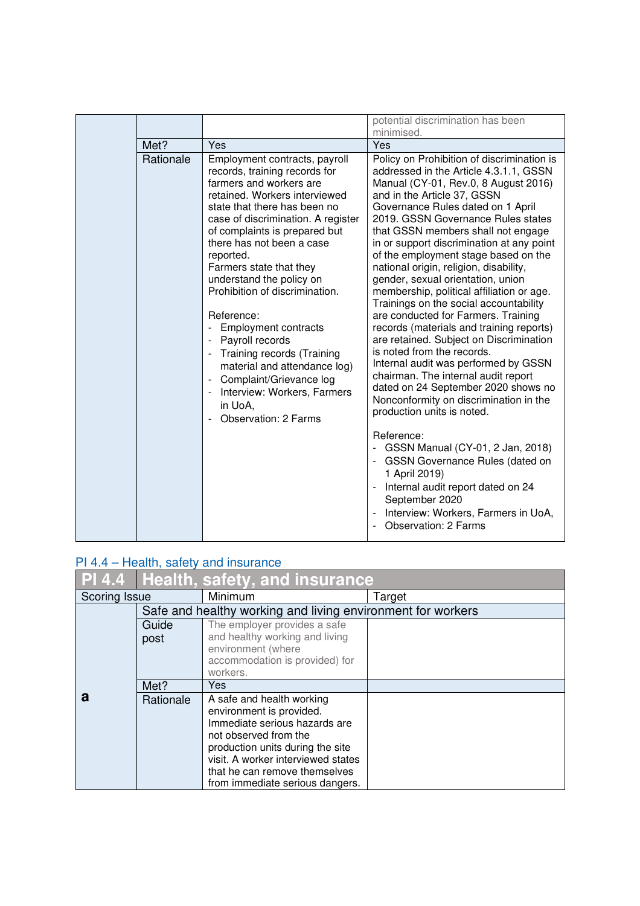| | | | |
|---|---|---|---|
| | | | potential discrimination has been minimised. |
| | Met? | Yes | Yes |
| | Rationale | Employment contracts, payroll records, training records for farmers and workers are retained. Workers interviewed state that there has been no case of discrimination. A register of complaints is prepared but there has not been a case reported.<br>Farmers state that they understand the policy on Prohibition of discrimination.<br><br>Reference:<br>- Employment contracts<br>- Payroll records<br>- Training records (Training material and attendance log)<br>- Complaint/Grievance log<br>- Interview: Workers, Farmers in UoA,<br>- Observation: 2 Farms | Policy on Prohibition of discrimination is addressed in the Article 4.3.1.1, GSSN Manual (CY-01, Rev.0, 8 August 2016) and in the Article 37, GSSN Governance Rules dated on 1 April 2019. GSSN Governance Rules states that GSSN members shall not engage in or support discrimination at any point of the employment stage based on the national origin, religion, disability, gender, sexual orientation, union membership, political affiliation or age.<br>Trainings on the social accountability are conducted for Farmers. Training records (materials and training reports) are retained. Subject on Discrimination is noted from the records.<br>Internal audit was performed by GSSN chairman. The internal audit report dated on 24 September 2020 shows no Nonconformity on discrimination in the production units is noted.<br><br>Reference:<br>- GSSN Manual (CY-01, 2 Jan, 2018)<br>- GSSN Governance Rules (dated on 1 April 2019)<br>- Internal audit report dated on 24 September 2020<br>- Interview: Workers, Farmers in UoA,<br>- Observation: 2 Farms |

## PI 4.4 – Health, safety and insurance

| PI 4.4 | Health, safety, and insurance | | |
|---|---|---|---|
| Scoring Issue | | Minimum | Target |
| a | Safe and healthy working and living environment for workers | | |
| | Guide post | The employer provides a safe and healthy working and living environment (where accommodation is provided) for workers. | |
| | Met? | Yes | |
| | Rationale | A safe and health working environment is provided. Immediate serious hazards are not observed from the production units during the site visit. A worker interviewed states that he can remove themselves from immediate serious dangers. | |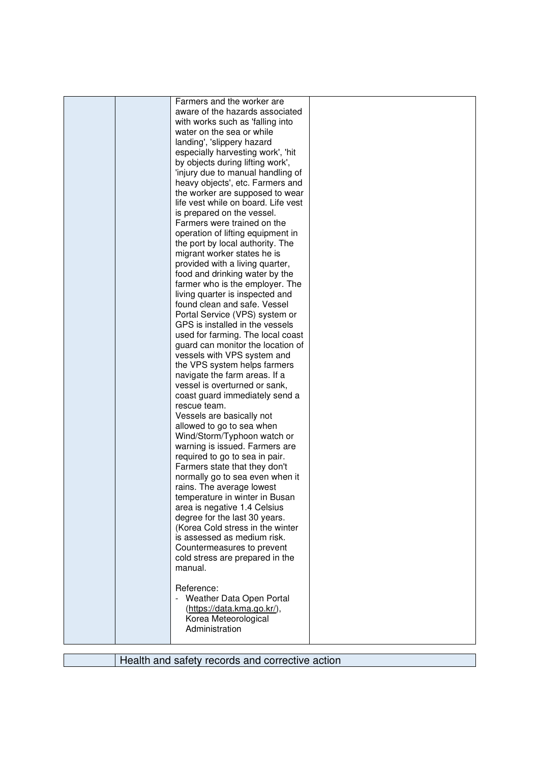|  |  |  |  |
|---|---|---|---|
|  |  | Farmers and the worker are aware of the hazards associated with works such as 'falling into water on the sea or while landing', 'slippery hazard especially harvesting work', 'hit by objects during lifting work', 'injury due to manual handling of heavy objects', etc. Farmers and the worker are supposed to wear life vest while on board. Life vest is prepared on the vessel.<br>Farmers were trained on the operation of lifting equipment in the port by local authority. The migrant worker states he is provided with a living quarter, food and drinking water by the farmer who is the employer. The living quarter is inspected and found clean and safe. Vessel Portal Service (VPS) system or GPS is installed in the vessels used for farming. The local coast guard can monitor the location of vessels with VPS system and the VPS system helps farmers navigate the farm areas. If a vessel is overturned or sank, coast guard immediately send a rescue team.<br>Vessels are basically not allowed to go to sea when Wind/Storm/Typhoon watch or warning is issued. Farmers are required to go to sea in pair. Farmers state that they don't normally go to sea even when it rains. The average lowest temperature in winter in Busan area is negative 1.4 Celsius degree for the last 30 years. (Korea Cold stress in the winter is assessed as medium risk. Countermeasures to prevent cold stress are prepared in the manual.<br><br>Reference:<br>- Weather Data Open Portal (https://data.kma.go.kr/), Korea Meteorological Administration |  |

|  | Health and safety records and corrective action |
|---|---|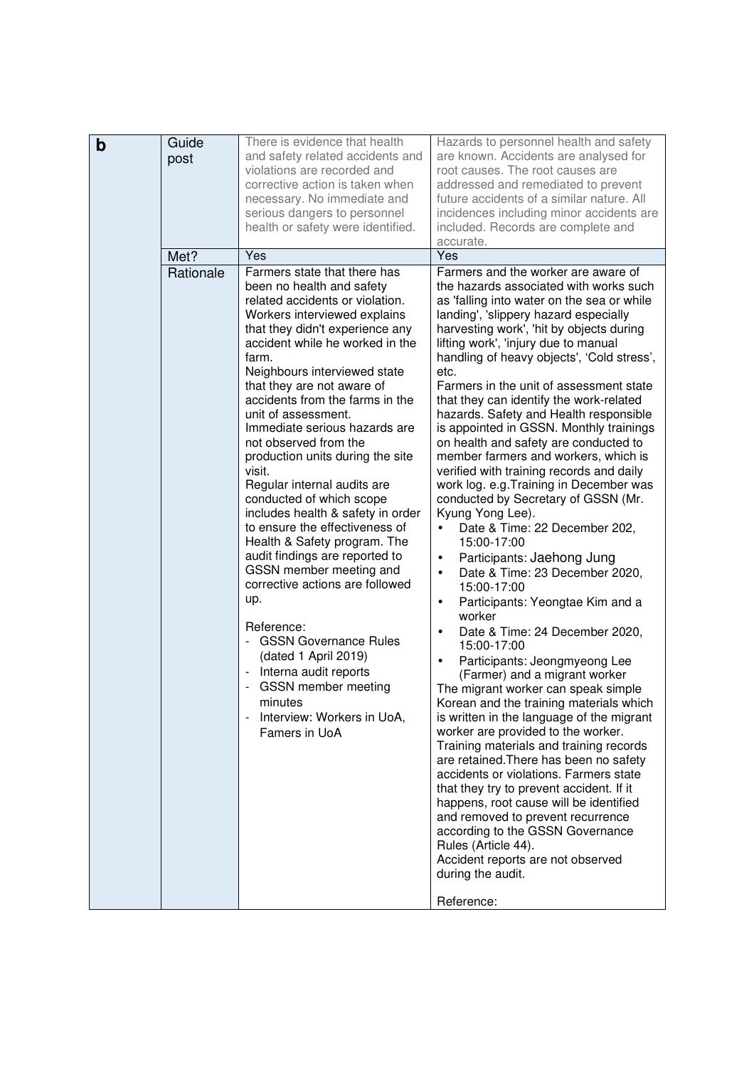| b | Guide post | There is evidence that health and safety related accidents and violations are recorded and corrective action is taken when necessary. No immediate and serious dangers to personnel health or safety were identified. | Hazards to personnel health and safety are known. Accidents are analysed for root causes. The root causes are addressed and remediated to prevent future accidents of a similar nature. All incidences including minor accidents are included. Records are complete and accurate. |
|---|---|---|---|
| | Met? | Yes | Yes |
| | Rationale | Farmers state that there has been no health and safety related accidents or violation. Workers interviewed explains that they didn't experience any accident while he worked in the farm.<br>Neighbours interviewed state that they are not aware of accidents from the farms in the unit of assessment.<br>Immediate serious hazards are not observed from the production units during the site visit.<br>Regular internal audits are conducted of which scope includes health & safety in order to ensure the effectiveness of Health & Safety program. The audit findings are reported to GSSN member meeting and corrective actions are followed up.<br><br>Reference:<br>- GSSN Governance Rules (dated 1 April 2019)<br>- Interna audit reports<br>- GSSN member meeting minutes<br>- Interview: Workers in UoA, Famers in UoA | Farmers and the worker are aware of the hazards associated with works such as 'falling into water on the sea or while landing', 'slippery hazard especially harvesting work', 'hit by objects during lifting work', 'injury due to manual handling of heavy objects', 'Cold stress', etc.<br>Farmers in the unit of assessment state that they can identify the work-related hazards. Safety and Health responsible is appointed in GSSN. Monthly trainings on health and safety are conducted to member farmers and workers, which is verified with training records and daily work log. e.g.Training in December was conducted by Secretary of GSSN (Mr. Kyung Yong Lee).<br>• Date & Time: 22 December 202, 15:00-17:00<br>• Participants: Jaehong Jung<br>• Date & Time: 23 December 2020, 15:00-17:00<br>• Participants: Yeongtae Kim and a worker<br>• Date & Time: 24 December 2020, 15:00-17:00<br>• Participants: Jeongmyeong Lee (Farmer) and a migrant worker<br>The migrant worker can speak simple Korean and the training materials which is written in the language of the migrant worker are provided to the worker.<br>Training materials and training records are retained.There has been no safety accidents or violations. Farmers state that they try to prevent accident. If it happens, root cause will be identified and removed to prevent recurrence according to the GSSN Governance Rules (Article 44).<br>Accident reports are not observed during the audit.<br><br>Reference: |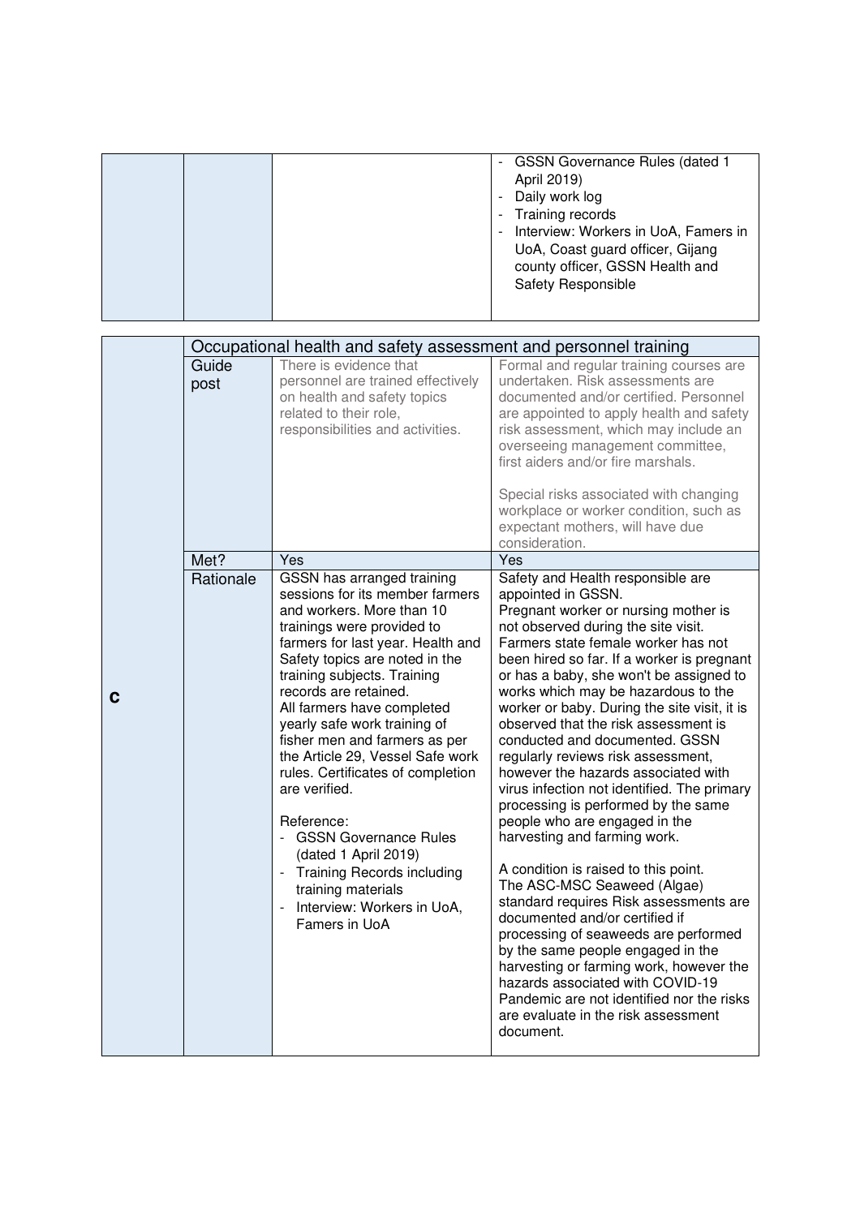| | | | |
|---|---|---|---|
| | | | - GSSN Governance Rules (dated 1 April 2019)<br>- Daily work log<br>- Training records<br>- Interview: Workers in UoA, Famers in UoA, Coast guard officer, Gijang county officer, GSSN Health and Safety Responsible |

| | Occupational health and safety assessment and personnel training | | |
|---|---|---|---|
| **c** | Guide post | There is evidence that personnel are trained effectively on health and safety topics related to their role, responsibilities and activities. | Formal and regular training courses are undertaken. Risk assessments are documented and/or certified. Personnel are appointed to apply health and safety risk assessment, which may include an overseeing management committee, first aiders and/or fire marshals.<br><br>Special risks associated with changing workplace or worker condition, such as expectant mothers, will have due consideration. |
| | Met? | Yes | Yes |
| | Rationale | GSSN has arranged training sessions for its member farmers and workers. More than 10 trainings were provided to farmers for last year. Health and Safety topics are noted in the training subjects. Training records are retained.<br>All farmers have completed yearly safe work training of fisher men and farmers as per the Article 29, Vessel Safe work rules. Certificates of completion are verified.<br><br>Reference:<br>- GSSN Governance Rules (dated 1 April 2019)<br>- Training Records including training materials<br>- Interview: Workers in UoA, Famers in UoA | Safety and Health responsible are appointed in GSSN.<br>Pregnant worker or nursing mother is not observed during the site visit. Farmers state female worker has not been hired so far. If a worker is pregnant or has a baby, she won't be assigned to works which may be hazardous to the worker or baby. During the site visit, it is observed that the risk assessment is conducted and documented. GSSN regularly reviews risk assessment, however the hazards associated with virus infection not identified. The primary processing is performed by the same people who are engaged in the harvesting and farming work.<br><br>A condition is raised to this point.<br>The ASC-MSC Seaweed (Algae) standard requires Risk assessments are documented and/or certified if processing of seaweeds are performed by the same people engaged in the harvesting or farming work, however the hazards associated with COVID-19 Pandemic are not identified nor the risks are evaluate in the risk assessment document. |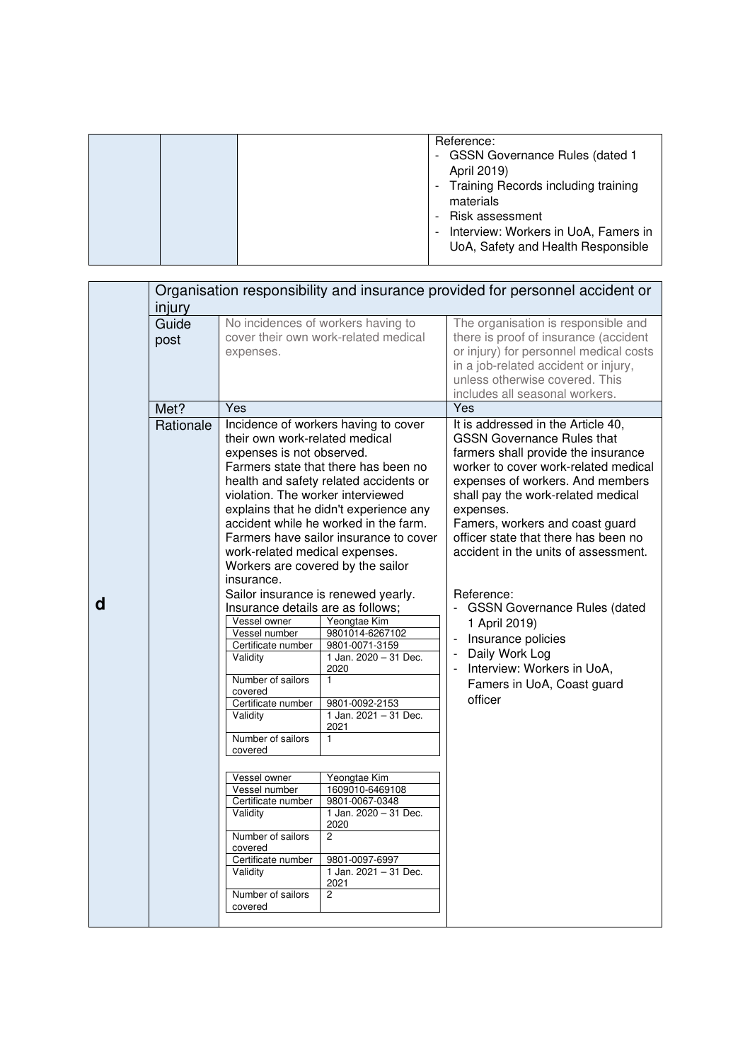| | | | Reference:<br>- GSSN Governance Rules (dated 1 April 2019)<br>- Training Records including training materials<br>- Risk assessment<br>- Interview: Workers in UoA, Famers in UoA, Safety and Health Responsible |
|---|---|---|---|

| **d** | Organisation responsibility and insurance provided for personnel accident or injury | | |
|---|---|---|---|
| | Guide post | No incidences of workers having to cover their own work-related medical expenses. | The organisation is responsible and there is proof of insurance (accident or injury) for personnel medical costs in a job-related accident or injury, unless otherwise covered. This includes all seasonal workers. |
| | Met? | Yes | Yes |
| | Rationale | Incidence of workers having to cover their own work-related medical expenses is not observed.<br>Farmers state that there has been no health and safety related accidents or violation. The worker interviewed explains that he didn't experience any accident while he worked in the farm.<br>Farmers have sailor insurance to cover work-related medical expenses. Workers are covered by the sailor insurance.<br>Sailor insurance is renewed yearly.<br>Insurance details are as follows;<br>Vessel owner: Yeongtae Kim<br>Vessel number: 9801014-6267102<br>Certificate number: 9801-0071-3159<br>Validity: 1 Jan. 2020 – 31 Dec. 2020<br>Number of sailors covered: 1<br>Certificate number: 9801-0092-2153<br>Validity: 1 Jan. 2021 – 31 Dec. 2021<br>Number of sailors covered: 1<br><br>Vessel owner: Yeongtae Kim<br>Vessel number: 1609010-6469108<br>Certificate number: 9801-0067-0348<br>Validity: 1 Jan. 2020 – 31 Dec. 2020<br>Number of sailors covered: 2<br>Certificate number: 9801-0097-6997<br>Validity: 1 Jan. 2021 – 31 Dec. 2021<br>Number of sailors covered: 2 | It is addressed in the Article 40, GSSN Governance Rules that farmers shall provide the insurance worker to cover work-related medical expenses of workers. And members shall pay the work-related medical expenses.<br>Famers, workers and coast guard officer state that there has been no accident in the units of assessment.<br><br>Reference:<br>- GSSN Governance Rules (dated 1 April 2019)<br>- Insurance policies<br>- Daily Work Log<br>- Interview: Workers in UoA, Famers in UoA, Coast guard officer |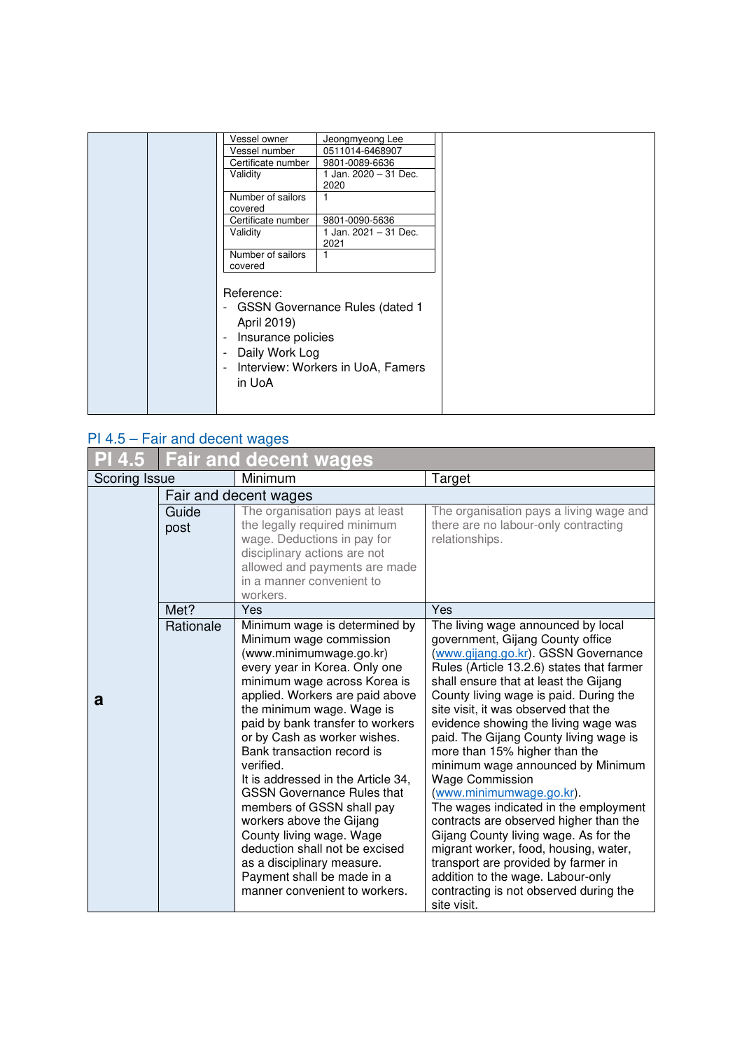| | | Vessel owner | Jeongmyeong Lee | |
|---|---|---|---|---|
| | | Vessel number | 0511014-6468907 | |
| | | Certificate number | 9801-0089-6636 | |
| | | Validity | 1 Jan. 2020 – 31 Dec. 2020 | |
| | | Number of sailors covered | 1 | |
| | | Certificate number | 9801-0090-5636 | |
| | | Validity | 1 Jan. 2021 – 31 Dec. 2021 | |
| | | Number of sailors covered | 1 | |
| | | Reference:<br>- GSSN Governance Rules (dated 1 April 2019)<br>- Insurance policies<br>- Daily Work Log<br>- Interview: Workers in UoA, Famers in UoA | | |

## PI 4.5 – Fair and decent wages

| PI 4.5 | Fair and decent wages | | |
|---|---|---|---|
| Scoring Issue | | Minimum | Target |
| a | Fair and decent wages | | |
| | Guide post | The organisation pays at least the legally required minimum wage. Deductions in pay for disciplinary actions are not allowed and payments are made in a manner convenient to workers. | The organisation pays a living wage and there are no labour-only contracting relationships. |
| | Met? | Yes | Yes |
| | Rationale | Minimum wage is determined by Minimum wage commission (www.minimumwage.go.kr) every year in Korea. Only one minimum wage across Korea is applied. Workers are paid above the minimum wage. Wage is paid by bank transfer to workers or by Cash as worker wishes. Bank transaction record is verified.<br>It is addressed in the Article 34, GSSN Governance Rules that members of GSSN shall pay workers above the Gijang County living wage. Wage deduction shall not be excised as a disciplinary measure. Payment shall be made in a manner convenient to workers. | The living wage announced by local government, Gijang County office (www.gijang.go.kr). GSSN Governance Rules (Article 13.2.6) states that farmer shall ensure that at least the Gijang County living wage is paid. During the site visit, it was observed that the evidence showing the living wage was paid. The Gijang County living wage is more than 15% higher than the minimum wage announced by Minimum Wage Commission (www.minimumwage.go.kr).<br>The wages indicated in the employment contracts are observed higher than the Gijang County living wage. As for the migrant worker, food, housing, water, transport are provided by farmer in addition to the wage. Labour-only contracting is not observed during the site visit. |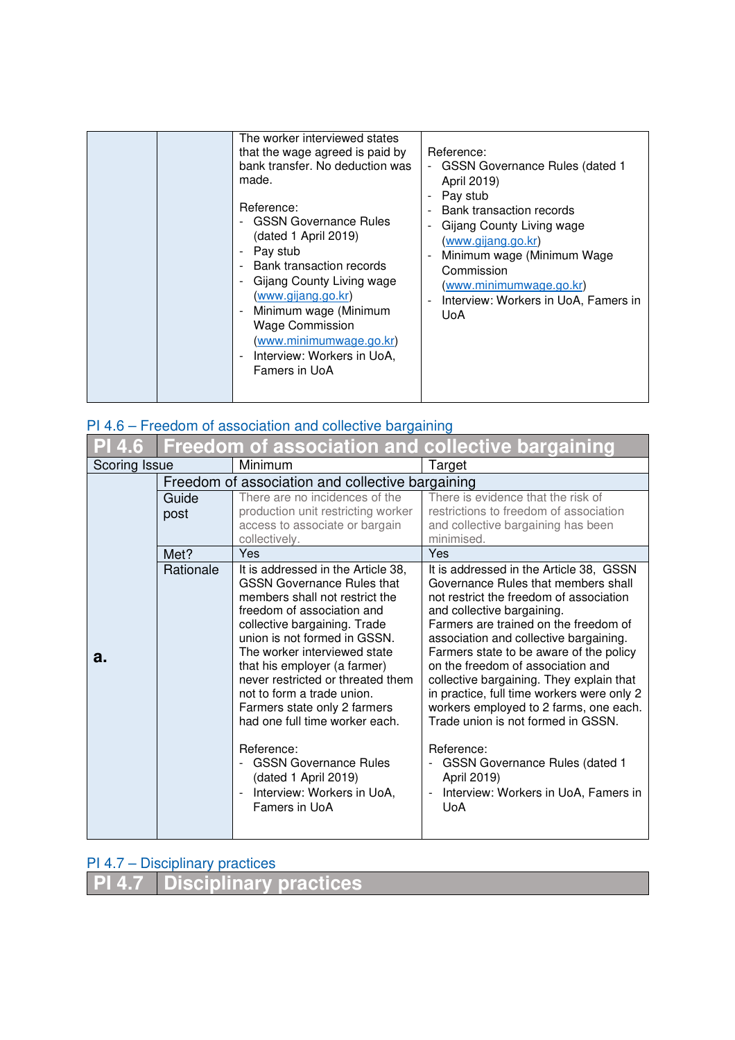| | | | |
|---|---|---|---|
| | | The worker interviewed states that the wage agreed is paid by bank transfer. No deduction was made.<br><br>Reference:<br>- GSSN Governance Rules (dated 1 April 2019)<br>- Pay stub<br>- Bank transaction records<br>- Gijang County Living wage (www.gijang.go.kr)<br>- Minimum wage (Minimum Wage Commission (www.minimumwage.go.kr)<br>- Interview: Workers in UoA, Famers in UoA | Reference:<br>- GSSN Governance Rules (dated 1 April 2019)<br>- Pay stub<br>- Bank transaction records<br>- Gijang County Living wage (www.gijang.go.kr)<br>- Minimum wage (Minimum Wage Commission (www.minimumwage.go.kr)<br>- Interview: Workers in UoA, Famers in UoA |

## PI 4.6 – Freedom of association and collective bargaining

| PI 4.6 | Freedom of association and collective bargaining | | |
|---|---|---|---|
| Scoring Issue | | Minimum | Target |
| | Freedom of association and collective bargaining | | |
| a. | Guide post | There are no incidences of the production unit restricting worker access to associate or bargain collectively. | There is evidence that the risk of restrictions to freedom of association and collective bargaining has been minimised. |
| | Met? | Yes | Yes |
| | Rationale | It is addressed in the Article 38, GSSN Governance Rules that members shall not restrict the freedom of association and collective bargaining. Trade union is not formed in GSSN. The worker interviewed state that his employer (a farmer) never restricted or threated them not to form a trade union. Farmers state only 2 farmers had one full time worker each.<br><br>Reference:<br>- GSSN Governance Rules (dated 1 April 2019)<br>- Interview: Workers in UoA, Famers in UoA | It is addressed in the Article 38, GSSN Governance Rules that members shall not restrict the freedom of association and collective bargaining.<br>Farmers are trained on the freedom of association and collective bargaining. Farmers state to be aware of the policy on the freedom of association and collective bargaining. They explain that in practice, full time workers were only 2 workers employed to 2 farms, one each. Trade union is not formed in GSSN.<br><br>Reference:<br>- GSSN Governance Rules (dated 1 April 2019)<br>- Interview: Workers in UoA, Famers in UoA |

## PI 4.7 – Disciplinary practices

| PI 4.7 | Disciplinary practices |
|---|---|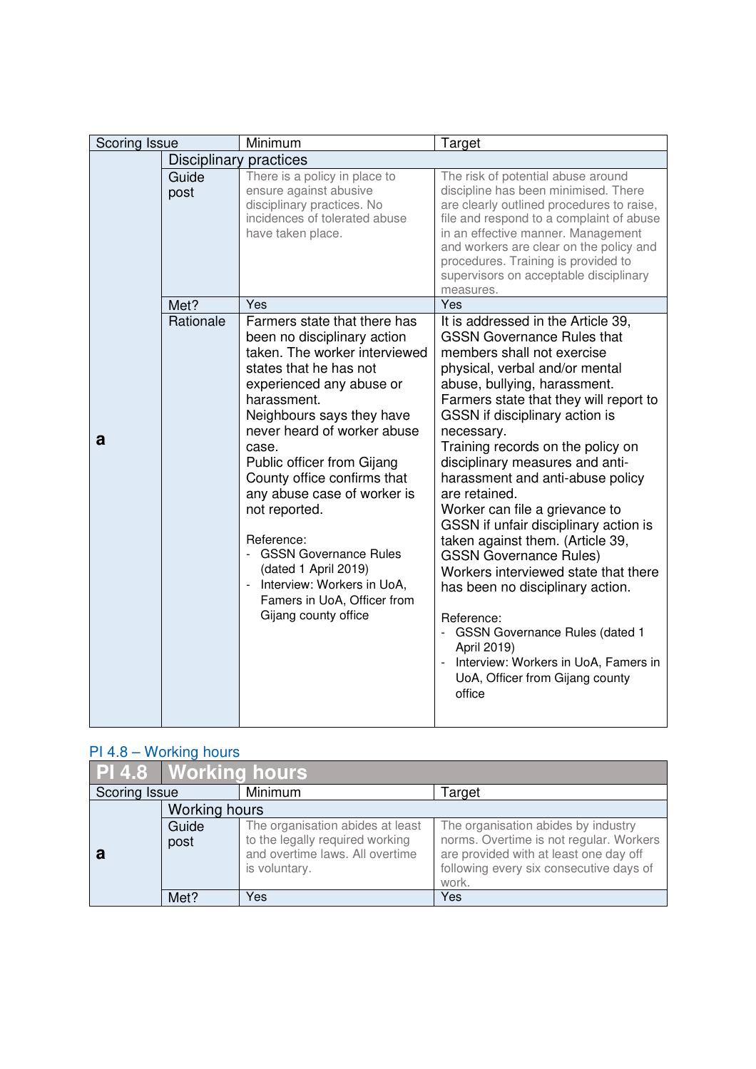| Scoring Issue | | Minimum | Target |
|---|---|---|---|
| | Disciplinary practices | | |
| a | Guide post | There is a policy in place to ensure against abusive disciplinary practices. No incidences of tolerated abuse have taken place. | The risk of potential abuse around discipline has been minimised. There are clearly outlined procedures to raise, file and respond to a complaint of abuse in an effective manner. Management and workers are clear on the policy and procedures. Training is provided to supervisors on acceptable disciplinary measures. |
| | Met? | Yes | Yes |
| | Rationale | Farmers state that there has been no disciplinary action taken. The worker interviewed states that he has not experienced any abuse or harassment.<br>Neighbours says they have never heard of worker abuse case.<br>Public officer from Gijang County office confirms that any abuse case of worker is not reported.<br><br>Reference:<br>- GSSN Governance Rules (dated 1 April 2019)<br>- Interview: Workers in UoA, Famers in UoA, Officer from Gijang county office | It is addressed in the Article 39, GSSN Governance Rules that members shall not exercise physical, verbal and/or mental abuse, bullying, harassment.<br>Farmers state that they will report to GSSN if disciplinary action is necessary.<br>Training records on the policy on disciplinary measures and anti-harassment and anti-abuse policy are retained.<br>Worker can file a grievance to GSSN if unfair disciplinary action is taken against them. (Article 39, GSSN Governance Rules)<br>Workers interviewed state that there has been no disciplinary action.<br><br>Reference:<br>- GSSN Governance Rules (dated 1 April 2019)<br>- Interview: Workers in UoA, Famers in UoA, Officer from Gijang county office |

## PI 4.8 – Working hours

| PI 4.8 | Working hours | | |
|---|---|---|---|
| Scoring Issue | | Minimum | Target |
| | Working hours | | |
| a | Guide post | The organisation abides at least to the legally required working and overtime laws. All overtime is voluntary. | The organisation abides by industry norms. Overtime is not regular. Workers are provided with at least one day off following every six consecutive days of work. |
| | Met? | Yes | Yes |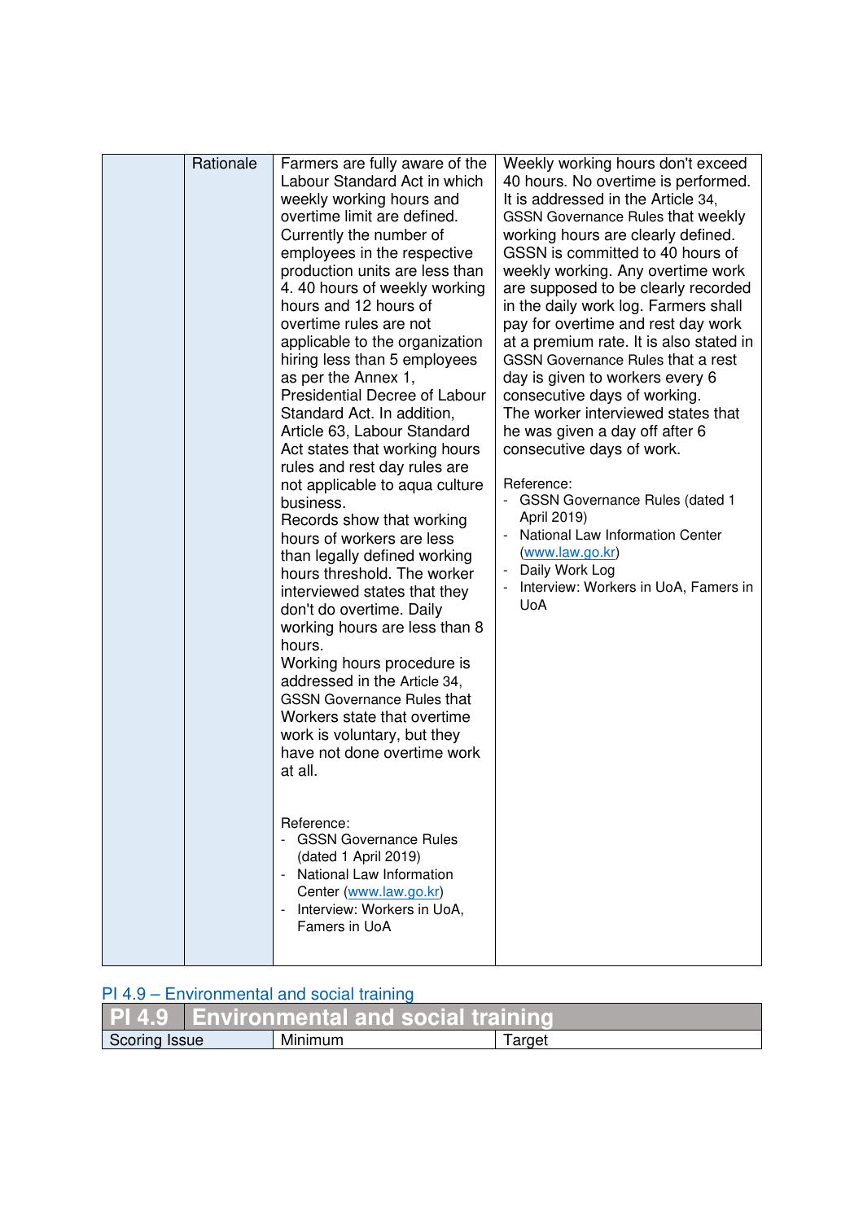| | Rationale | Farmers are fully aware of the Labour Standard Act in which weekly working hours and overtime limit are defined. Currently the number of employees in the respective production units are less than 4. 40 hours of weekly working hours and 12 hours of overtime rules are not applicable to the organization hiring less than 5 employees as per the Annex 1, Presidential Decree of Labour Standard Act. In addition, Article 63, Labour Standard Act states that working hours rules and rest day rules are not applicable to aqua culture business.<br>Records show that working hours of workers are less than legally defined working hours threshold. The worker interviewed states that they don't do overtime. Daily working hours are less than 8 hours.<br>Working hours procedure is addressed in the Article 34, GSSN Governance Rules that Workers state that overtime work is voluntary, but they have not done overtime work at all.<br><br>Reference:<br>- GSSN Governance Rules (dated 1 April 2019)<br>- National Law Information Center (www.law.go.kr)<br>- Interview: Workers in UoA, Famers in UoA | Weekly working hours don't exceed 40 hours. No overtime is performed. It is addressed in the Article 34, GSSN Governance Rules that weekly working hours are clearly defined. GSSN is committed to 40 hours of weekly working. Any overtime work are supposed to be clearly recorded in the daily work log. Farmers shall pay for overtime and rest day work at a premium rate. It is also stated in GSSN Governance Rules that a rest day is given to workers every 6 consecutive days of working.<br>The worker interviewed states that he was given a day off after 6 consecutive days of work.<br><br>Reference:<br>- GSSN Governance Rules (dated 1 April 2019)<br>- National Law Information Center (www.law.go.kr)<br>- Daily Work Log<br>- Interview: Workers in UoA, Famers in UoA |
|---|---|---|---|

## PI 4.9 – Environmental and social training

| PI 4.9 | Environmental and social training | |
|---|---|---|
| Scoring Issue | Minimum | Target |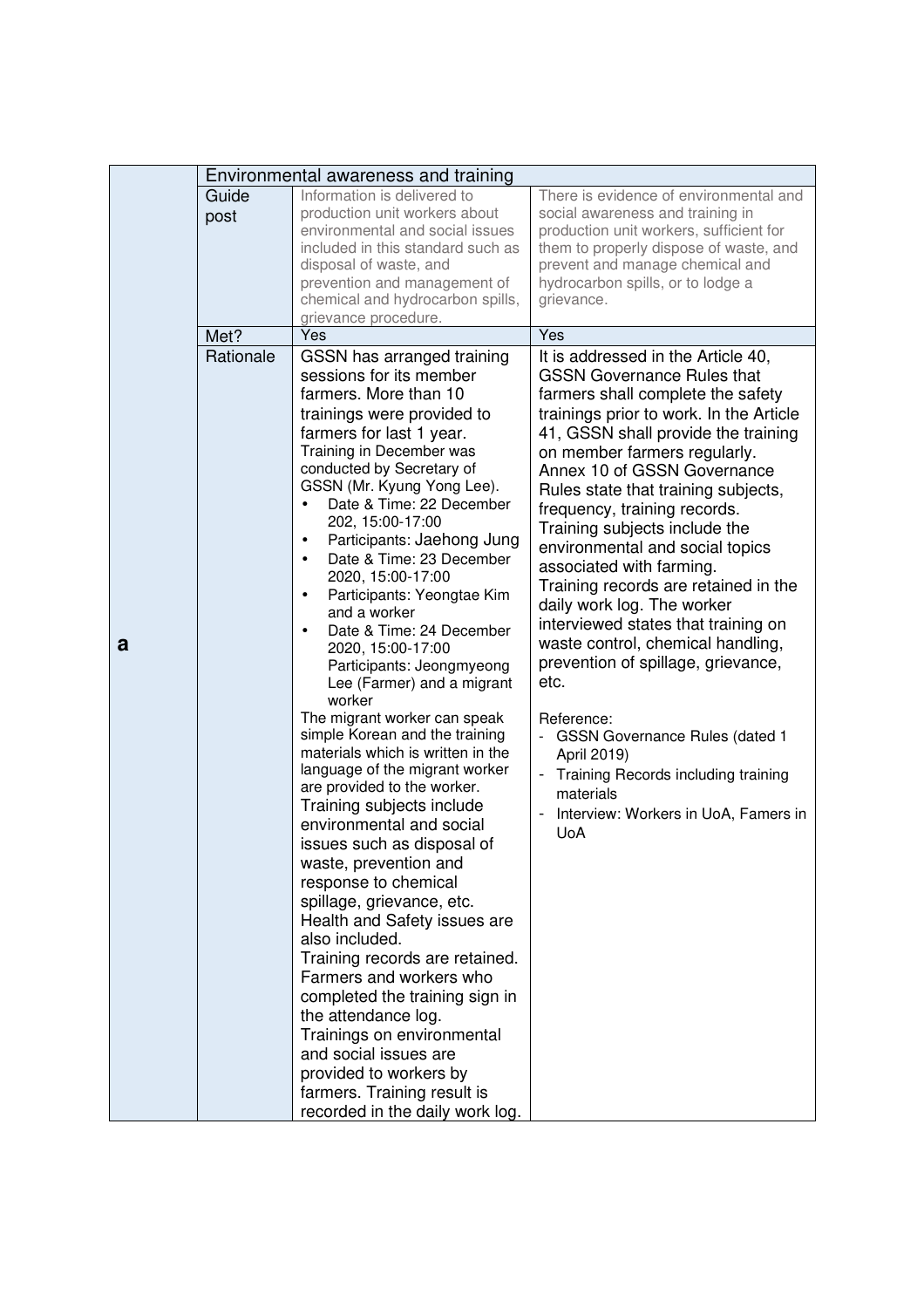| | Environmental awareness and training | | |
|---|---|---|---|
| **a** | Guide post | Information is delivered to production unit workers about environmental and social issues included in this standard such as disposal of waste, and prevention and management of chemical and hydrocarbon spills, grievance procedure. | There is evidence of environmental and social awareness and training in production unit workers, sufficient for them to properly dispose of waste, and prevent and manage chemical and hydrocarbon spills, or to lodge a grievance. |
| | Met? | Yes | Yes |
| | Rationale | GSSN has arranged training sessions for its member farmers. More than 10 trainings were provided to farmers for last 1 year.<br>Training in December was conducted by Secretary of GSSN (Mr. Kyung Yong Lee).<br>• Date & Time: 22 December 202, 15:00-17:00<br>• Participants: Jaehong Jung<br>• Date & Time: 23 December 2020, 15:00-17:00<br>• Participants: Yeongtae Kim and a worker<br>• Date & Time: 24 December 2020, 15:00-17:00<br>Participants: Jeongmyeong Lee (Farmer) and a migrant worker<br>The migrant worker can speak simple Korean and the training materials which is written in the language of the migrant worker are provided to the worker.<br>Training subjects include environmental and social issues such as disposal of waste, prevention and response to chemical spillage, grievance, etc.<br>Health and Safety issues are also included.<br>Training records are retained. Farmers and workers who completed the training sign in the attendance log.<br>Trainings on environmental and social issues are provided to workers by farmers. Training result is recorded in the daily work log. | It is addressed in the Article 40, GSSN Governance Rules that farmers shall complete the safety trainings prior to work. In the Article 41, GSSN shall provide the training on member farmers regularly. Annex 10 of GSSN Governance Rules state that training subjects, frequency, training records. Training subjects include the environmental and social topics associated with farming.<br>Training records are retained in the daily work log. The worker interviewed states that training on waste control, chemical handling, prevention of spillage, grievance, etc.<br><br>Reference:<br>- GSSN Governance Rules (dated 1 April 2019)<br>- Training Records including training materials<br>- Interview: Workers in UoA, Famers in UoA |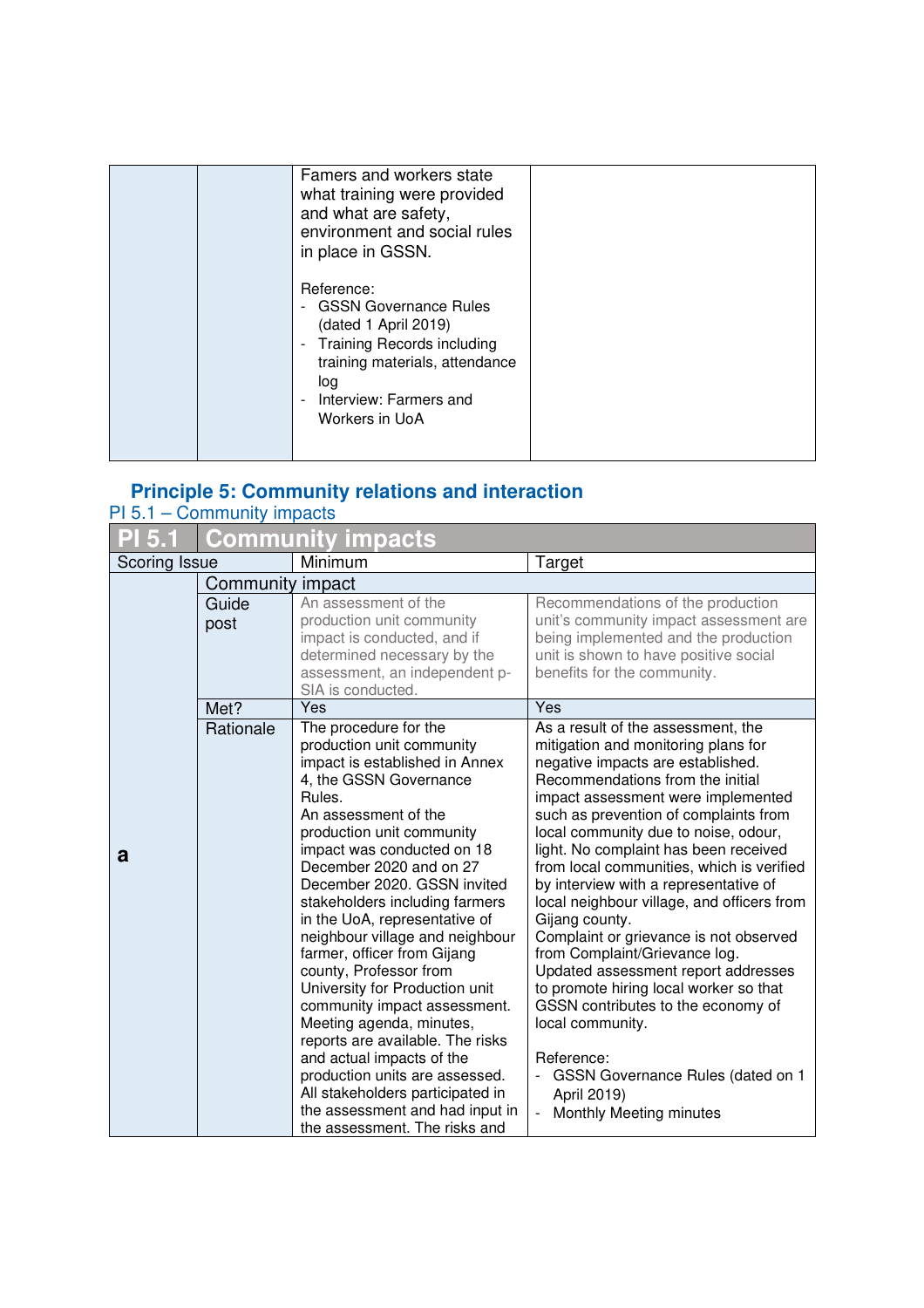| | | Famers and workers state what training were provided and what are safety, environment and social rules in place in GSSN.<br><br>Reference:<br>- GSSN Governance Rules (dated 1 April 2019)<br>- Training Records including training materials, attendance log<br>- Interview: Farmers and Workers in UoA | |
|---|---|---|---|

## Principle 5: Community relations and interaction

PI 5.1 – Community impacts

| PI 5.1 | Community impacts | | |
|---|---|---|---|
| Scoring Issue | | Minimum | Target |
| a | Community impact | | |
| | Guide post | An assessment of the production unit community impact is conducted, and if determined necessary by the assessment, an independent p-SIA is conducted. | Recommendations of the production unit's community impact assessment are being implemented and the production unit is shown to have positive social benefits for the community. |
| | Met? | Yes | Yes |
| | Rationale | The procedure for the production unit community impact is established in Annex 4, the GSSN Governance Rules.<br>An assessment of the production unit community impact was conducted on 18 December 2020 and on 27 December 2020. GSSN invited stakeholders including farmers in the UoA, representative of neighbour village and neighbour farmer, officer from Gijang county, Professor from University for Production unit community impact assessment. Meeting agenda, minutes, reports are available. The risks and actual impacts of the production units are assessed. All stakeholders participated in the assessment and had input in the assessment. The risks and | As a result of the assessment, the mitigation and monitoring plans for negative impacts are established. Recommendations from the initial impact assessment were implemented such as prevention of complaints from local community due to noise, odour, light. No complaint has been received from local communities, which is verified by interview with a representative of local neighbour village, and officers from Gijang county.<br>Complaint or grievance is not observed from Complaint/Grievance log.<br>Updated assessment report addresses to promote hiring local worker so that GSSN contributes to the economy of local community.<br><br>Reference:<br>- GSSN Governance Rules (dated on 1 April 2019)<br>- Monthly Meeting minutes |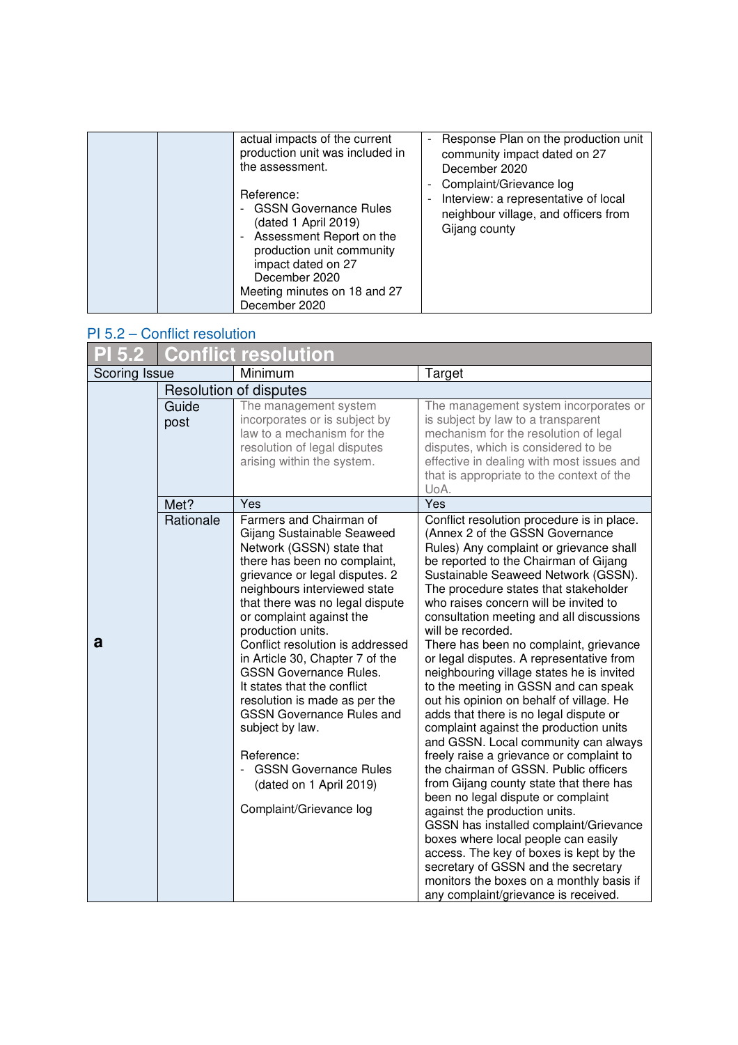| | | actual impacts of the current production unit was included in the assessment.<br><br>Reference:<br>- GSSN Governance Rules (dated 1 April 2019)<br>- Assessment Report on the production unit community impact dated on 27 December 2020<br>Meeting minutes on 18 and 27 December 2020 | - Response Plan on the production unit community impact dated on 27 December 2020<br>- Complaint/Grievance log<br>- Interview: a representative of local neighbour village, and officers from Gijang county |
|---|---|---|---|

## PI 5.2 – Conflict resolution

| PI 5.2 | Conflict resolution | | |
|---|---|---|---|
| Scoring Issue | | Minimum | Target |
| | Resolution of disputes | | |
| | Guide post | The management system incorporates or is subject by law to a mechanism for the resolution of legal disputes arising within the system. | The management system incorporates or is subject by law to a transparent mechanism for the resolution of legal disputes, which is considered to be effective in dealing with most issues and that is appropriate to the context of the UoA. |
| | Met? | Yes | Yes |
| **a** | Rationale | Farmers and Chairman of Gijang Sustainable Seaweed Network (GSSN) state that there has been no complaint, grievance or legal disputes. 2 neighbours interviewed state that there was no legal dispute or complaint against the production units.<br>Conflict resolution is addressed in Article 30, Chapter 7 of the GSSN Governance Rules.<br>It states that the conflict resolution is made as per the GSSN Governance Rules and subject by law.<br><br>Reference:<br>- GSSN Governance Rules (dated on 1 April 2019)<br><br>Complaint/Grievance log | Conflict resolution procedure is in place. (Annex 2 of the GSSN Governance Rules) Any complaint or grievance shall be reported to the Chairman of Gijang Sustainable Seaweed Network (GSSN). The procedure states that stakeholder who raises concern will be invited to consultation meeting and all discussions will be recorded.<br>There has been no complaint, grievance or legal disputes. A representative from neighbouring village states he is invited to the meeting in GSSN and can speak out his opinion on behalf of village. He adds that there is no legal dispute or complaint against the production units and GSSN. Local community can always freely raise a grievance or complaint to the chairman of GSSN. Public officers from Gijang county state that there has been no legal dispute or complaint against the production units.<br>GSSN has installed complaint/Grievance boxes where local people can easily access. The key of boxes is kept by the secretary of GSSN and the secretary monitors the boxes on a monthly basis if any complaint/grievance is received. |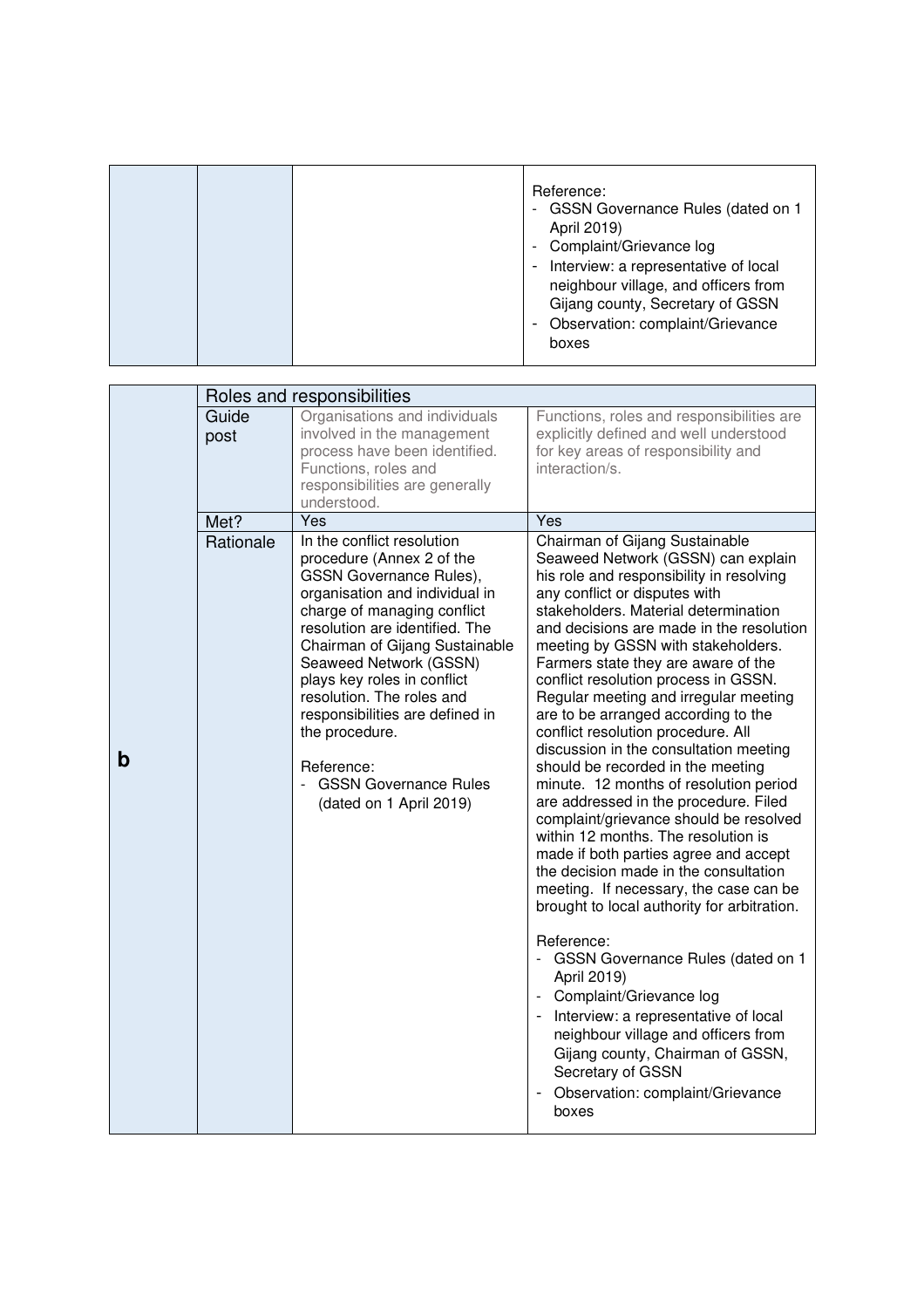|  |  |  | Reference:<br>- GSSN Governance Rules (dated on 1 April 2019)<br>- Complaint/Grievance log<br>- Interview: a representative of local neighbour village, and officers from Gijang county, Secretary of GSSN<br>- Observation: complaint/Grievance boxes |
|---|---|---|---|

| | Roles and responsibilities | | |
|---|---|---|---|
| **b** | Guide post | Organisations and individuals involved in the management process have been identified. Functions, roles and responsibilities are generally understood. | Functions, roles and responsibilities are explicitly defined and well understood for key areas of responsibility and interaction/s. |
| | Met? | Yes | Yes |
| | Rationale | In the conflict resolution procedure (Annex 2 of the GSSN Governance Rules), organisation and individual in charge of managing conflict resolution are identified. The Chairman of Gijang Sustainable Seaweed Network (GSSN) plays key roles in conflict resolution. The roles and responsibilities are defined in the procedure.<br><br>Reference:<br>- GSSN Governance Rules (dated on 1 April 2019) | Chairman of Gijang Sustainable Seaweed Network (GSSN) can explain his role and responsibility in resolving any conflict or disputes with stakeholders. Material determination and decisions are made in the resolution meeting by GSSN with stakeholders. Farmers state they are aware of the conflict resolution process in GSSN. Regular meeting and irregular meeting are to be arranged according to the conflict resolution procedure. All discussion in the consultation meeting should be recorded in the meeting minute. 12 months of resolution period are addressed in the procedure. Filed complaint/grievance should be resolved within 12 months. The resolution is made if both parties agree and accept the decision made in the consultation meeting. If necessary, the case can be brought to local authority for arbitration.<br><br>Reference:<br>- GSSN Governance Rules (dated on 1 April 2019)<br>- Complaint/Grievance log<br>- Interview: a representative of local neighbour village and officers from Gijang county, Chairman of GSSN, Secretary of GSSN<br>- Observation: complaint/Grievance boxes |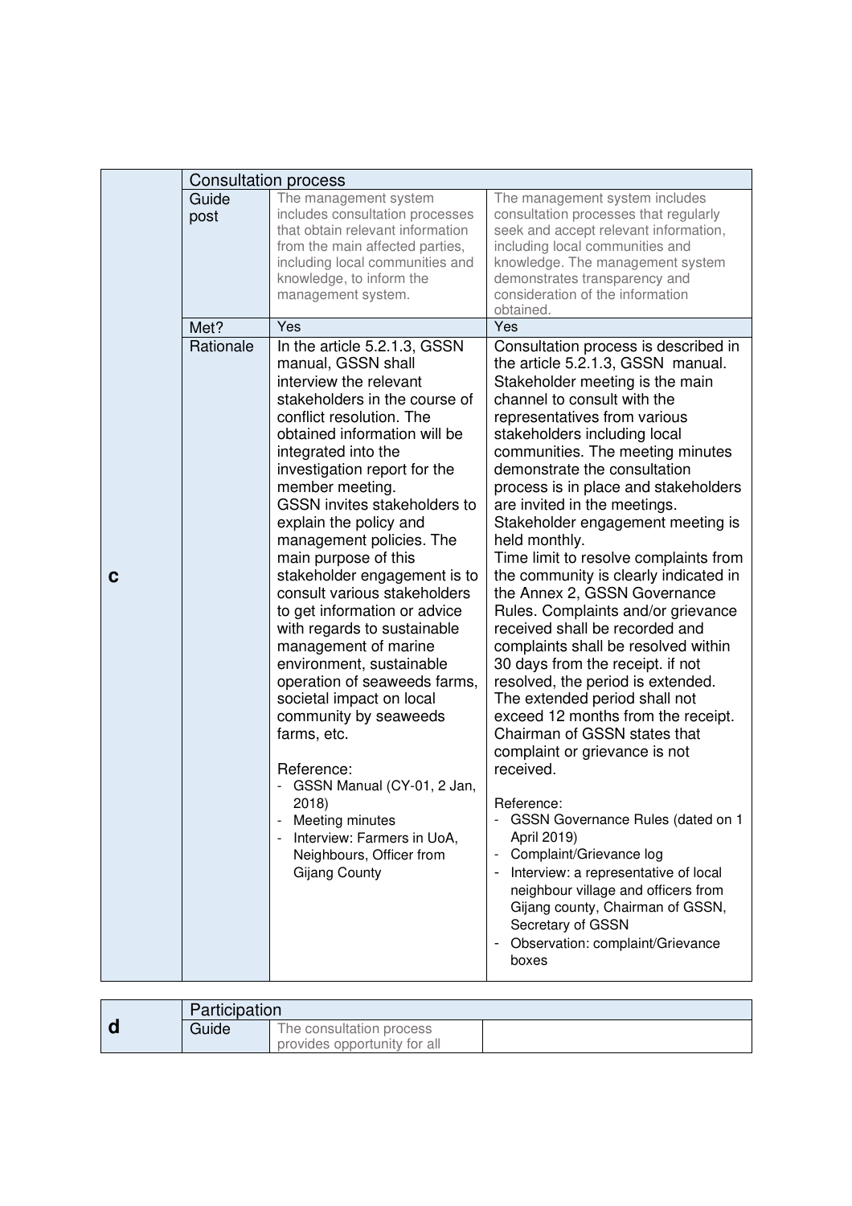| c | Consultation process | | |
|---|---|---|---|
| | Guide post | The management system includes consultation processes that obtain relevant information from the main affected parties, including local communities and knowledge, to inform the management system. | The management system includes consultation processes that regularly seek and accept relevant information, including local communities and knowledge. The management system demonstrates transparency and consideration of the information obtained. |
| | Met? | Yes | Yes |
| | Rationale | In the article 5.2.1.3, GSSN manual, GSSN shall interview the relevant stakeholders in the course of conflict resolution. The obtained information will be integrated into the investigation report for the member meeting.<br>GSSN invites stakeholders to explain the policy and management policies. The main purpose of this stakeholder engagement is to consult various stakeholders to get information or advice with regards to sustainable management of marine environment, sustainable operation of seaweeds farms, societal impact on local community by seaweeds farms, etc.<br><br>Reference:<br>- GSSN Manual (CY-01, 2 Jan, 2018)<br>- Meeting minutes<br>- Interview: Farmers in UoA, Neighbours, Officer from Gijang County | Consultation process is described in the article 5.2.1.3, GSSN manual. Stakeholder meeting is the main channel to consult with the representatives from various stakeholders including local communities. The meeting minutes demonstrate the consultation process is in place and stakeholders are invited in the meetings. Stakeholder engagement meeting is held monthly.<br>Time limit to resolve complaints from the community is clearly indicated in the Annex 2, GSSN Governance Rules. Complaints and/or grievance received shall be recorded and complaints shall be resolved within 30 days from the receipt. if not resolved, the period is extended. The extended period shall not exceed 12 months from the receipt.<br>Chairman of GSSN states that complaint or grievance is not received.<br><br>Reference:<br>- GSSN Governance Rules (dated on 1 April 2019)<br>- Complaint/Grievance log<br>- Interview: a representative of local neighbour village and officers from Gijang county, Chairman of GSSN, Secretary of GSSN<br>- Observation: complaint/Grievance boxes |

| d | Participation | | |
|---|---|---|---|
| | Guide | The consultation process provides opportunity for all | |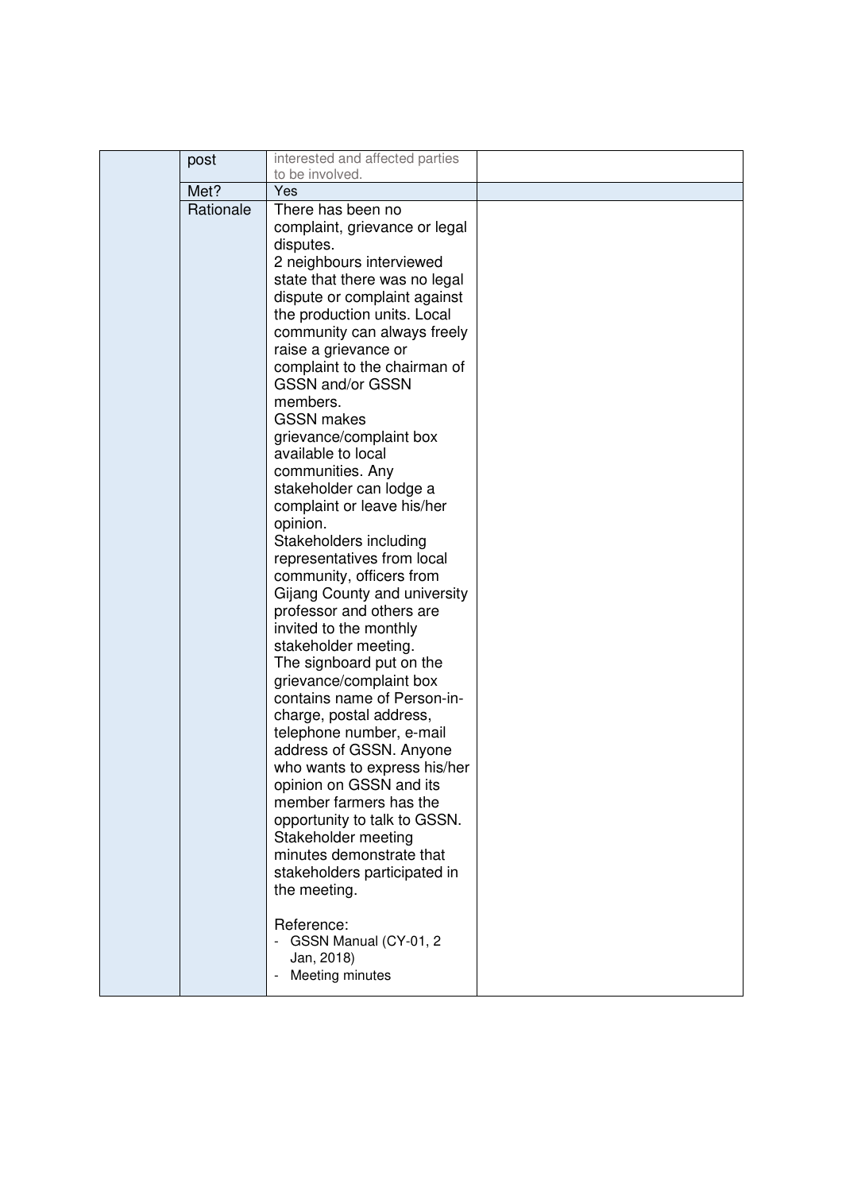|  |  |  |  |
|---|---|---|---|
|  | post | interested and affected parties to be involved. |  |
|  | Met? | Yes |  |
|  | Rationale | There has been no complaint, grievance or legal disputes.<br>2 neighbours interviewed state that there was no legal dispute or complaint against the production units. Local community can always freely raise a grievance or complaint to the chairman of GSSN and/or GSSN members.<br>GSSN makes grievance/complaint box available to local communities. Any stakeholder can lodge a complaint or leave his/her opinion.<br>Stakeholders including representatives from local community, officers from Gijang County and university professor and others are invited to the monthly stakeholder meeting.<br>The signboard put on the grievance/complaint box contains name of Person-in-charge, postal address, telephone number, e-mail address of GSSN. Anyone who wants to express his/her opinion on GSSN and its member farmers has the opportunity to talk to GSSN.<br>Stakeholder meeting minutes demonstrate that stakeholders participated in the meeting.<br><br>Reference:<br>- GSSN Manual (CY-01, 2 Jan, 2018)<br>- Meeting minutes |  |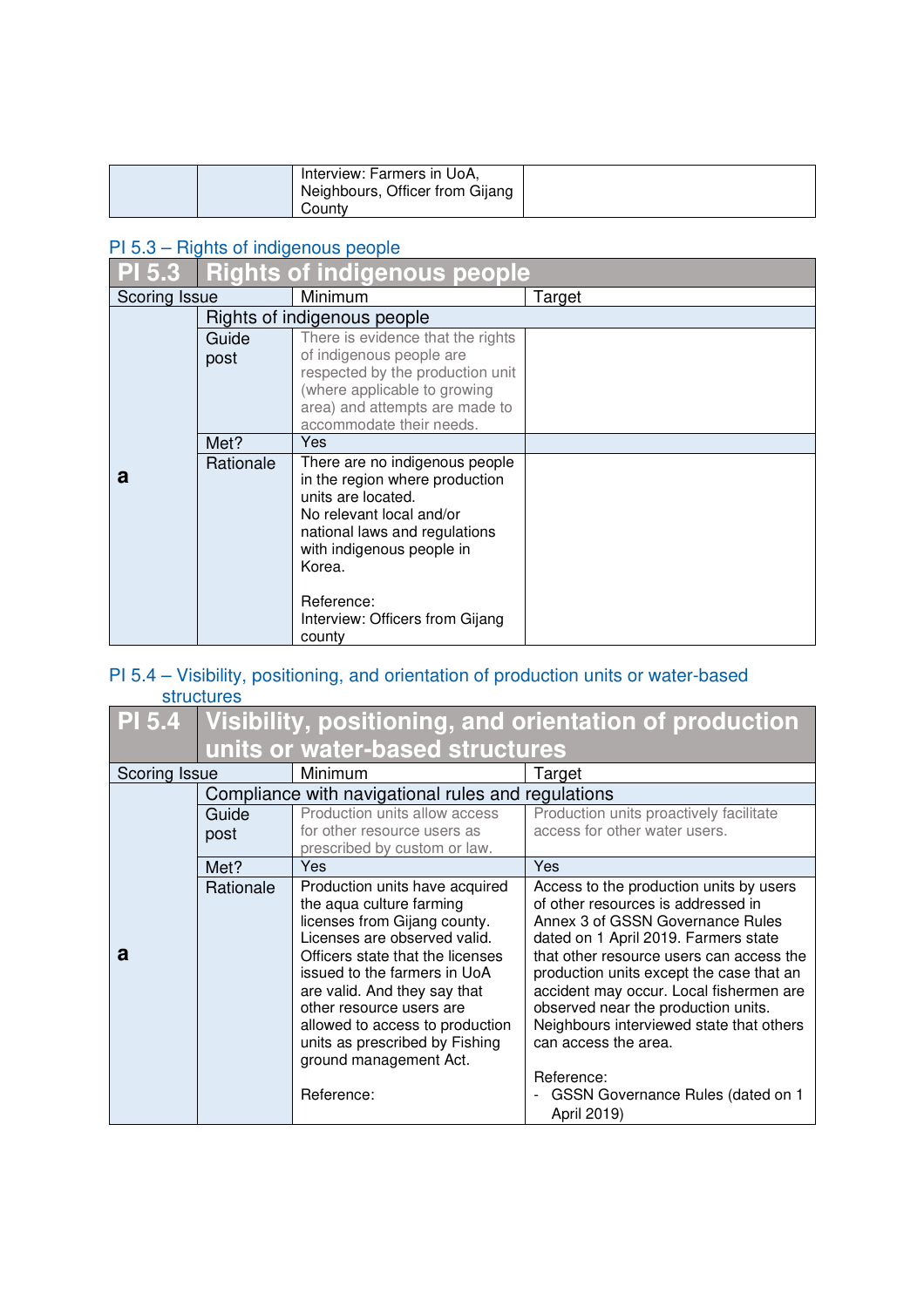| | | Interview: Farmers in UoA, Neighbours, Officer from Gijang County | |
|---|---|---|---|

### PI 5.3 – Rights of indigenous people

| PI 5.3 | Rights of indigenous people | | |
|---|---|---|---|
| Scoring Issue | | Minimum | Target |
| a | Rights of indigenous people | | |
| | Guide post | There is evidence that the rights of indigenous people are respected by the production unit (where applicable to growing area) and attempts are made to accommodate their needs. | |
| | Met? | Yes | |
| | Rationale | There are no indigenous people in the region where production units are located.<br>No relevant local and/or national laws and regulations with indigenous people in Korea.<br><br>Reference:<br>Interview: Officers from Gijang county | |

### PI 5.4 – Visibility, positioning, and orientation of production units or water-based structures

| PI 5.4 | Visibility, positioning, and orientation of production units or water-based structures | | |
|---|---|---|---|
| Scoring Issue | | Minimum | Target |
| a | Compliance with navigational rules and regulations | | |
| | Guide post | Production units allow access for other resource users as prescribed by custom or law. | Production units proactively facilitate access for other water users. |
| | Met? | Yes | Yes |
| | Rationale | Production units have acquired the aqua culture farming licenses from Gijang county. Licenses are observed valid. Officers state that the licenses issued to the farmers in UoA are valid. And they say that other resource users are allowed to access to production units as prescribed by Fishing ground management Act.<br><br>Reference: | Access to the production units by users of other resources is addressed in Annex 3 of GSSN Governance Rules dated on 1 April 2019. Farmers state that other resource users can access the production units except the case that an accident may occur. Local fishermen are observed near the production units. Neighbours interviewed state that others can access the area.<br><br>Reference:<br>- GSSN Governance Rules (dated on 1 April 2019) |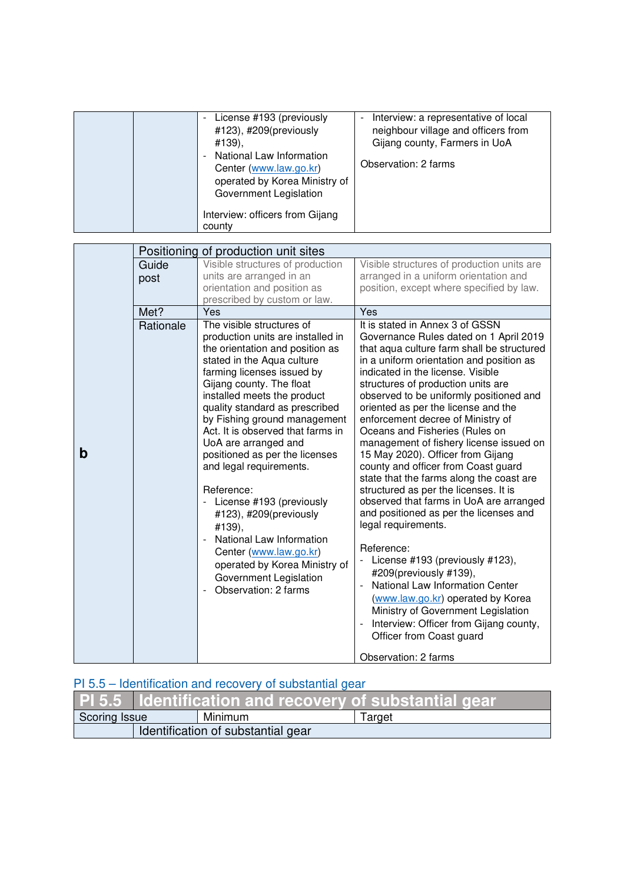| | | Minimum | Target |
|---|---|---|---|
| | | - License #193 (previously #123), #209(previously #139),<br>- National Law Information Center (www.law.go.kr) operated by Korea Ministry of Government Legislation<br><br>Interview: officers from Gijang county | - Interview: a representative of local neighbour village and officers from Gijang county, Farmers in UoA<br><br>Observation: 2 farms |

| | | | |
|---|---|---|---|
| **b** | Positioning of production unit sites | | |
| | Guide post | Visible structures of production units are arranged in an orientation and position as prescribed by custom or law. | Visible structures of production units are arranged in a uniform orientation and position, except where specified by law. |
| | Met? | Yes | Yes |
| | Rationale | The visible structures of production units are installed in the orientation and position as stated in the Aqua culture farming licenses issued by Gijang county. The float installed meets the product quality standard as prescribed by Fishing ground management Act. It is observed that farms in UoA are arranged and positioned as per the licenses and legal requirements.<br><br>Reference:<br>- License #193 (previously #123), #209(previously #139),<br>- National Law Information Center (www.law.go.kr) operated by Korea Ministry of Government Legislation<br>- Observation: 2 farms | It is stated in Annex 3 of GSSN Governance Rules dated on 1 April 2019 that aqua culture farm shall be structured in a uniform orientation and position as indicated in the license. Visible structures of production units are observed to be uniformly positioned and oriented as per the license and the enforcement decree of Ministry of Oceans and Fisheries (Rules on management of fishery license issued on 15 May 2020). Officer from Gijang county and officer from Coast guard state that the farms along the coast are structured as per the licenses. It is observed that farms in UoA are arranged and positioned as per the licenses and legal requirements.<br><br>Reference:<br>- License #193 (previously #123), #209(previously #139),<br>- National Law Information Center (www.law.go.kr) operated by Korea Ministry of Government Legislation<br>- Interview: Officer from Gijang county, Officer from Coast guard<br><br>Observation: 2 farms |

## PI 5.5 – Identification and recovery of substantial gear

| PI 5.5 | Identification and recovery of substantial gear | | |
|---|---|---|---|
| Scoring Issue | | Minimum | Target |
| | Identification of substantial gear | | |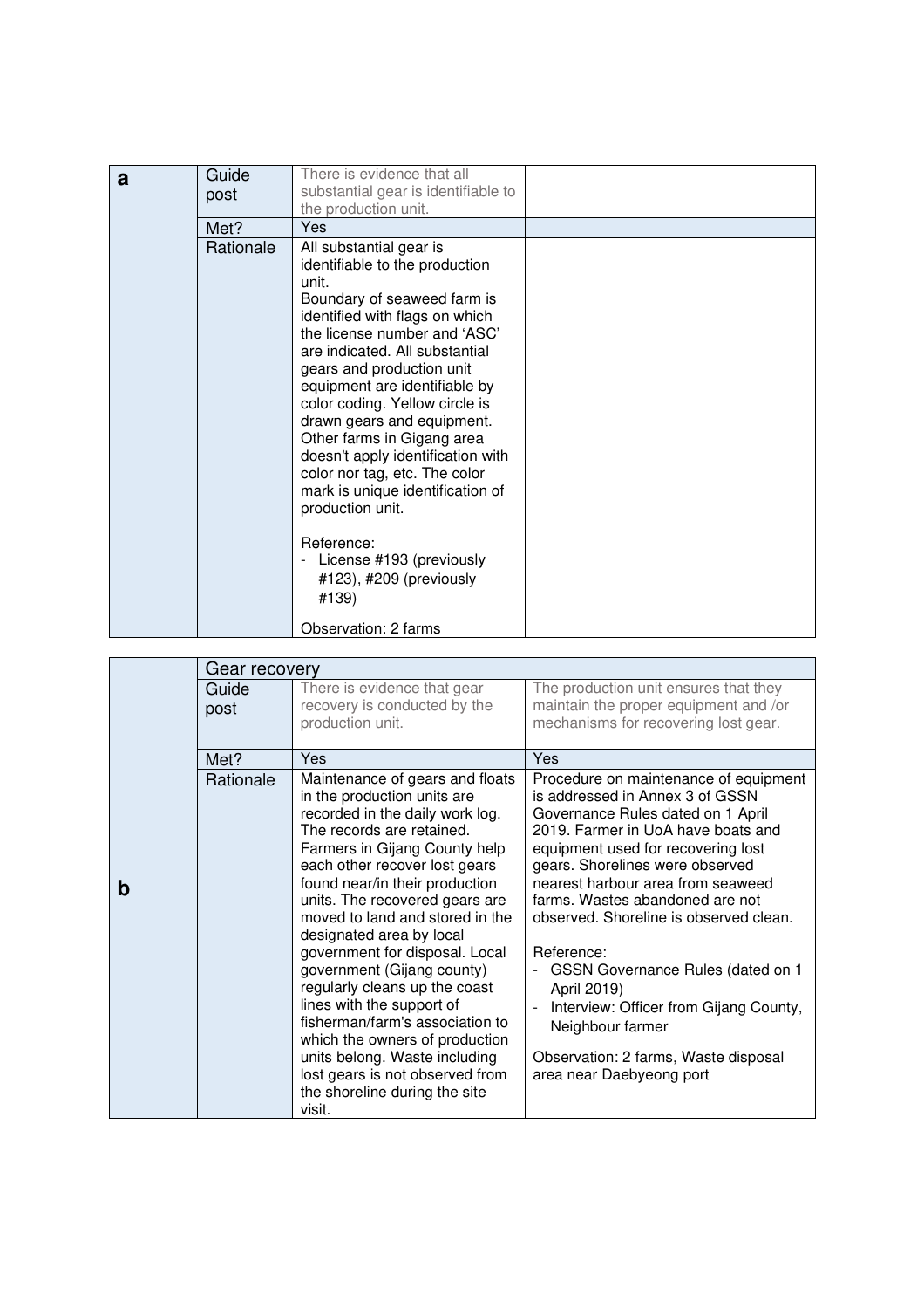| a | Guide post | There is evidence that all substantial gear is identifiable to the production unit. | |
|---|---|---|---|
| | Met? | Yes | |
| | Rationale | All substantial gear is identifiable to the production unit.<br>Boundary of seaweed farm is identified with flags on which the license number and 'ASC' are indicated. All substantial gears and production unit equipment are identifiable by color coding. Yellow circle is drawn gears and equipment. Other farms in Gigang area doesn't apply identification with color nor tag, etc. The color mark is unique identification of production unit.<br><br>Reference:<br>- License #193 (previously #123), #209 (previously #139)<br><br>Observation: 2 farms | |

| | Gear recovery | | |
|---|---|---|---|
| | Guide post | There is evidence that gear recovery is conducted by the production unit. | The production unit ensures that they maintain the proper equipment and /or mechanisms for recovering lost gear. |
| | Met? | Yes | Yes |
| b | Rationale | Maintenance of gears and floats in the production units are recorded in the daily work log. The records are retained. Farmers in Gijang County help each other recover lost gears found near/in their production units. The recovered gears are moved to land and stored in the designated area by local government for disposal. Local government (Gijang county) regularly cleans up the coast lines with the support of fisherman/farm's association to which the owners of production units belong. Waste including lost gears is not observed from the shoreline during the site visit. | Procedure on maintenance of equipment is addressed in Annex 3 of GSSN Governance Rules dated on 1 April 2019. Farmer in UoA have boats and equipment used for recovering lost gears. Shorelines were observed nearest harbour area from seaweed farms. Wastes abandoned are not observed. Shoreline is observed clean.<br><br>Reference:<br>- GSSN Governance Rules (dated on 1 April 2019)<br>- Interview: Officer from Gijang County, Neighbour farmer<br><br>Observation: 2 farms, Waste disposal area near Daebyeong port |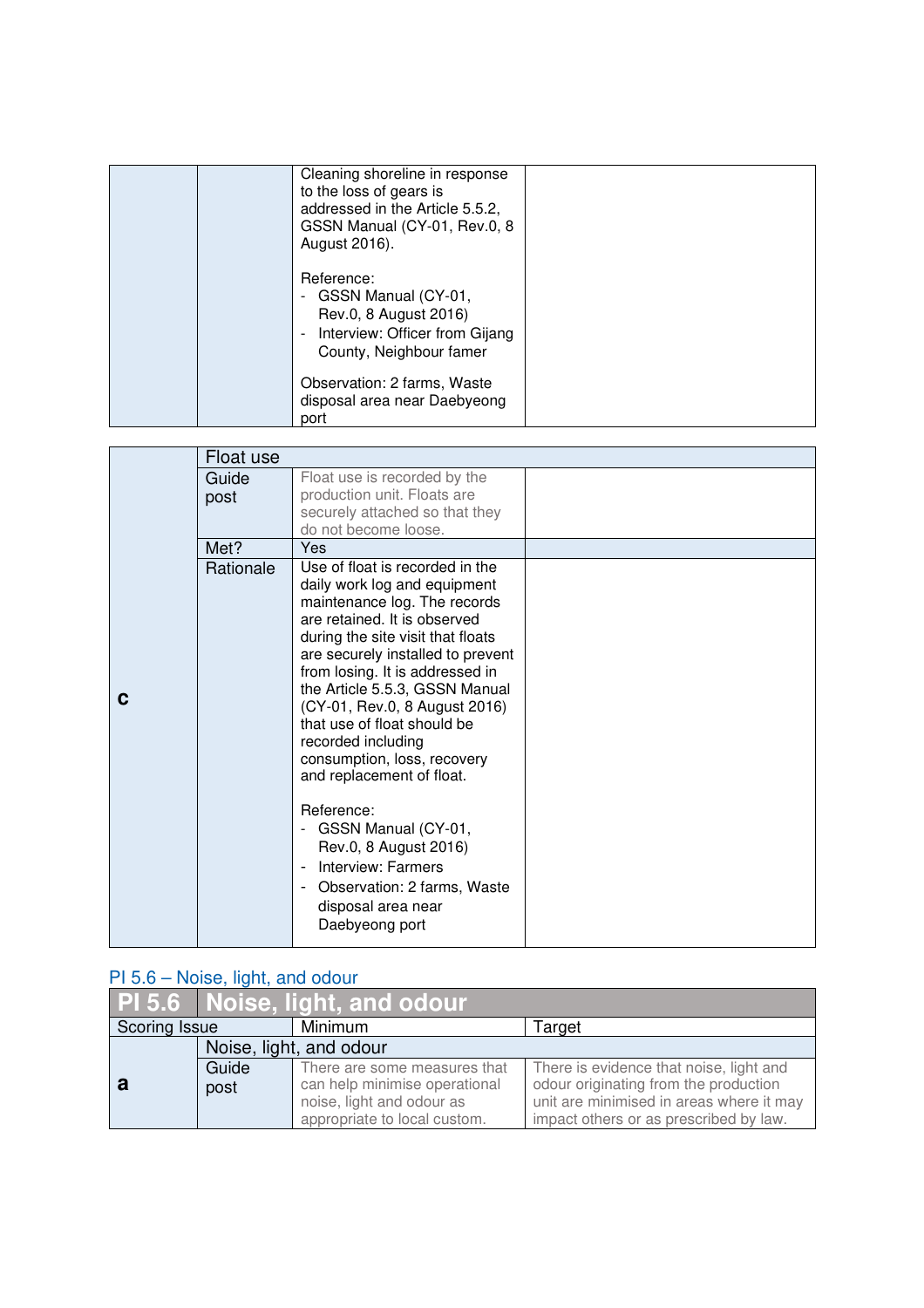| | | Cleaning shoreline in response to the loss of gears is addressed in the Article 5.5.2, GSSN Manual (CY-01, Rev.0, 8 August 2016).<br><br>Reference:<br>- GSSN Manual (CY-01, Rev.0, 8 August 2016)<br>- Interview: Officer from Gijang County, Neighbour famer<br><br>Observation: 2 farms, Waste disposal area near Daebyeong port | |
|---|---|---|---|

| | Float use | | |
|---|---|---|---|
| **c** | Guide post | Float use is recorded by the production unit. Floats are securely attached so that they do not become loose. | |
| | Met? | Yes | |
| | Rationale | Use of float is recorded in the daily work log and equipment maintenance log. The records are retained. It is observed during the site visit that floats are securely installed to prevent from losing. It is addressed in the Article 5.5.3, GSSN Manual (CY-01, Rev.0, 8 August 2016) that use of float should be recorded including consumption, loss, recovery and replacement of float.<br><br>Reference:<br>- GSSN Manual (CY-01, Rev.0, 8 August 2016)<br>- Interview: Farmers<br>- Observation: 2 farms, Waste disposal area near Daebyeong port | |

## PI 5.6 – Noise, light, and odour

| PI 5.6 | Noise, light, and odour | | |
|---|---|---|---|
| Scoring Issue | | Minimum | Target |
| | Noise, light, and odour | | |
| **a** | Guide post | There are some measures that can help minimise operational noise, light and odour as appropriate to local custom. | There is evidence that noise, light and odour originating from the production unit are minimised in areas where it may impact others or as prescribed by law. |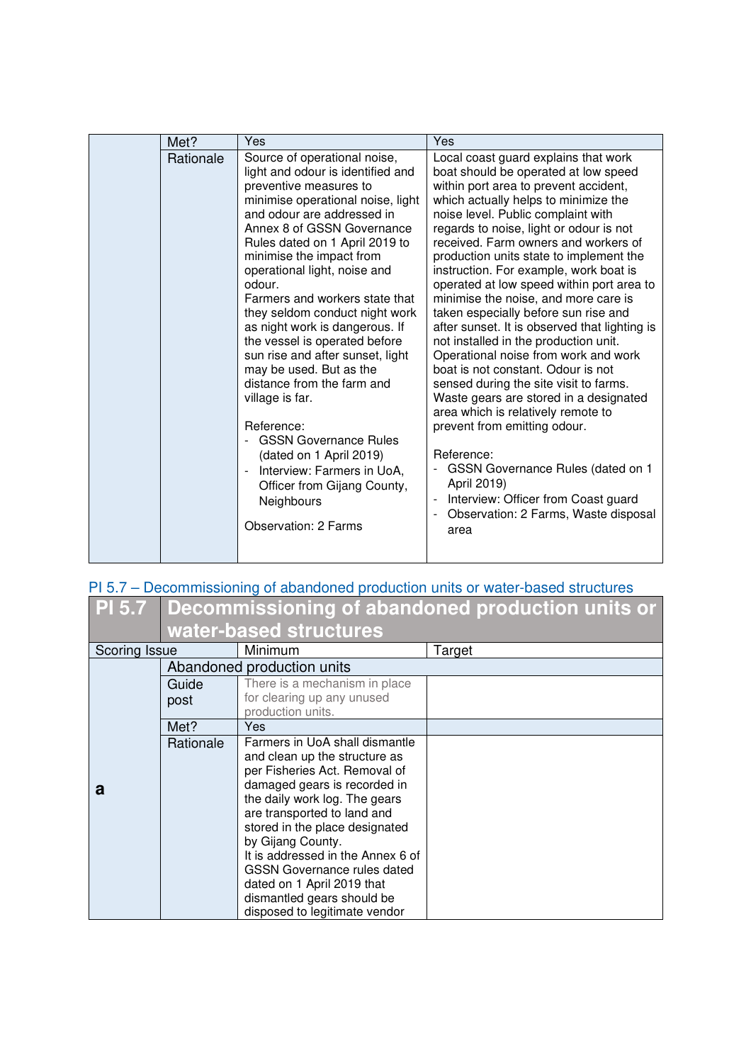| | | | |
|---|---|---|---|
| | Met? | Yes | Yes |
| | Rationale | Source of operational noise, light and odour is identified and preventive measures to minimise operational noise, light and odour are addressed in Annex 8 of GSSN Governance Rules dated on 1 April 2019 to minimise the impact from operational light, noise and odour.<br>Farmers and workers state that they seldom conduct night work as night work is dangerous. If the vessel is operated before sun rise and after sunset, light may be used. But as the distance from the farm and village is far.<br><br>Reference:<br>- GSSN Governance Rules (dated on 1 April 2019)<br>- Interview: Farmers in UoA, Officer from Gijang County, Neighbours<br><br>Observation: 2 Farms | Local coast guard explains that work boat should be operated at low speed within port area to prevent accident, which actually helps to minimize the noise level. Public complaint with regards to noise, light or odour is not received. Farm owners and workers of production units state to implement the instruction. For example, work boat is operated at low speed within port area to minimise the noise, and more care is taken especially before sun rise and after sunset. It is observed that lighting is not installed in the production unit. Operational noise from work and work boat is not constant. Odour is not sensed during the site visit to farms. Waste gears are stored in a designated area which is relatively remote to prevent from emitting odour.<br><br>Reference:<br>- GSSN Governance Rules (dated on 1 April 2019)<br>- Interview: Officer from Coast guard<br>- Observation: 2 Farms, Waste disposal area |

## PI 5.7 – Decommissioning of abandoned production units or water-based structures

| PI 5.7 | Decommissioning of abandoned production units or water-based structures | | |
|---|---|---|---|
| Scoring Issue | | Minimum | Target |
| a | Abandoned production units | | |
| | Guide post | There is a mechanism in place for clearing up any unused production units. | |
| | Met? | Yes | |
| | Rationale | Farmers in UoA shall dismantle and clean up the structure as per Fisheries Act. Removal of damaged gears is recorded in the daily work log. The gears are transported to land and stored in the place designated by Gijang County.<br>It is addressed in the Annex 6 of GSSN Governance rules dated dated on 1 April 2019 that dismantled gears should be disposed to legitimate vendor | |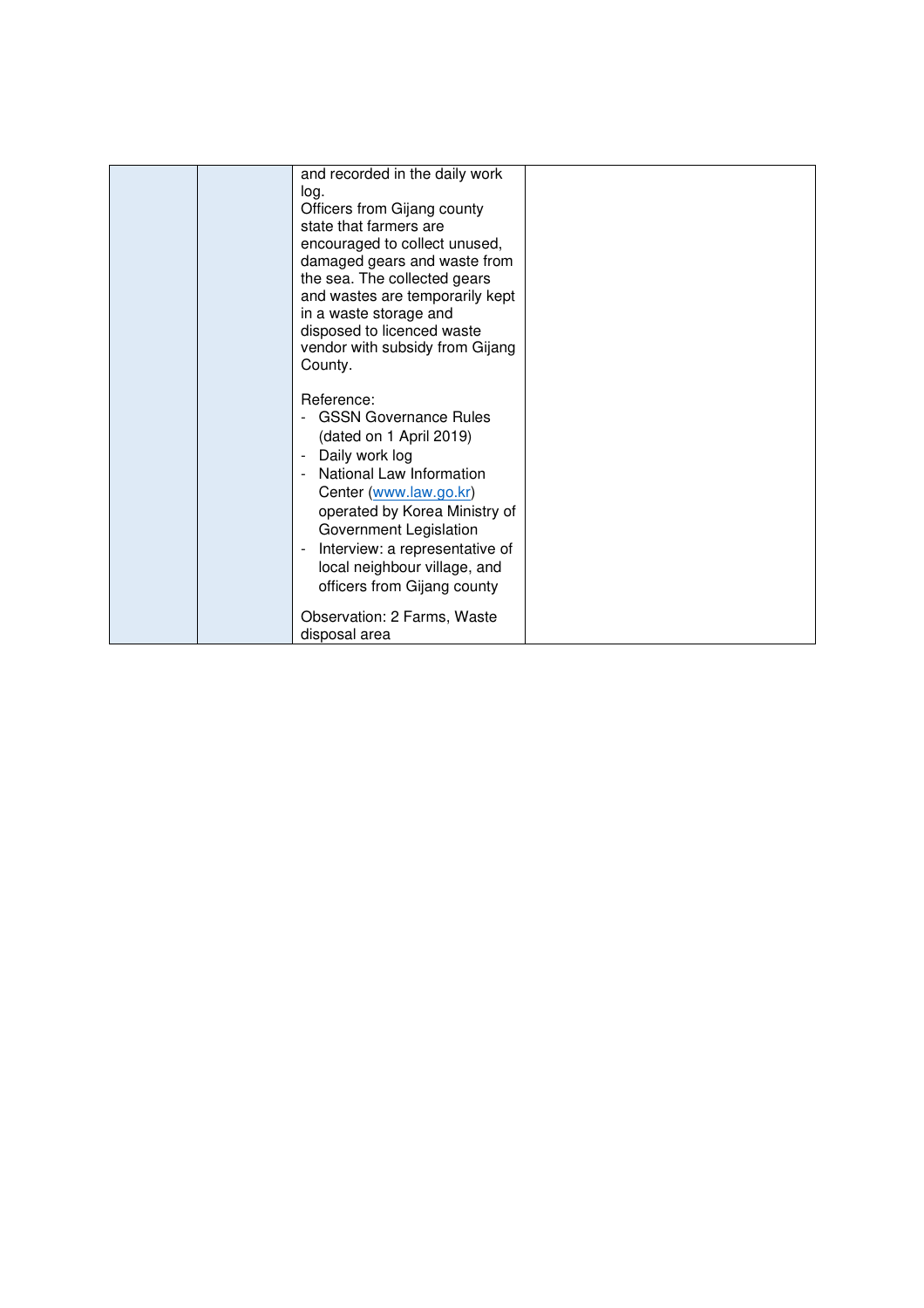| | | | |
|---|---|---|---|
| | | and recorded in the daily work log.<br>Officers from Gijang county state that farmers are encouraged to collect unused, damaged gears and waste from the sea. The collected gears and wastes are temporarily kept in a waste storage and disposed to licenced waste vendor with subsidy from Gijang County.<br><br>Reference:<br>- GSSN Governance Rules (dated on 1 April 2019)<br>- Daily work log<br>- National Law Information Center (www.law.go.kr) operated by Korea Ministry of Government Legislation<br>- Interview: a representative of local neighbour village, and officers from Gijang county<br><br>Observation: 2 Farms, Waste disposal area | |